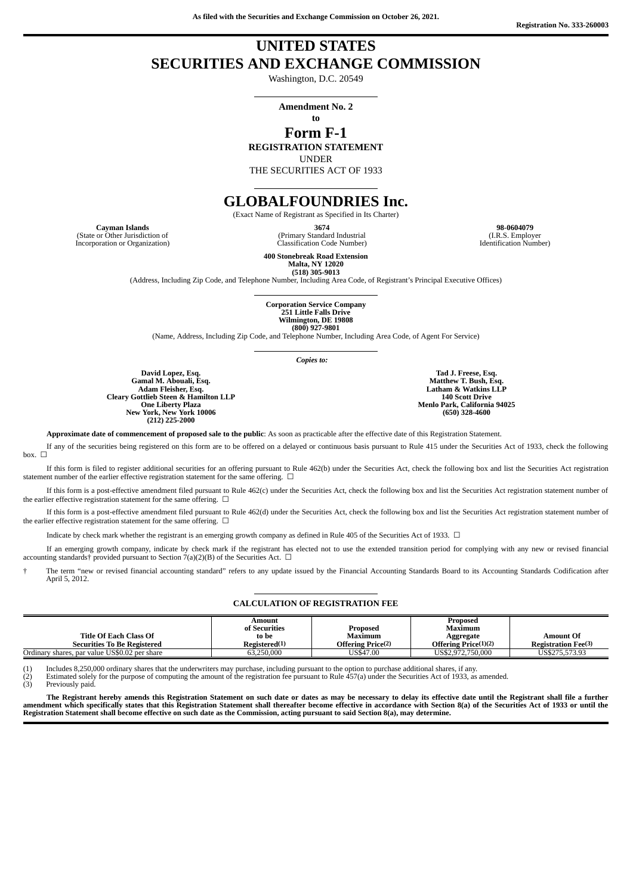As filed with the Securities and Exchange Commission on October 26, 2021.

Registration No. 333-260003

# UNITED STATES
# SECURITIES AND EXCHANGE COMMISSION

Washington, D.C. 20549

**Amendment No. 2**

**to**

# Form F-1

**REGISTRATION STATEMENT**

UNDER

THE SECURITIES ACT OF 1933

# GLOBALFOUNDRIES Inc.

(Exact Name of Registrant as Specified in Its Charter)

| **Cayman Islands** | **3674** | **98-0604079** |
|---|---|---|
| (State or Other Jurisdiction of Incorporation or Organization) | (Primary Standard Industrial Classification Code Number) | (I.R.S. Employer Identification Number) |

**400 Stonebreak Road Extension**
**Malta, NY 12020**
**(518) 305-9013**

(Address, Including Zip Code, and Telephone Number, Including Area Code, of Registrant's Principal Executive Offices)

**Corporation Service Company**
**251 Little Falls Drive**
**Wilmington, DE 19808**
**(800) 927-9801**

(Name, Address, Including Zip Code, and Telephone Number, Including Area Code, of Agent For Service)

*Copies to:*

**David Lopez, Esq.**
**Gamal M. Abouali, Esq.**
**Adam Fleisher, Esq.**
**Cleary Gottlieb Steen & Hamilton LLP**
**One Liberty Plaza**
**New York, New York 10006**
**(212) 225-2000**

**Tad J. Freese, Esq.**
**Matthew T. Bush, Esq.**
**Latham & Watkins LLP**
**140 Scott Drive**
**Menlo Park, California 94025**
**(650) 328-4600**

**Approximate date of commencement of proposed sale to the public**: As soon as practicable after the effective date of this Registration Statement.

If any of the securities being registered on this form are to be offered on a delayed or continuous basis pursuant to Rule 415 under the Securities Act of 1933, check the following box. ☐

If this form is filed to register additional securities for an offering pursuant to Rule 462(b) under the Securities Act, check the following box and list the Securities Act registration statement number of the earlier effective registration statement for the same offering. ☐

If this form is a post-effective amendment filed pursuant to Rule 462(c) under the Securities Act, check the following box and list the Securities Act registration statement number of the earlier effective registration statement for the same offering. ☐

If this form is a post-effective amendment filed pursuant to Rule 462(d) under the Securities Act, check the following box and list the Securities Act registration statement number of the earlier effective registration statement for the same offering. ☐

Indicate by check mark whether the registrant is an emerging growth company as defined in Rule 405 of the Securities Act of 1933. ☐

If an emerging growth company, indicate by check mark if the registrant has elected not to use the extended transition period for complying with any new or revised financial accounting standards† provided pursuant to Section 7(a)(2)(B) of the Securities Act. ☐

† The term "new or revised financial accounting standard" refers to any update issued by the Financial Accounting Standards Board to its Accounting Standards Codification after April 5, 2012.

**CALCULATION OF REGISTRATION FEE**

| Title Of Each Class Of Securities To Be Registered | Amount of Securities to be Registered(1) | Proposed Maximum Offering Price(2) | Proposed Maximum Aggregate Offering Price(1)(2) | Amount Of Registration Fee(3) |
|---|---|---|---|---|
| Ordinary shares, par value US$0.02 per share | 63,250,000 | US$47.00 | US$2,972,750,000 | US$275,573.93 |

(1) Includes 8,250,000 ordinary shares that the underwriters may purchase, including pursuant to the option to purchase additional shares, if any.
(2) Estimated solely for the purpose of computing the amount of the registration fee pursuant to Rule 457(a) under the Securities Act of 1933, as amended.
(3) Previously paid.

**The Registrant hereby amends this Registration Statement on such date or dates as may be necessary to delay its effective date until the Registrant shall file a further amendment which specifically states that this Registration Statement shall thereafter become effective in accordance with Section 8(a) of the Securities Act of 1933 or until the Registration Statement shall become effective on such date as the Commission, acting pursuant to said Section 8(a), may determine.**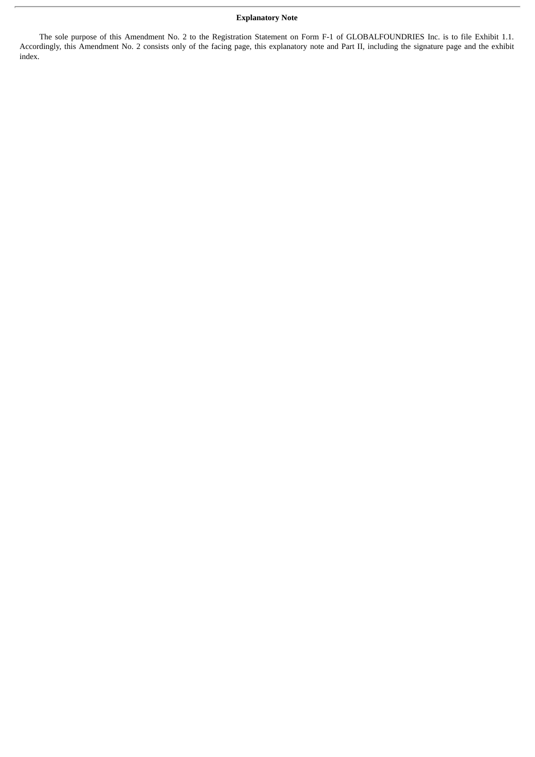## Explanatory Note

The sole purpose of this Amendment No. 2 to the Registration Statement on Form F-1 of GLOBALFOUNDRIES Inc. is to file Exhibit 1.1. Accordingly, this Amendment No. 2 consists only of the facing page, this explanatory note and Part II, including the signature page and the exhibit index.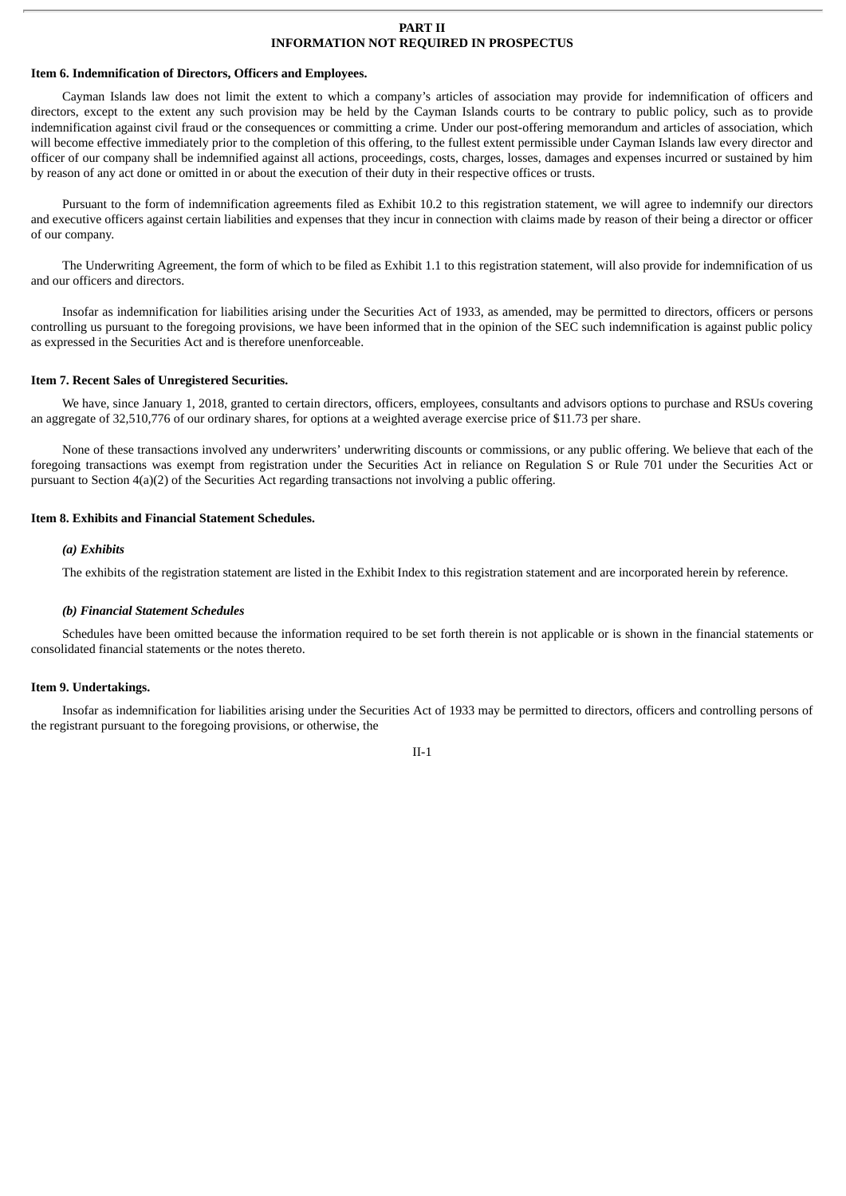# PART II
# INFORMATION NOT REQUIRED IN PROSPECTUS

### Item 6. Indemnification of Directors, Officers and Employees.

Cayman Islands law does not limit the extent to which a company's articles of association may provide for indemnification of officers and directors, except to the extent any such provision may be held by the Cayman Islands courts to be contrary to public policy, such as to provide indemnification against civil fraud or the consequences or committing a crime. Under our post-offering memorandum and articles of association, which will become effective immediately prior to the completion of this offering, to the fullest extent permissible under Cayman Islands law every director and officer of our company shall be indemnified against all actions, proceedings, costs, charges, losses, damages and expenses incurred or sustained by him by reason of any act done or omitted in or about the execution of their duty in their respective offices or trusts.

Pursuant to the form of indemnification agreements filed as Exhibit 10.2 to this registration statement, we will agree to indemnify our directors and executive officers against certain liabilities and expenses that they incur in connection with claims made by reason of their being a director or officer of our company.

The Underwriting Agreement, the form of which to be filed as Exhibit 1.1 to this registration statement, will also provide for indemnification of us and our officers and directors.

Insofar as indemnification for liabilities arising under the Securities Act of 1933, as amended, may be permitted to directors, officers or persons controlling us pursuant to the foregoing provisions, we have been informed that in the opinion of the SEC such indemnification is against public policy as expressed in the Securities Act and is therefore unenforceable.

### Item 7. Recent Sales of Unregistered Securities.

We have, since January 1, 2018, granted to certain directors, officers, employees, consultants and advisors options to purchase and RSUs covering an aggregate of 32,510,776 of our ordinary shares, for options at a weighted average exercise price of $11.73 per share.

None of these transactions involved any underwriters' underwriting discounts or commissions, or any public offering. We believe that each of the foregoing transactions was exempt from registration under the Securities Act in reliance on Regulation S or Rule 701 under the Securities Act or pursuant to Section 4(a)(2) of the Securities Act regarding transactions not involving a public offering.

### Item 8. Exhibits and Financial Statement Schedules.

***(a) Exhibits***

The exhibits of the registration statement are listed in the Exhibit Index to this registration statement and are incorporated herein by reference.

***(b) Financial Statement Schedules***

Schedules have been omitted because the information required to be set forth therein is not applicable or is shown in the financial statements or consolidated financial statements or the notes thereto.

### Item 9. Undertakings.

Insofar as indemnification for liabilities arising under the Securities Act of 1933 may be permitted to directors, officers and controlling persons of the registrant pursuant to the foregoing provisions, or otherwise, the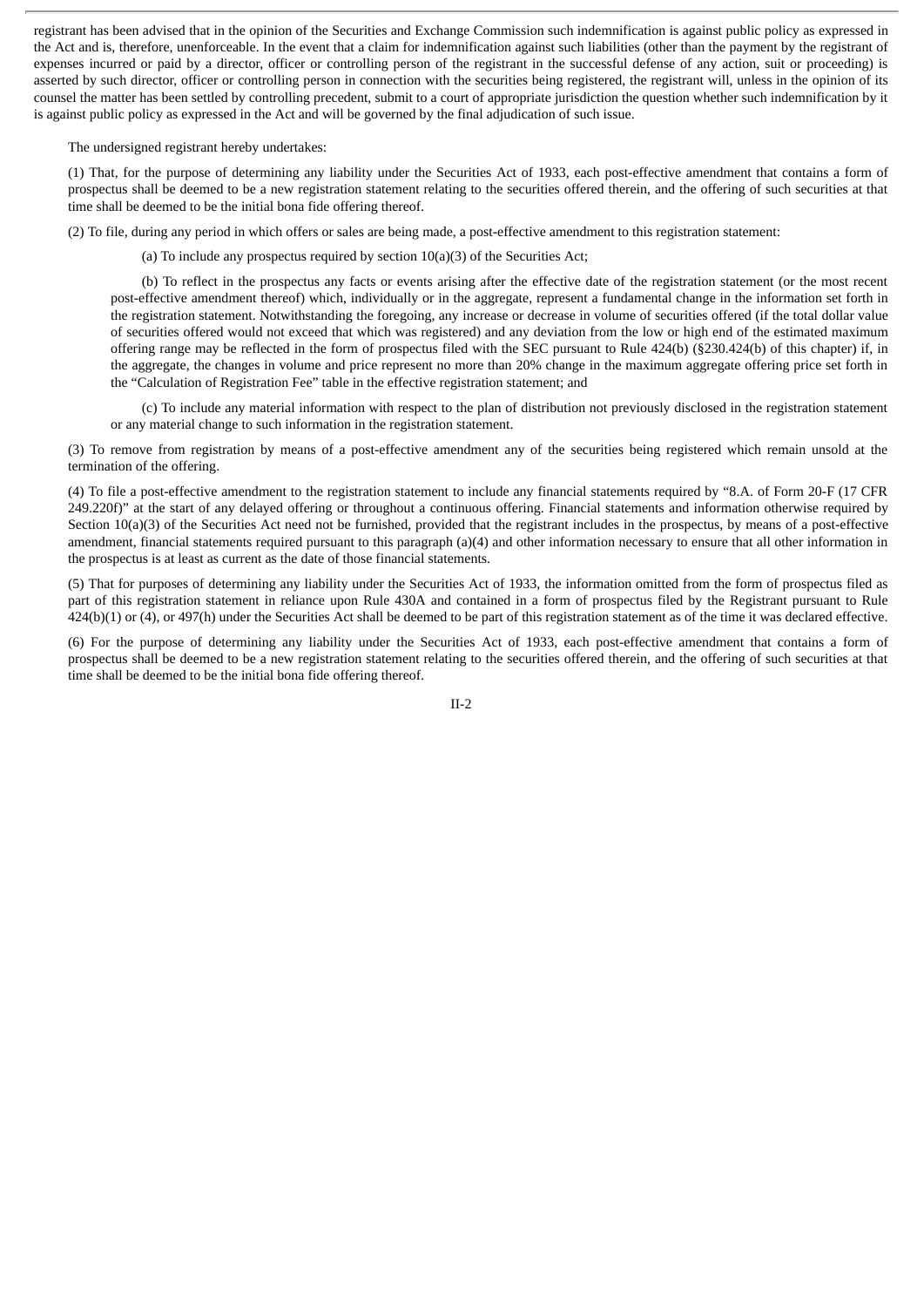registrant has been advised that in the opinion of the Securities and Exchange Commission such indemnification is against public policy as expressed in the Act and is, therefore, unenforceable. In the event that a claim for indemnification against such liabilities (other than the payment by the registrant of expenses incurred or paid by a director, officer or controlling person of the registrant in the successful defense of any action, suit or proceeding) is asserted by such director, officer or controlling person in connection with the securities being registered, the registrant will, unless in the opinion of its counsel the matter has been settled by controlling precedent, submit to a court of appropriate jurisdiction the question whether such indemnification by it is against public policy as expressed in the Act and will be governed by the final adjudication of such issue.

The undersigned registrant hereby undertakes:

(1) That, for the purpose of determining any liability under the Securities Act of 1933, each post-effective amendment that contains a form of prospectus shall be deemed to be a new registration statement relating to the securities offered therein, and the offering of such securities at that time shall be deemed to be the initial bona fide offering thereof.

(2) To file, during any period in which offers or sales are being made, a post-effective amendment to this registration statement:

(a) To include any prospectus required by section 10(a)(3) of the Securities Act;

(b) To reflect in the prospectus any facts or events arising after the effective date of the registration statement (or the most recent post-effective amendment thereof) which, individually or in the aggregate, represent a fundamental change in the information set forth in the registration statement. Notwithstanding the foregoing, any increase or decrease in volume of securities offered (if the total dollar value of securities offered would not exceed that which was registered) and any deviation from the low or high end of the estimated maximum offering range may be reflected in the form of prospectus filed with the SEC pursuant to Rule 424(b) (§230.424(b) of this chapter) if, in the aggregate, the changes in volume and price represent no more than 20% change in the maximum aggregate offering price set forth in the “Calculation of Registration Fee” table in the effective registration statement; and

(c) To include any material information with respect to the plan of distribution not previously disclosed in the registration statement or any material change to such information in the registration statement.

(3) To remove from registration by means of a post-effective amendment any of the securities being registered which remain unsold at the termination of the offering.

(4) To file a post-effective amendment to the registration statement to include any financial statements required by “8.A. of Form 20-F (17 CFR 249.220f)” at the start of any delayed offering or throughout a continuous offering. Financial statements and information otherwise required by Section 10(a)(3) of the Securities Act need not be furnished, provided that the registrant includes in the prospectus, by means of a post-effective amendment, financial statements required pursuant to this paragraph (a)(4) and other information necessary to ensure that all other information in the prospectus is at least as current as the date of those financial statements.

(5) That for purposes of determining any liability under the Securities Act of 1933, the information omitted from the form of prospectus filed as part of this registration statement in reliance upon Rule 430A and contained in a form of prospectus filed by the Registrant pursuant to Rule 424(b)(1) or (4), or 497(h) under the Securities Act shall be deemed to be part of this registration statement as of the time it was declared effective.

(6) For the purpose of determining any liability under the Securities Act of 1933, each post-effective amendment that contains a form of prospectus shall be deemed to be a new registration statement relating to the securities offered therein, and the offering of such securities at that time shall be deemed to be the initial bona fide offering thereof.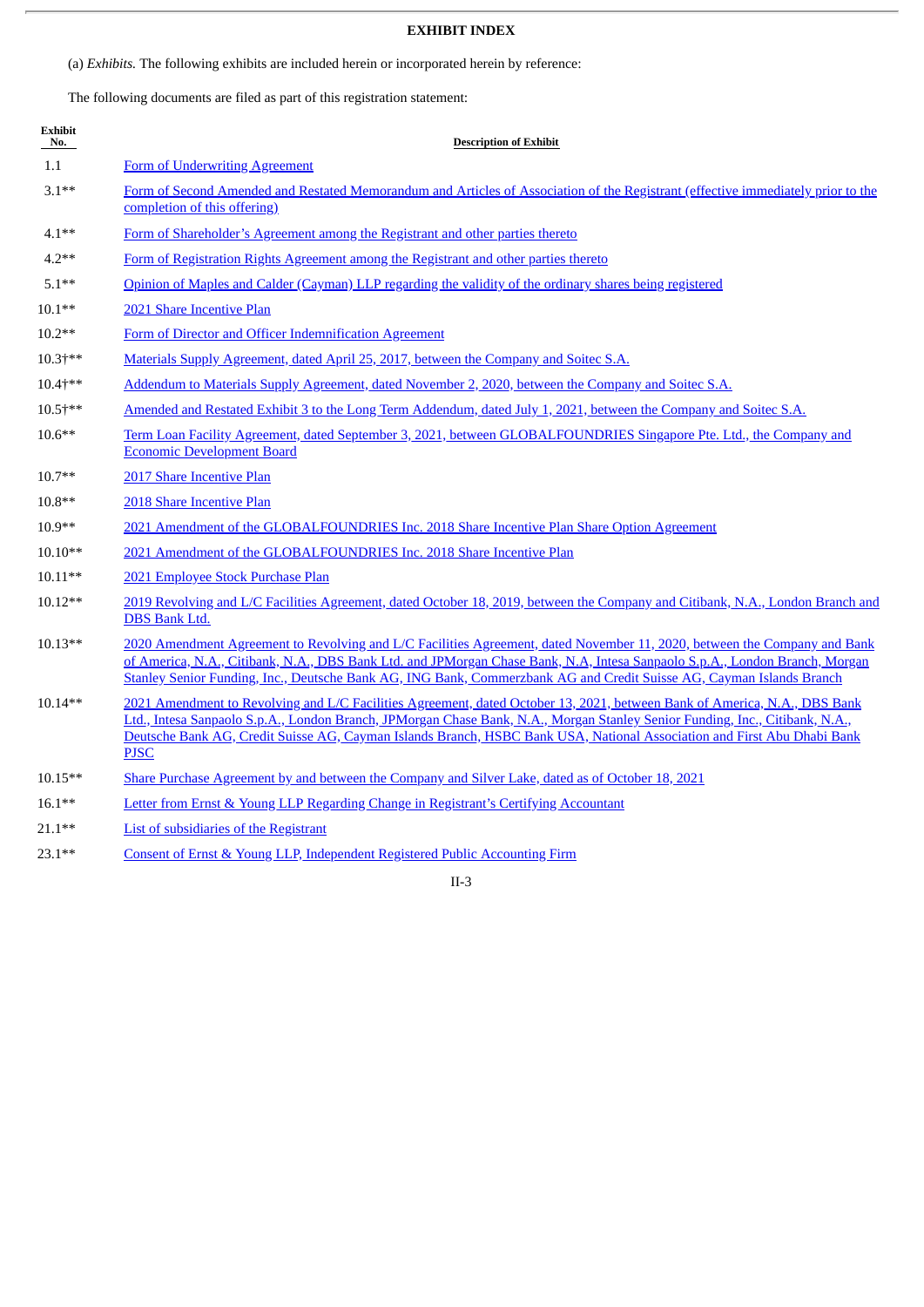**EXHIBIT INDEX**

(a) *Exhibits.* The following exhibits are included herein or incorporated herein by reference:

The following documents are filed as part of this registration statement:

| Exhibit No. | Description of Exhibit |
|---|---|
| 1.1 | Form of Underwriting Agreement |
| 3.1** | Form of Second Amended and Restated Memorandum and Articles of Association of the Registrant (effective immediately prior to the completion of this offering) |
| 4.1** | Form of Shareholder's Agreement among the Registrant and other parties thereto |
| 4.2** | Form of Registration Rights Agreement among the Registrant and other parties thereto |
| 5.1** | Opinion of Maples and Calder (Cayman) LLP regarding the validity of the ordinary shares being registered |
| 10.1** | 2021 Share Incentive Plan |
| 10.2** | Form of Director and Officer Indemnification Agreement |
| 10.3†** | Materials Supply Agreement, dated April 25, 2017, between the Company and Soitec S.A. |
| 10.4†** | Addendum to Materials Supply Agreement, dated November 2, 2020, between the Company and Soitec S.A. |
| 10.5†** | Amended and Restated Exhibit 3 to the Long Term Addendum, dated July 1, 2021, between the Company and Soitec S.A. |
| 10.6** | Term Loan Facility Agreement, dated September 3, 2021, between GLOBALFOUNDRIES Singapore Pte. Ltd., the Company and Economic Development Board |
| 10.7** | 2017 Share Incentive Plan |
| 10.8** | 2018 Share Incentive Plan |
| 10.9** | 2021 Amendment of the GLOBALFOUNDRIES Inc. 2018 Share Incentive Plan Share Option Agreement |
| 10.10** | 2021 Amendment of the GLOBALFOUNDRIES Inc. 2018 Share Incentive Plan |
| 10.11** | 2021 Employee Stock Purchase Plan |
| 10.12** | 2019 Revolving and L/C Facilities Agreement, dated October 18, 2019, between the Company and Citibank, N.A., London Branch and DBS Bank Ltd. |
| 10.13** | 2020 Amendment Agreement to Revolving and L/C Facilities Agreement, dated November 11, 2020, between the Company and Bank of America, N.A., Citibank, N.A., DBS Bank Ltd. and JPMorgan Chase Bank, N.A, Intesa Sanpaolo S.p.A., London Branch, Morgan Stanley Senior Funding, Inc., Deutsche Bank AG, ING Bank, Commerzbank AG and Credit Suisse AG, Cayman Islands Branch |
| 10.14** | 2021 Amendment to Revolving and L/C Facilities Agreement, dated October 13, 2021, between Bank of America, N.A., DBS Bank Ltd., Intesa Sanpaolo S.p.A., London Branch, JPMorgan Chase Bank, N.A., Morgan Stanley Senior Funding, Inc., Citibank, N.A., Deutsche Bank AG, Credit Suisse AG, Cayman Islands Branch, HSBC Bank USA, National Association and First Abu Dhabi Bank PJSC |
| 10.15** | Share Purchase Agreement by and between the Company and Silver Lake, dated as of October 18, 2021 |
| 16.1** | Letter from Ernst & Young LLP Regarding Change in Registrant's Certifying Accountant |
| 21.1** | List of subsidiaries of the Registrant |
| 23.1** | Consent of Ernst & Young LLP, Independent Registered Public Accounting Firm |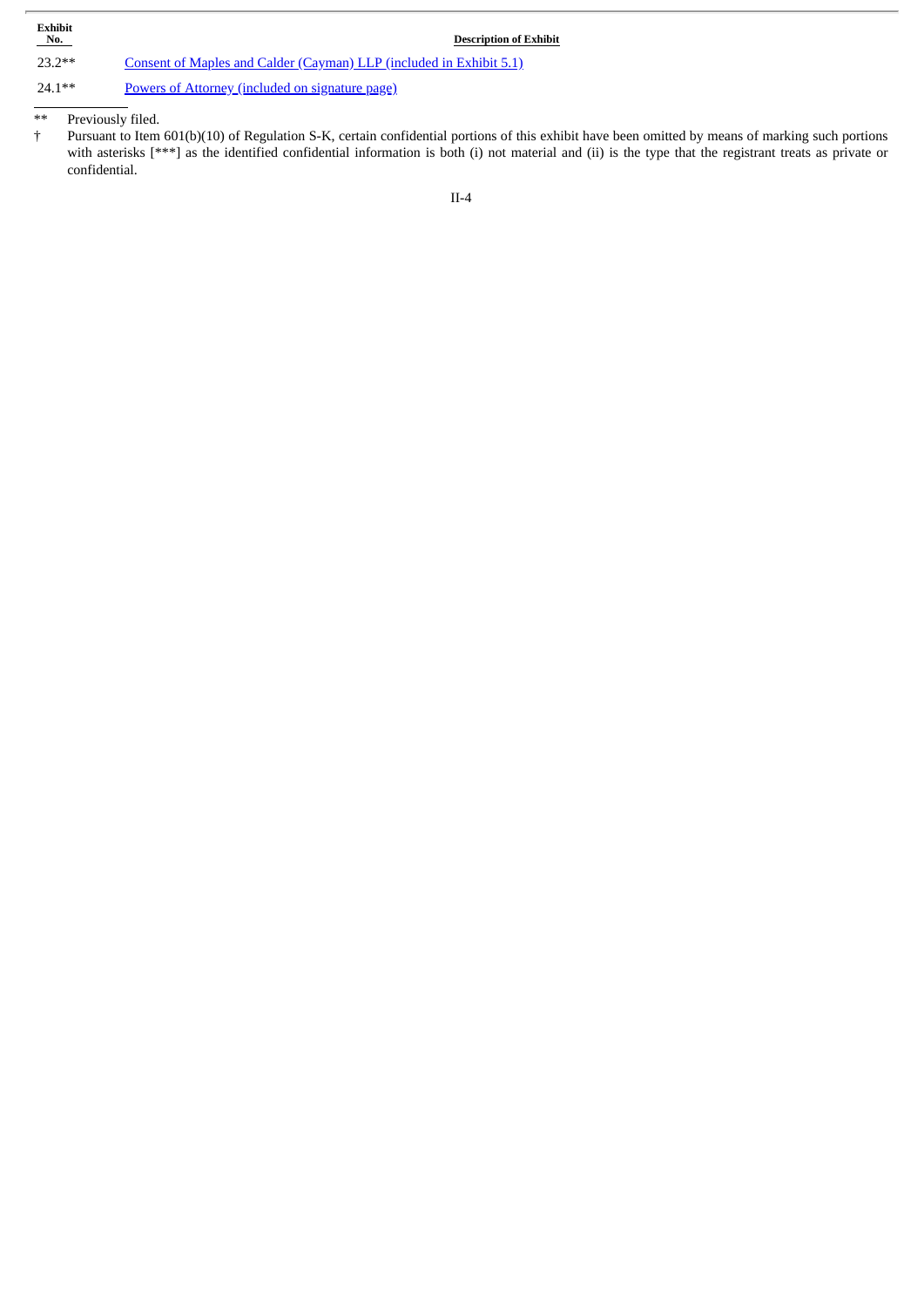| Exhibit No. | Description of Exhibit |
|---|---|
| 23.2** | Consent of Maples and Calder (Cayman) LLP (included in Exhibit 5.1) |
| 24.1** | Powers of Attorney (included on signature page) |

** Previously filed.

† Pursuant to Item 601(b)(10) of Regulation S-K, certain confidential portions of this exhibit have been omitted by means of marking such portions with asterisks [***] as the identified confidential information is both (i) not material and (ii) is the type that the registrant treats as private or confidential.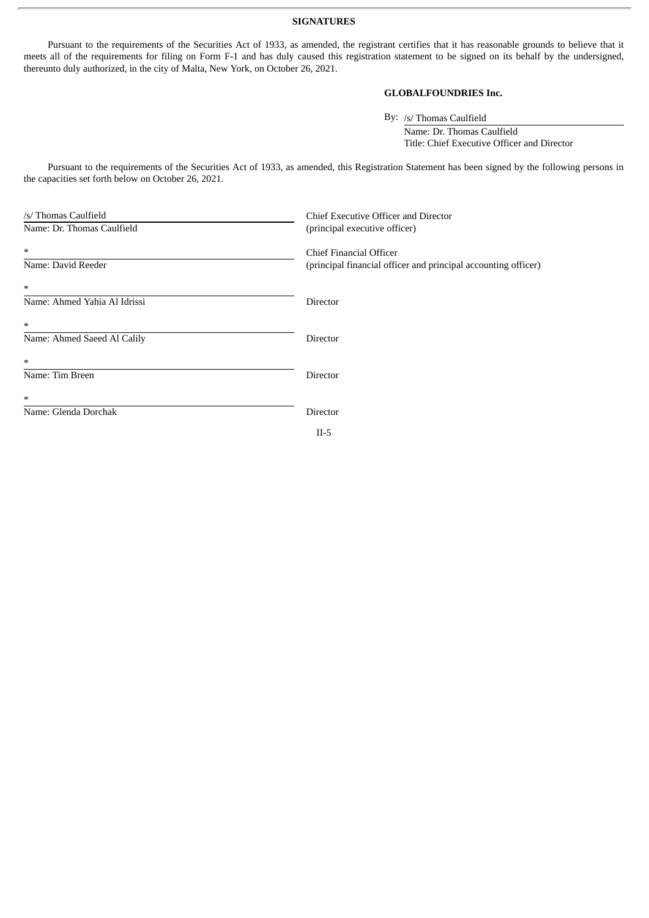## SIGNATURES

Pursuant to the requirements of the Securities Act of 1933, as amended, the registrant certifies that it has reasonable grounds to believe that it meets all of the requirements for filing on Form F-1 and has duly caused this registration statement to be signed on its behalf by the undersigned, thereunto duly authorized, in the city of Malta, New York, on October 26, 2021.

**GLOBALFOUNDRIES Inc.**

By: /s/ Thomas Caulfield
Name: Dr. Thomas Caulfield
Title: Chief Executive Officer and Director

Pursuant to the requirements of the Securities Act of 1933, as amended, this Registration Statement has been signed by the following persons in the capacities set forth below on October 26, 2021.

| Signature | Title |
|---|---|
| /s/ Thomas Caulfield<br>Name: Dr. Thomas Caulfield | Chief Executive Officer and Director<br>(principal executive officer) |
| *<br>Name: David Reeder | Chief Financial Officer<br>(principal financial officer and principal accounting officer) |
| *<br>Name: Ahmed Yahia Al Idrissi | Director |
| *<br>Name: Ahmed Saeed Al Calily | Director |
| *<br>Name: Tim Breen | Director |
| *<br>Name: Glenda Dorchak | Director |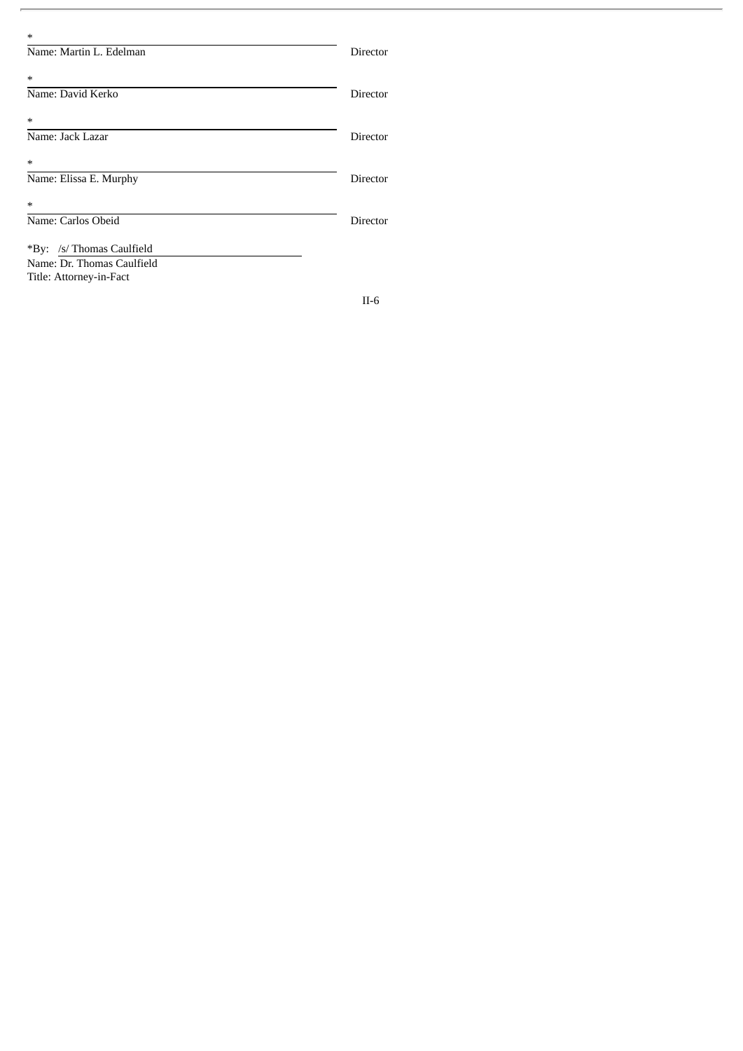| Signature | Title |
| --- | --- |
| *<br>Name: Martin L. Edelman | Director |
| *<br>Name: David Kerko | Director |
| *<br>Name: Jack Lazar | Director |
| *<br>Name: Elissa E. Murphy | Director |
| *<br>Name: Carlos Obeid | Director |

*By: /s/ Thomas Caulfield
Name: Dr. Thomas Caulfield
Title: Attorney-in-Fact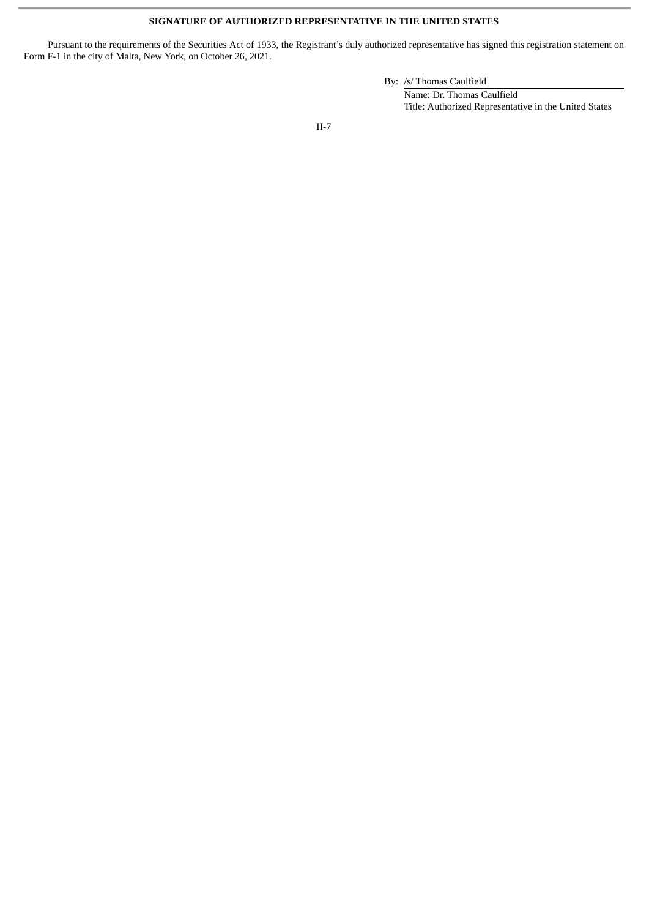**SIGNATURE OF AUTHORIZED REPRESENTATIVE IN THE UNITED STATES**

Pursuant to the requirements of the Securities Act of 1933, the Registrant's duly authorized representative has signed this registration statement on Form F-1 in the city of Malta, New York, on October 26, 2021.

By: /s/ Thomas Caulfield

Name: Dr. Thomas Caulfield

Title: Authorized Representative in the United States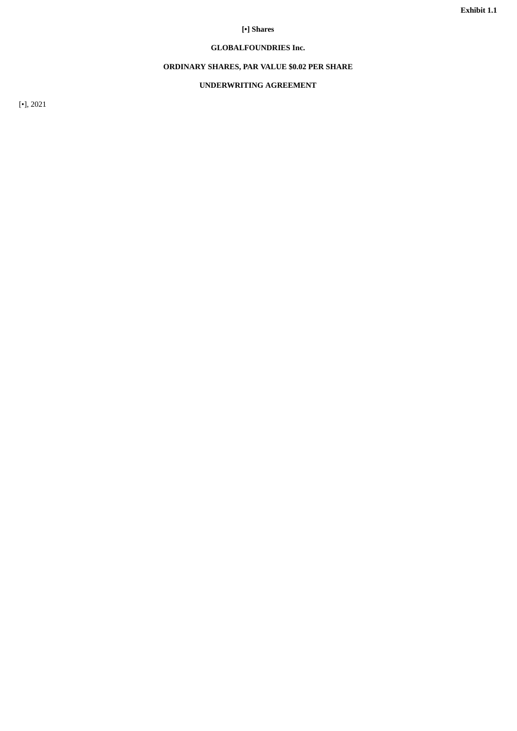**Exhibit 1.1**

**[•] Shares**

**GLOBALFOUNDRIES Inc.**

**ORDINARY SHARES, PAR VALUE $0.02 PER SHARE**

**UNDERWRITING AGREEMENT**

[•], 2021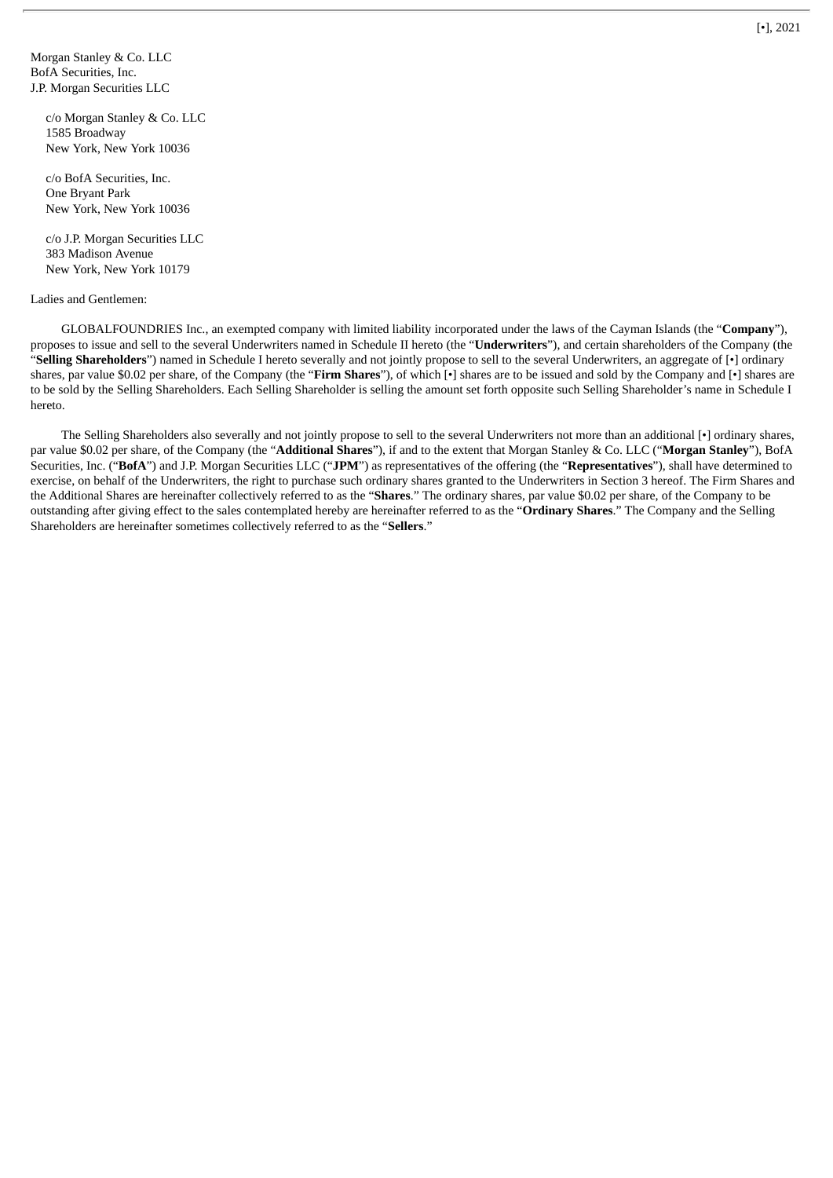[•], 2021

Morgan Stanley & Co. LLC
BofA Securities, Inc.
J.P. Morgan Securities LLC

c/o Morgan Stanley & Co. LLC
1585 Broadway
New York, New York 10036

c/o BofA Securities, Inc.
One Bryant Park
New York, New York 10036

c/o J.P. Morgan Securities LLC
383 Madison Avenue
New York, New York 10179

Ladies and Gentlemen:

GLOBALFOUNDRIES Inc., an exempted company with limited liability incorporated under the laws of the Cayman Islands (the "**Company**"), proposes to issue and sell to the several Underwriters named in Schedule II hereto (the "**Underwriters**"), and certain shareholders of the Company (the "**Selling Shareholders**") named in Schedule I hereto severally and not jointly propose to sell to the several Underwriters, an aggregate of [•] ordinary shares, par value $0.02 per share, of the Company (the "**Firm Shares**"), of which [•] shares are to be issued and sold by the Company and [•] shares are to be sold by the Selling Shareholders. Each Selling Shareholder is selling the amount set forth opposite such Selling Shareholder's name in Schedule I hereto.

The Selling Shareholders also severally and not jointly propose to sell to the several Underwriters not more than an additional [•] ordinary shares, par value $0.02 per share, of the Company (the "**Additional Shares**"), if and to the extent that Morgan Stanley & Co. LLC ("**Morgan Stanley**"), BofA Securities, Inc. ("**BofA**") and J.P. Morgan Securities LLC ("**JPM**") as representatives of the offering (the "**Representatives**"), shall have determined to exercise, on behalf of the Underwriters, the right to purchase such ordinary shares granted to the Underwriters in Section 3 hereof. The Firm Shares and the Additional Shares are hereinafter collectively referred to as the "**Shares**." The ordinary shares, par value $0.02 per share, of the Company to be outstanding after giving effect to the sales contemplated hereby are hereinafter referred to as the "**Ordinary Shares**." The Company and the Selling Shareholders are hereinafter sometimes collectively referred to as the "**Sellers**."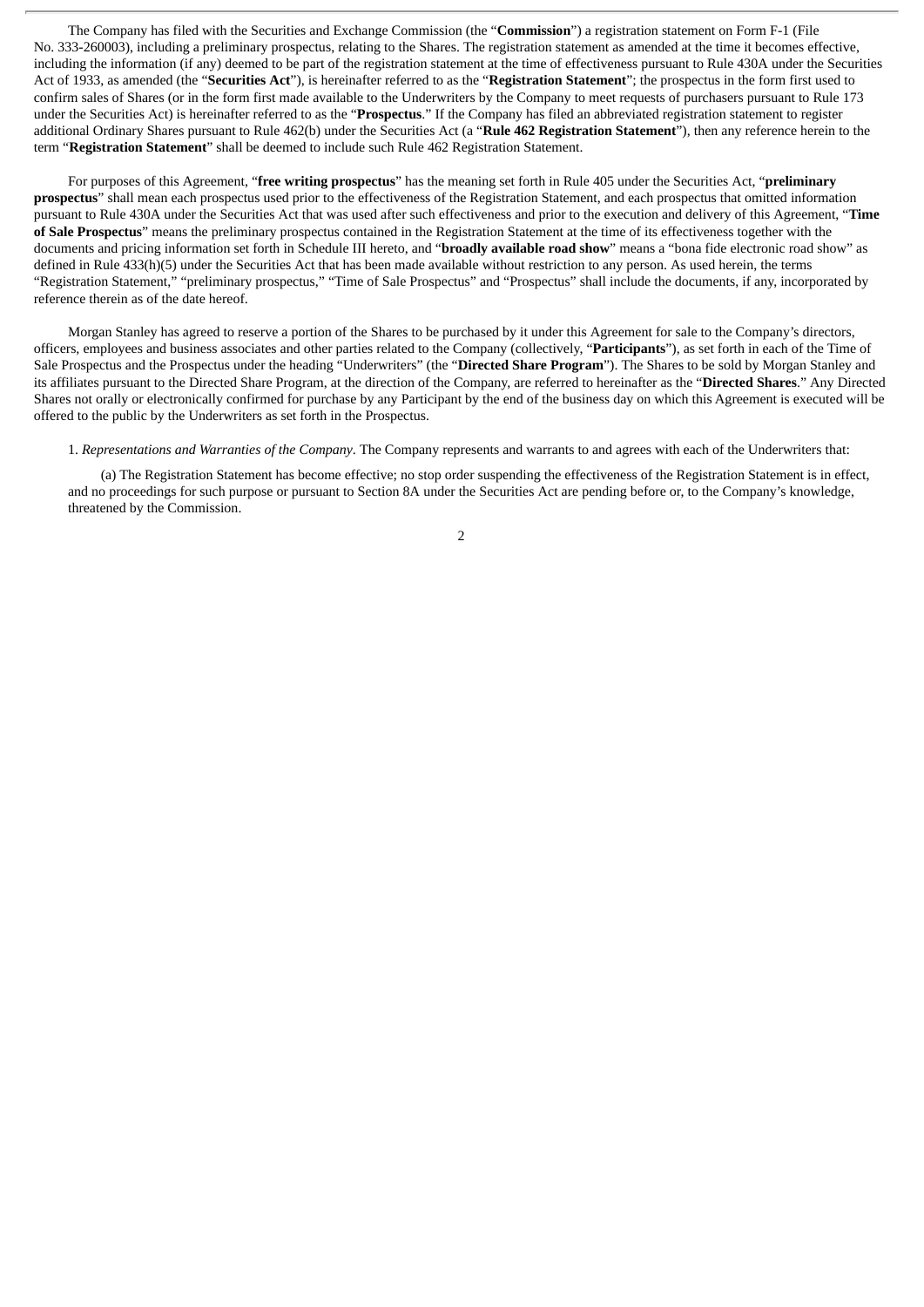The Company has filed with the Securities and Exchange Commission (the "**Commission**") a registration statement on Form F-1 (File No. 333-260003), including a preliminary prospectus, relating to the Shares. The registration statement as amended at the time it becomes effective, including the information (if any) deemed to be part of the registration statement at the time of effectiveness pursuant to Rule 430A under the Securities Act of 1933, as amended (the "**Securities Act**"), is hereinafter referred to as the "**Registration Statement**"; the prospectus in the form first used to confirm sales of Shares (or in the form first made available to the Underwriters by the Company to meet requests of purchasers pursuant to Rule 173 under the Securities Act) is hereinafter referred to as the "**Prospectus**." If the Company has filed an abbreviated registration statement to register additional Ordinary Shares pursuant to Rule 462(b) under the Securities Act (a "**Rule 462 Registration Statement**"), then any reference herein to the term "**Registration Statement**" shall be deemed to include such Rule 462 Registration Statement.

For purposes of this Agreement, "**free writing prospectus**" has the meaning set forth in Rule 405 under the Securities Act, "**preliminary prospectus**" shall mean each prospectus used prior to the effectiveness of the Registration Statement, and each prospectus that omitted information pursuant to Rule 430A under the Securities Act that was used after such effectiveness and prior to the execution and delivery of this Agreement, "**Time of Sale Prospectus**" means the preliminary prospectus contained in the Registration Statement at the time of its effectiveness together with the documents and pricing information set forth in Schedule III hereto, and "**broadly available road show**" means a "bona fide electronic road show" as defined in Rule 433(h)(5) under the Securities Act that has been made available without restriction to any person. As used herein, the terms "Registration Statement," "preliminary prospectus," "Time of Sale Prospectus" and "Prospectus" shall include the documents, if any, incorporated by reference therein as of the date hereof.

Morgan Stanley has agreed to reserve a portion of the Shares to be purchased by it under this Agreement for sale to the Company's directors, officers, employees and business associates and other parties related to the Company (collectively, "**Participants**"), as set forth in each of the Time of Sale Prospectus and the Prospectus under the heading "Underwriters" (the "**Directed Share Program**"). The Shares to be sold by Morgan Stanley and its affiliates pursuant to the Directed Share Program, at the direction of the Company, are referred to hereinafter as the "**Directed Shares**." Any Directed Shares not orally or electronically confirmed for purchase by any Participant by the end of the business day on which this Agreement is executed will be offered to the public by the Underwriters as set forth in the Prospectus.

1. *Representations and Warranties of the Company*. The Company represents and warrants to and agrees with each of the Underwriters that:

(a) The Registration Statement has become effective; no stop order suspending the effectiveness of the Registration Statement is in effect, and no proceedings for such purpose or pursuant to Section 8A under the Securities Act are pending before or, to the Company's knowledge, threatened by the Commission.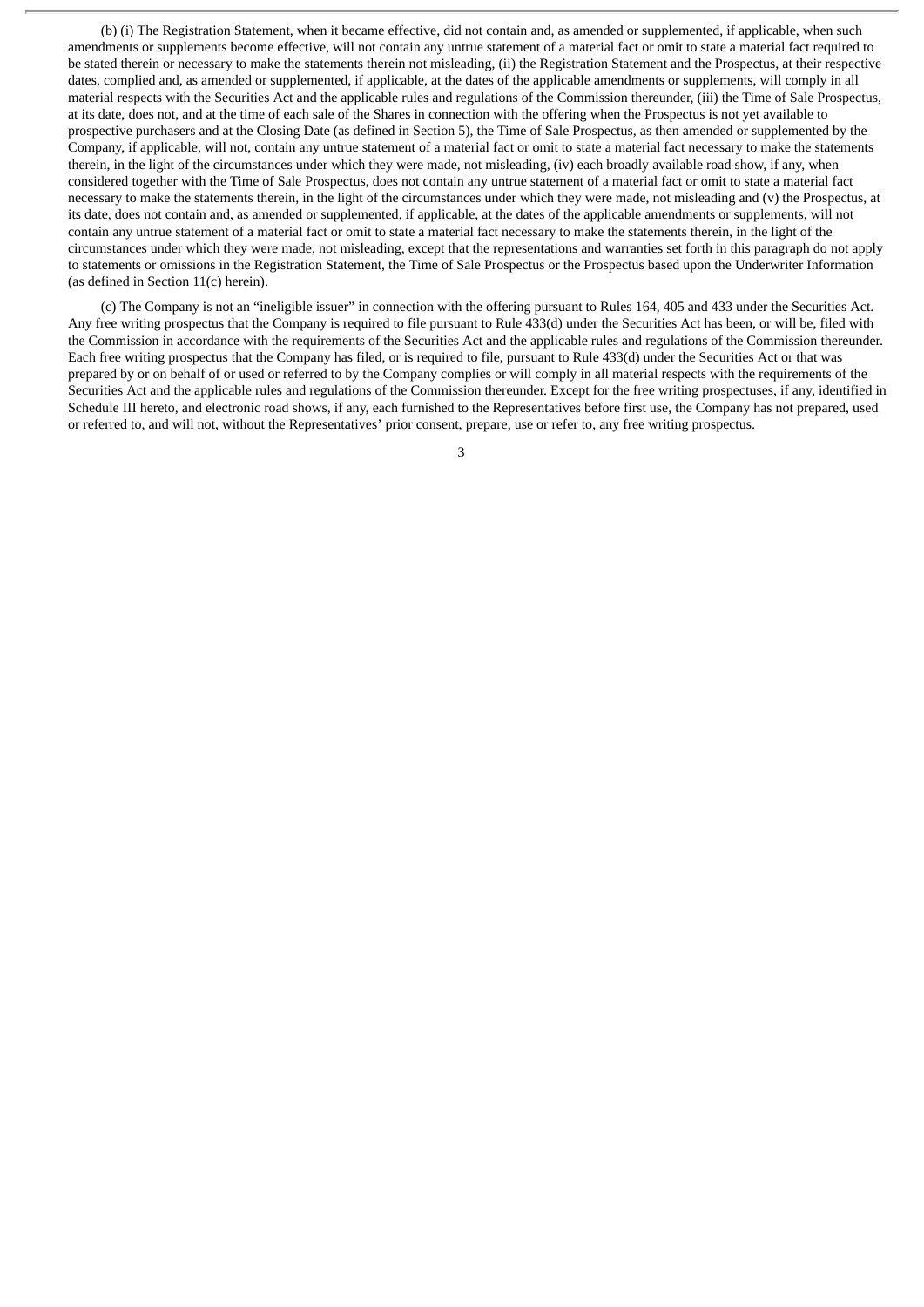(b) (i) The Registration Statement, when it became effective, did not contain and, as amended or supplemented, if applicable, when such amendments or supplements become effective, will not contain any untrue statement of a material fact or omit to state a material fact required to be stated therein or necessary to make the statements therein not misleading, (ii) the Registration Statement and the Prospectus, at their respective dates, complied and, as amended or supplemented, if applicable, at the dates of the applicable amendments or supplements, will comply in all material respects with the Securities Act and the applicable rules and regulations of the Commission thereunder, (iii) the Time of Sale Prospectus, at its date, does not, and at the time of each sale of the Shares in connection with the offering when the Prospectus is not yet available to prospective purchasers and at the Closing Date (as defined in Section 5), the Time of Sale Prospectus, as then amended or supplemented by the Company, if applicable, will not, contain any untrue statement of a material fact or omit to state a material fact necessary to make the statements therein, in the light of the circumstances under which they were made, not misleading, (iv) each broadly available road show, if any, when considered together with the Time of Sale Prospectus, does not contain any untrue statement of a material fact or omit to state a material fact necessary to make the statements therein, in the light of the circumstances under which they were made, not misleading and (v) the Prospectus, at its date, does not contain and, as amended or supplemented, if applicable, at the dates of the applicable amendments or supplements, will not contain any untrue statement of a material fact or omit to state a material fact necessary to make the statements therein, in the light of the circumstances under which they were made, not misleading, except that the representations and warranties set forth in this paragraph do not apply to statements or omissions in the Registration Statement, the Time of Sale Prospectus or the Prospectus based upon the Underwriter Information (as defined in Section 11(c) herein).

(c) The Company is not an "ineligible issuer" in connection with the offering pursuant to Rules 164, 405 and 433 under the Securities Act. Any free writing prospectus that the Company is required to file pursuant to Rule 433(d) under the Securities Act has been, or will be, filed with the Commission in accordance with the requirements of the Securities Act and the applicable rules and regulations of the Commission thereunder. Each free writing prospectus that the Company has filed, or is required to file, pursuant to Rule 433(d) under the Securities Act or that was prepared by or on behalf of or used or referred to by the Company complies or will comply in all material respects with the requirements of the Securities Act and the applicable rules and regulations of the Commission thereunder. Except for the free writing prospectuses, if any, identified in Schedule III hereto, and electronic road shows, if any, each furnished to the Representatives before first use, the Company has not prepared, used or referred to, and will not, without the Representatives' prior consent, prepare, use or refer to, any free writing prospectus.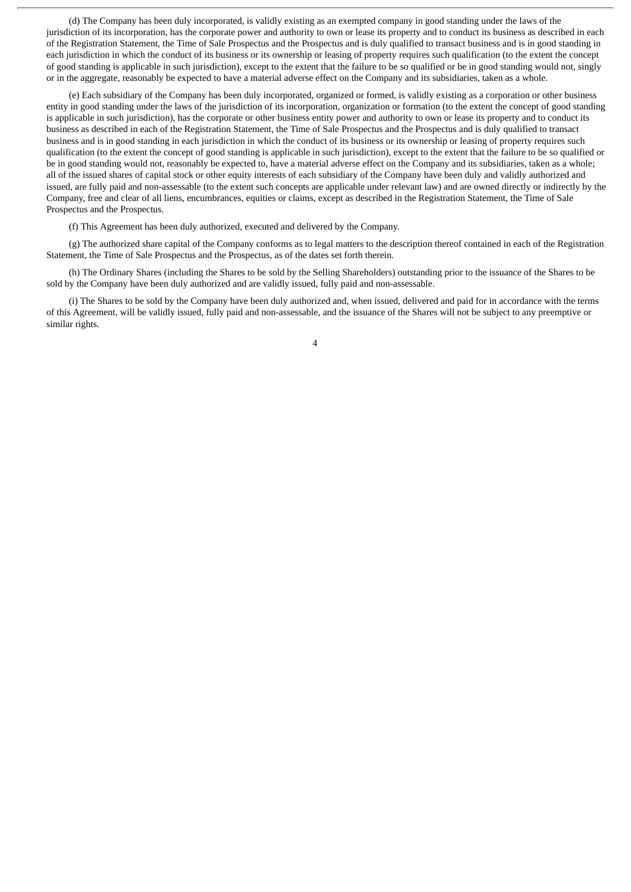(d) The Company has been duly incorporated, is validly existing as an exempted company in good standing under the laws of the jurisdiction of its incorporation, has the corporate power and authority to own or lease its property and to conduct its business as described in each of the Registration Statement, the Time of Sale Prospectus and the Prospectus and is duly qualified to transact business and is in good standing in each jurisdiction in which the conduct of its business or its ownership or leasing of property requires such qualification (to the extent the concept of good standing is applicable in such jurisdiction), except to the extent that the failure to be so qualified or be in good standing would not, singly or in the aggregate, reasonably be expected to have a material adverse effect on the Company and its subsidiaries, taken as a whole.

(e) Each subsidiary of the Company has been duly incorporated, organized or formed, is validly existing as a corporation or other business entity in good standing under the laws of the jurisdiction of its incorporation, organization or formation (to the extent the concept of good standing is applicable in such jurisdiction), has the corporate or other business entity power and authority to own or lease its property and to conduct its business as described in each of the Registration Statement, the Time of Sale Prospectus and the Prospectus and is duly qualified to transact business and is in good standing in each jurisdiction in which the conduct of its business or its ownership or leasing of property requires such qualification (to the extent the concept of good standing is applicable in such jurisdiction), except to the extent that the failure to be so qualified or be in good standing would not, reasonably be expected to, have a material adverse effect on the Company and its subsidiaries, taken as a whole; all of the issued shares of capital stock or other equity interests of each subsidiary of the Company have been duly and validly authorized and issued, are fully paid and non-assessable (to the extent such concepts are applicable under relevant law) and are owned directly or indirectly by the Company, free and clear of all liens, encumbrances, equities or claims, except as described in the Registration Statement, the Time of Sale Prospectus and the Prospectus.

(f) This Agreement has been duly authorized, executed and delivered by the Company.

(g) The authorized share capital of the Company conforms as to legal matters to the description thereof contained in each of the Registration Statement, the Time of Sale Prospectus and the Prospectus, as of the dates set forth therein.

(h) The Ordinary Shares (including the Shares to be sold by the Selling Shareholders) outstanding prior to the issuance of the Shares to be sold by the Company have been duly authorized and are validly issued, fully paid and non-assessable.

(i) The Shares to be sold by the Company have been duly authorized and, when issued, delivered and paid for in accordance with the terms of this Agreement, will be validly issued, fully paid and non-assessable, and the issuance of the Shares will not be subject to any preemptive or similar rights.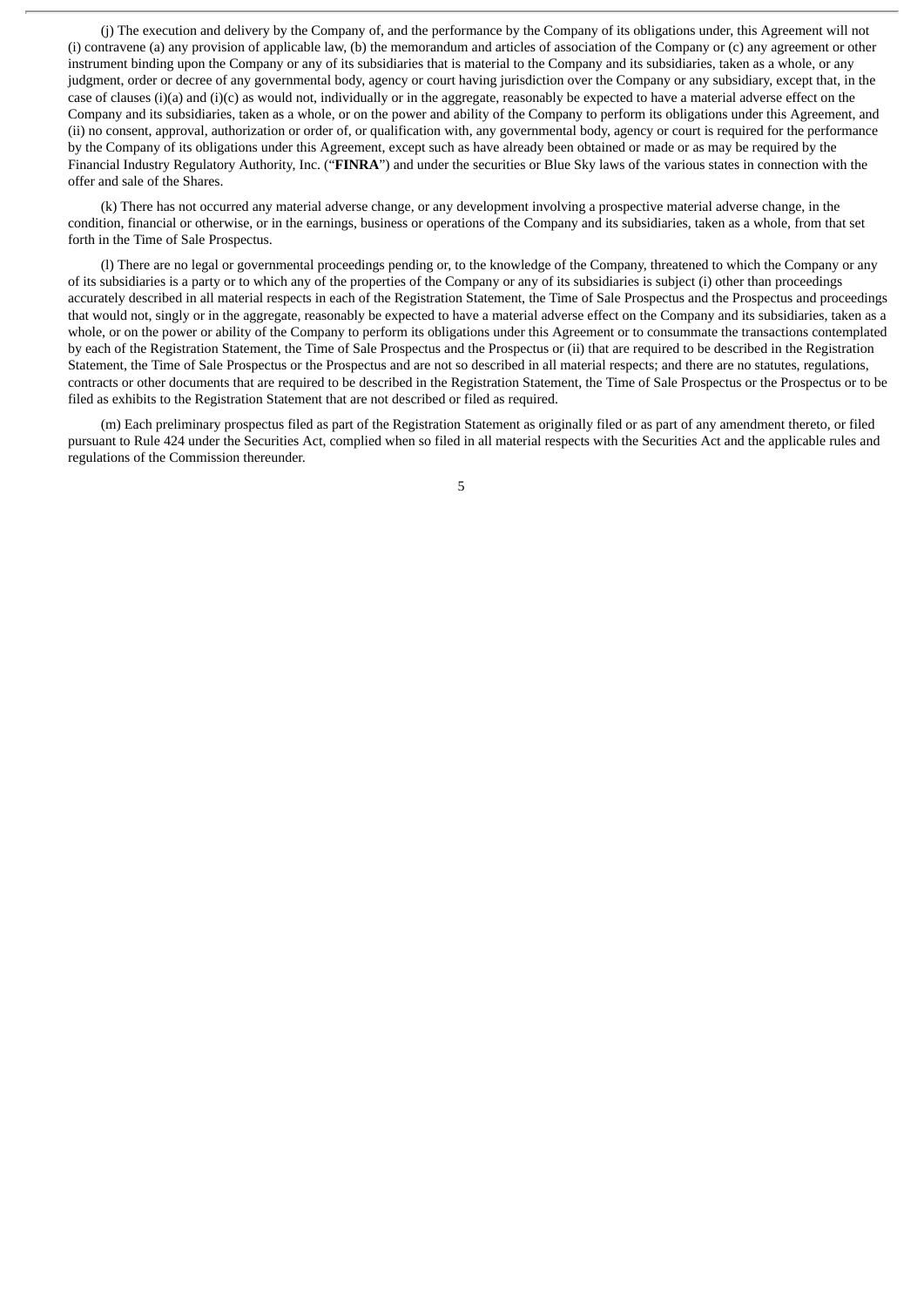(j) The execution and delivery by the Company of, and the performance by the Company of its obligations under, this Agreement will not (i) contravene (a) any provision of applicable law, (b) the memorandum and articles of association of the Company or (c) any agreement or other instrument binding upon the Company or any of its subsidiaries that is material to the Company and its subsidiaries, taken as a whole, or any judgment, order or decree of any governmental body, agency or court having jurisdiction over the Company or any subsidiary, except that, in the case of clauses (i)(a) and (i)(c) as would not, individually or in the aggregate, reasonably be expected to have a material adverse effect on the Company and its subsidiaries, taken as a whole, or on the power and ability of the Company to perform its obligations under this Agreement, and (ii) no consent, approval, authorization or order of, or qualification with, any governmental body, agency or court is required for the performance by the Company of its obligations under this Agreement, except such as have already been obtained or made or as may be required by the Financial Industry Regulatory Authority, Inc. ("**FINRA**") and under the securities or Blue Sky laws of the various states in connection with the offer and sale of the Shares.

(k) There has not occurred any material adverse change, or any development involving a prospective material adverse change, in the condition, financial or otherwise, or in the earnings, business or operations of the Company and its subsidiaries, taken as a whole, from that set forth in the Time of Sale Prospectus.

(l) There are no legal or governmental proceedings pending or, to the knowledge of the Company, threatened to which the Company or any of its subsidiaries is a party or to which any of the properties of the Company or any of its subsidiaries is subject (i) other than proceedings accurately described in all material respects in each of the Registration Statement, the Time of Sale Prospectus and the Prospectus and proceedings that would not, singly or in the aggregate, reasonably be expected to have a material adverse effect on the Company and its subsidiaries, taken as a whole, or on the power or ability of the Company to perform its obligations under this Agreement or to consummate the transactions contemplated by each of the Registration Statement, the Time of Sale Prospectus and the Prospectus or (ii) that are required to be described in the Registration Statement, the Time of Sale Prospectus or the Prospectus and are not so described in all material respects; and there are no statutes, regulations, contracts or other documents that are required to be described in the Registration Statement, the Time of Sale Prospectus or the Prospectus or to be filed as exhibits to the Registration Statement that are not described or filed as required.

(m) Each preliminary prospectus filed as part of the Registration Statement as originally filed or as part of any amendment thereto, or filed pursuant to Rule 424 under the Securities Act, complied when so filed in all material respects with the Securities Act and the applicable rules and regulations of the Commission thereunder.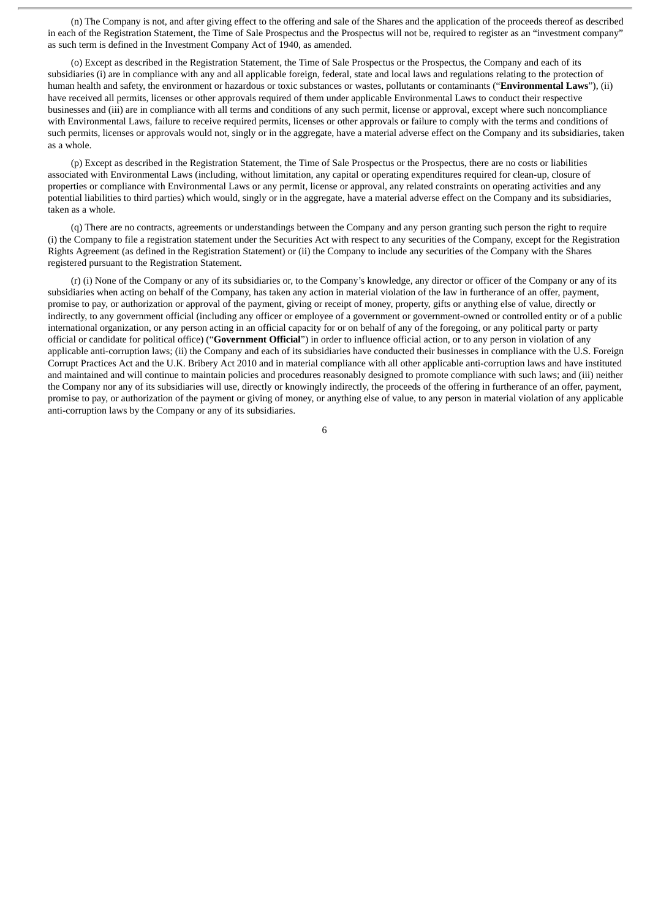(n) The Company is not, and after giving effect to the offering and sale of the Shares and the application of the proceeds thereof as described in each of the Registration Statement, the Time of Sale Prospectus and the Prospectus will not be, required to register as an "investment company" as such term is defined in the Investment Company Act of 1940, as amended.

(o) Except as described in the Registration Statement, the Time of Sale Prospectus or the Prospectus, the Company and each of its subsidiaries (i) are in compliance with any and all applicable foreign, federal, state and local laws and regulations relating to the protection of human health and safety, the environment or hazardous or toxic substances or wastes, pollutants or contaminants ("**Environmental Laws**"), (ii) have received all permits, licenses or other approvals required of them under applicable Environmental Laws to conduct their respective businesses and (iii) are in compliance with all terms and conditions of any such permit, license or approval, except where such noncompliance with Environmental Laws, failure to receive required permits, licenses or other approvals or failure to comply with the terms and conditions of such permits, licenses or approvals would not, singly or in the aggregate, have a material adverse effect on the Company and its subsidiaries, taken as a whole.

(p) Except as described in the Registration Statement, the Time of Sale Prospectus or the Prospectus, there are no costs or liabilities associated with Environmental Laws (including, without limitation, any capital or operating expenditures required for clean-up, closure of properties or compliance with Environmental Laws or any permit, license or approval, any related constraints on operating activities and any potential liabilities to third parties) which would, singly or in the aggregate, have a material adverse effect on the Company and its subsidiaries, taken as a whole.

(q) There are no contracts, agreements or understandings between the Company and any person granting such person the right to require (i) the Company to file a registration statement under the Securities Act with respect to any securities of the Company, except for the Registration Rights Agreement (as defined in the Registration Statement) or (ii) the Company to include any securities of the Company with the Shares registered pursuant to the Registration Statement.

(r) (i) None of the Company or any of its subsidiaries or, to the Company's knowledge, any director or officer of the Company or any of its subsidiaries when acting on behalf of the Company, has taken any action in material violation of the law in furtherance of an offer, payment, promise to pay, or authorization or approval of the payment, giving or receipt of money, property, gifts or anything else of value, directly or indirectly, to any government official (including any officer or employee of a government or government-owned or controlled entity or of a public international organization, or any person acting in an official capacity for or on behalf of any of the foregoing, or any political party or party official or candidate for political office) ("**Government Official**") in order to influence official action, or to any person in violation of any applicable anti-corruption laws; (ii) the Company and each of its subsidiaries have conducted their businesses in compliance with the U.S. Foreign Corrupt Practices Act and the U.K. Bribery Act 2010 and in material compliance with all other applicable anti-corruption laws and have instituted and maintained and will continue to maintain policies and procedures reasonably designed to promote compliance with such laws; and (iii) neither the Company nor any of its subsidiaries will use, directly or knowingly indirectly, the proceeds of the offering in furtherance of an offer, payment, promise to pay, or authorization of the payment or giving of money, or anything else of value, to any person in material violation of any applicable anti-corruption laws by the Company or any of its subsidiaries.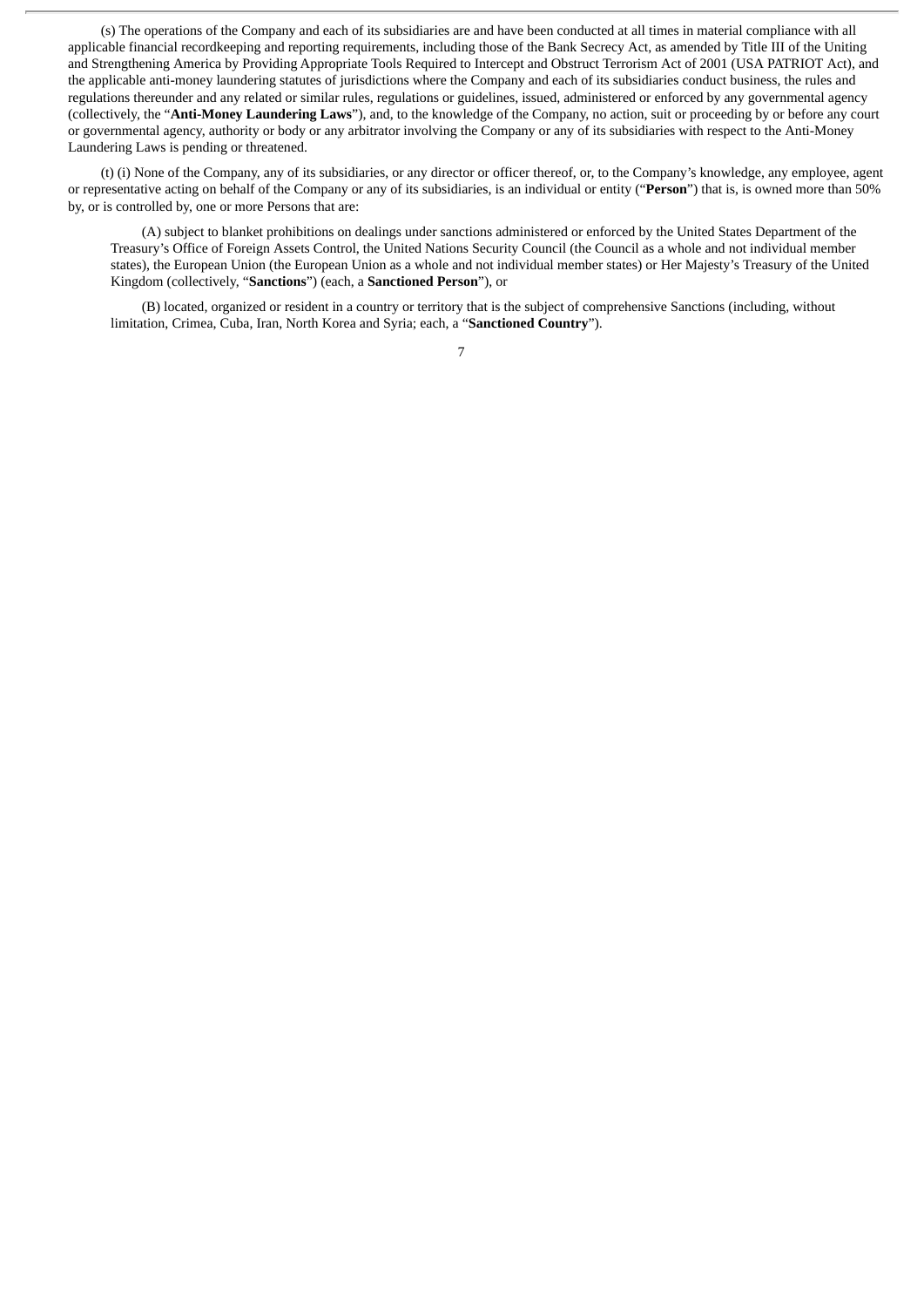(s) The operations of the Company and each of its subsidiaries are and have been conducted at all times in material compliance with all applicable financial recordkeeping and reporting requirements, including those of the Bank Secrecy Act, as amended by Title III of the Uniting and Strengthening America by Providing Appropriate Tools Required to Intercept and Obstruct Terrorism Act of 2001 (USA PATRIOT Act), and the applicable anti-money laundering statutes of jurisdictions where the Company and each of its subsidiaries conduct business, the rules and regulations thereunder and any related or similar rules, regulations or guidelines, issued, administered or enforced by any governmental agency (collectively, the "**Anti-Money Laundering Laws**"), and, to the knowledge of the Company, no action, suit or proceeding by or before any court or governmental agency, authority or body or any arbitrator involving the Company or any of its subsidiaries with respect to the Anti-Money Laundering Laws is pending or threatened.

(t) (i) None of the Company, any of its subsidiaries, or any director or officer thereof, or, to the Company's knowledge, any employee, agent or representative acting on behalf of the Company or any of its subsidiaries, is an individual or entity ("**Person**") that is, is owned more than 50% by, or is controlled by, one or more Persons that are:

(A) subject to blanket prohibitions on dealings under sanctions administered or enforced by the United States Department of the Treasury's Office of Foreign Assets Control, the United Nations Security Council (the Council as a whole and not individual member states), the European Union (the European Union as a whole and not individual member states) or Her Majesty's Treasury of the United Kingdom (collectively, "**Sanctions**") (each, a **Sanctioned Person**"), or

(B) located, organized or resident in a country or territory that is the subject of comprehensive Sanctions (including, without limitation, Crimea, Cuba, Iran, North Korea and Syria; each, a "**Sanctioned Country**").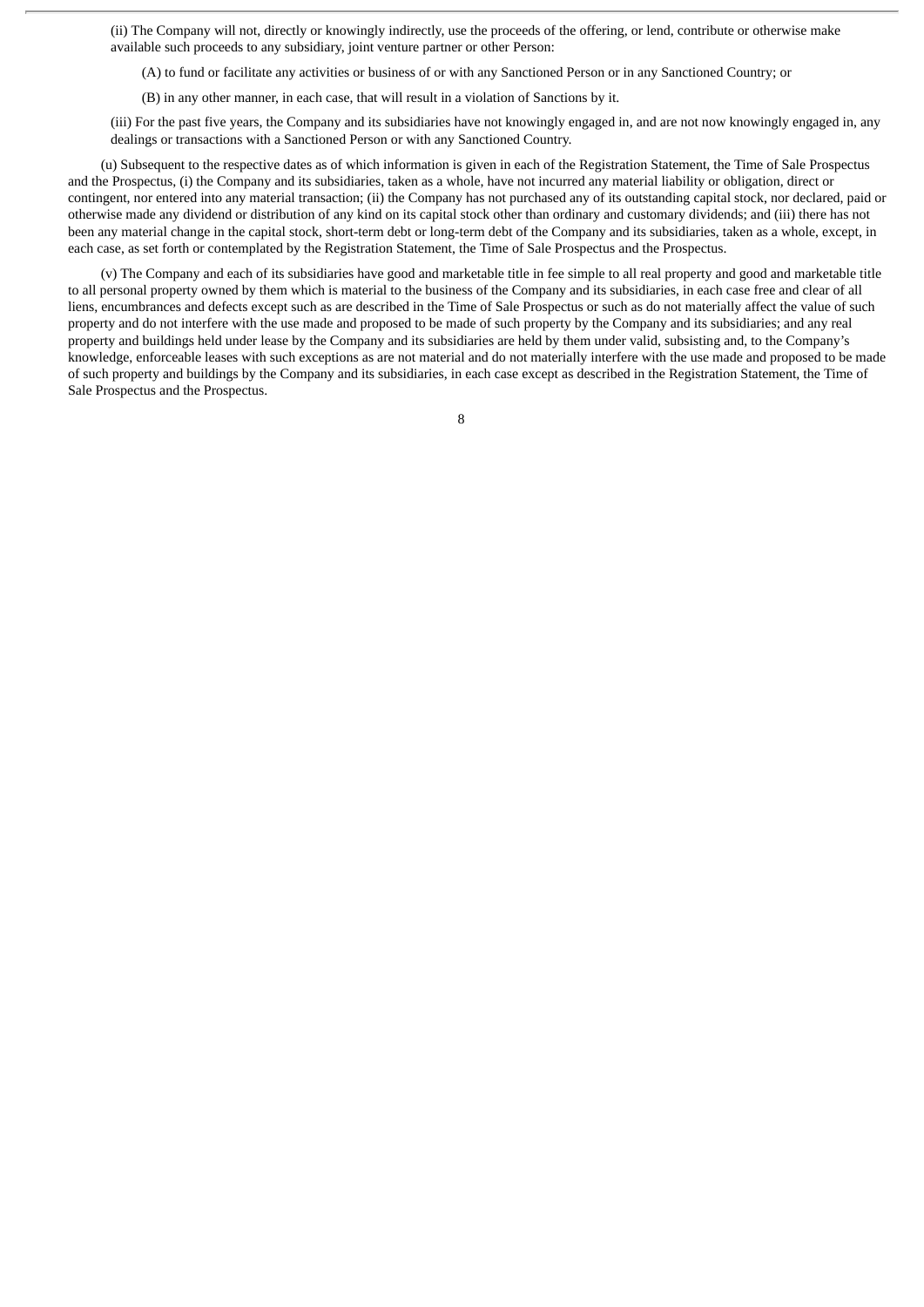(ii) The Company will not, directly or knowingly indirectly, use the proceeds of the offering, or lend, contribute or otherwise make available such proceeds to any subsidiary, joint venture partner or other Person:

(A) to fund or facilitate any activities or business of or with any Sanctioned Person or in any Sanctioned Country; or

(B) in any other manner, in each case, that will result in a violation of Sanctions by it.

(iii) For the past five years, the Company and its subsidiaries have not knowingly engaged in, and are not now knowingly engaged in, any dealings or transactions with a Sanctioned Person or with any Sanctioned Country.

(u) Subsequent to the respective dates as of which information is given in each of the Registration Statement, the Time of Sale Prospectus and the Prospectus, (i) the Company and its subsidiaries, taken as a whole, have not incurred any material liability or obligation, direct or contingent, nor entered into any material transaction; (ii) the Company has not purchased any of its outstanding capital stock, nor declared, paid or otherwise made any dividend or distribution of any kind on its capital stock other than ordinary and customary dividends; and (iii) there has not been any material change in the capital stock, short-term debt or long-term debt of the Company and its subsidiaries, taken as a whole, except, in each case, as set forth or contemplated by the Registration Statement, the Time of Sale Prospectus and the Prospectus.

(v) The Company and each of its subsidiaries have good and marketable title in fee simple to all real property and good and marketable title to all personal property owned by them which is material to the business of the Company and its subsidiaries, in each case free and clear of all liens, encumbrances and defects except such as are described in the Time of Sale Prospectus or such as do not materially affect the value of such property and do not interfere with the use made and proposed to be made of such property by the Company and its subsidiaries; and any real property and buildings held under lease by the Company and its subsidiaries are held by them under valid, subsisting and, to the Company's knowledge, enforceable leases with such exceptions as are not material and do not materially interfere with the use made and proposed to be made of such property and buildings by the Company and its subsidiaries, in each case except as described in the Registration Statement, the Time of Sale Prospectus and the Prospectus.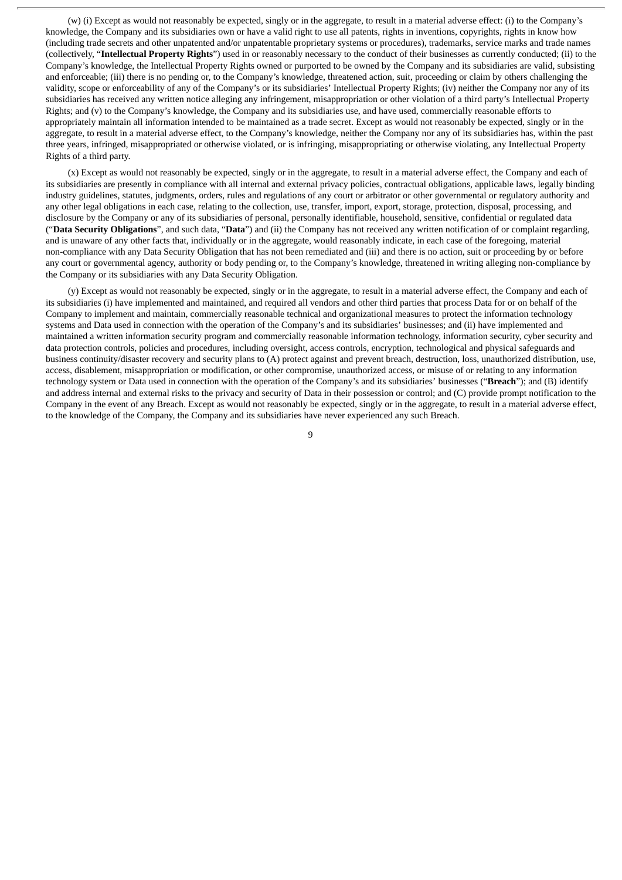(w) (i) Except as would not reasonably be expected, singly or in the aggregate, to result in a material adverse effect: (i) to the Company's knowledge, the Company and its subsidiaries own or have a valid right to use all patents, rights in inventions, copyrights, rights in know how (including trade secrets and other unpatented and/or unpatentable proprietary systems or procedures), trademarks, service marks and trade names (collectively, "**Intellectual Property Rights**") used in or reasonably necessary to the conduct of their businesses as currently conducted; (ii) to the Company's knowledge, the Intellectual Property Rights owned or purported to be owned by the Company and its subsidiaries are valid, subsisting and enforceable; (iii) there is no pending or, to the Company's knowledge, threatened action, suit, proceeding or claim by others challenging the validity, scope or enforceability of any of the Company's or its subsidiaries' Intellectual Property Rights; (iv) neither the Company nor any of its subsidiaries has received any written notice alleging any infringement, misappropriation or other violation of a third party's Intellectual Property Rights; and (v) to the Company's knowledge, the Company and its subsidiaries use, and have used, commercially reasonable efforts to appropriately maintain all information intended to be maintained as a trade secret. Except as would not reasonably be expected, singly or in the aggregate, to result in a material adverse effect, to the Company's knowledge, neither the Company nor any of its subsidiaries has, within the past three years, infringed, misappropriated or otherwise violated, or is infringing, misappropriating or otherwise violating, any Intellectual Property Rights of a third party.

(x) Except as would not reasonably be expected, singly or in the aggregate, to result in a material adverse effect, the Company and each of its subsidiaries are presently in compliance with all internal and external privacy policies, contractual obligations, applicable laws, legally binding industry guidelines, statutes, judgments, orders, rules and regulations of any court or arbitrator or other governmental or regulatory authority and any other legal obligations in each case, relating to the collection, use, transfer, import, export, storage, protection, disposal, processing, and disclosure by the Company or any of its subsidiaries of personal, personally identifiable, household, sensitive, confidential or regulated data ("**Data Security Obligations**", and such data, "**Data**") and (ii) the Company has not received any written notification of or complaint regarding, and is unaware of any other facts that, individually or in the aggregate, would reasonably indicate, in each case of the foregoing, material non-compliance with any Data Security Obligation that has not been remediated and (iii) and there is no action, suit or proceeding by or before any court or governmental agency, authority or body pending or, to the Company's knowledge, threatened in writing alleging non-compliance by the Company or its subsidiaries with any Data Security Obligation.

(y) Except as would not reasonably be expected, singly or in the aggregate, to result in a material adverse effect, the Company and each of its subsidiaries (i) have implemented and maintained, and required all vendors and other third parties that process Data for or on behalf of the Company to implement and maintain, commercially reasonable technical and organizational measures to protect the information technology systems and Data used in connection with the operation of the Company's and its subsidiaries' businesses; and (ii) have implemented and maintained a written information security program and commercially reasonable information technology, information security, cyber security and data protection controls, policies and procedures, including oversight, access controls, encryption, technological and physical safeguards and business continuity/disaster recovery and security plans to (A) protect against and prevent breach, destruction, loss, unauthorized distribution, use, access, disablement, misappropriation or modification, or other compromise, unauthorized access, or misuse of or relating to any information technology system or Data used in connection with the operation of the Company's and its subsidiaries' businesses ("**Breach**"); and (B) identify and address internal and external risks to the privacy and security of Data in their possession or control; and (C) provide prompt notification to the Company in the event of any Breach. Except as would not reasonably be expected, singly or in the aggregate, to result in a material adverse effect, to the knowledge of the Company, the Company and its subsidiaries have never experienced any such Breach.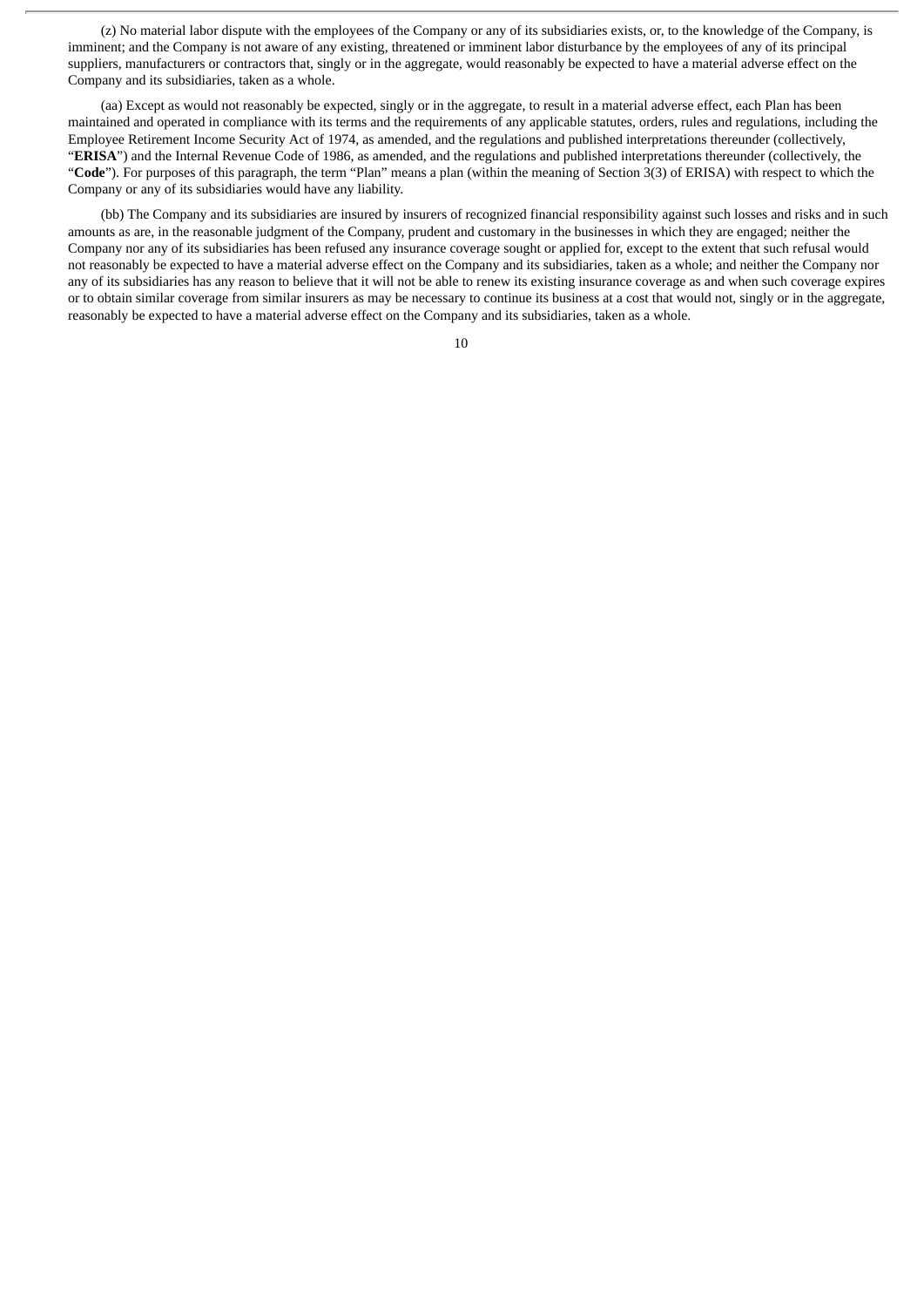(z) No material labor dispute with the employees of the Company or any of its subsidiaries exists, or, to the knowledge of the Company, is imminent; and the Company is not aware of any existing, threatened or imminent labor disturbance by the employees of any of its principal suppliers, manufacturers or contractors that, singly or in the aggregate, would reasonably be expected to have a material adverse effect on the Company and its subsidiaries, taken as a whole.

(aa) Except as would not reasonably be expected, singly or in the aggregate, to result in a material adverse effect, each Plan has been maintained and operated in compliance with its terms and the requirements of any applicable statutes, orders, rules and regulations, including the Employee Retirement Income Security Act of 1974, as amended, and the regulations and published interpretations thereunder (collectively, "**ERISA**") and the Internal Revenue Code of 1986, as amended, and the regulations and published interpretations thereunder (collectively, the "**Code**"). For purposes of this paragraph, the term "Plan" means a plan (within the meaning of Section 3(3) of ERISA) with respect to which the Company or any of its subsidiaries would have any liability.

(bb) The Company and its subsidiaries are insured by insurers of recognized financial responsibility against such losses and risks and in such amounts as are, in the reasonable judgment of the Company, prudent and customary in the businesses in which they are engaged; neither the Company nor any of its subsidiaries has been refused any insurance coverage sought or applied for, except to the extent that such refusal would not reasonably be expected to have a material adverse effect on the Company and its subsidiaries, taken as a whole; and neither the Company nor any of its subsidiaries has any reason to believe that it will not be able to renew its existing insurance coverage as and when such coverage expires or to obtain similar coverage from similar insurers as may be necessary to continue its business at a cost that would not, singly or in the aggregate, reasonably be expected to have a material adverse effect on the Company and its subsidiaries, taken as a whole.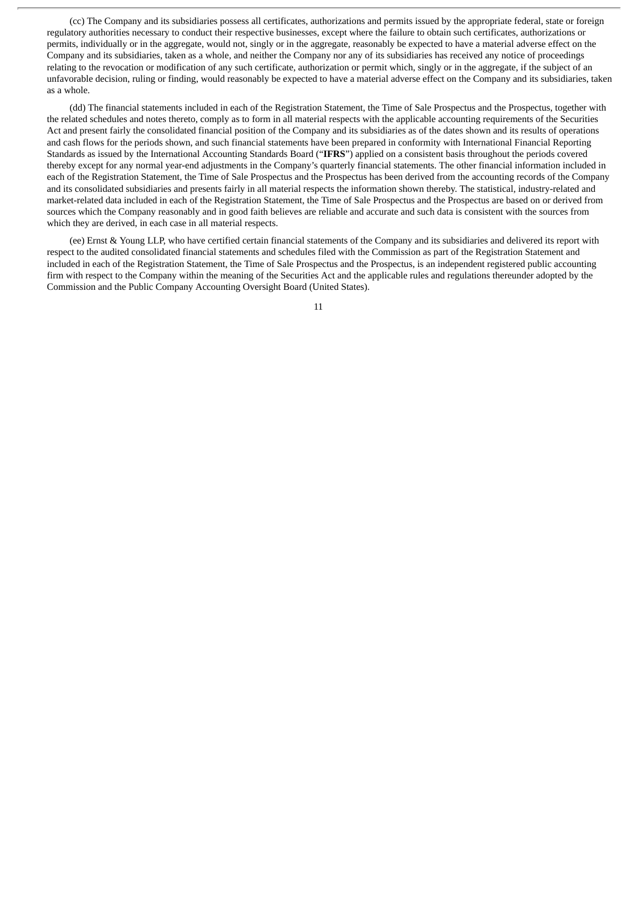(cc) The Company and its subsidiaries possess all certificates, authorizations and permits issued by the appropriate federal, state or foreign regulatory authorities necessary to conduct their respective businesses, except where the failure to obtain such certificates, authorizations or permits, individually or in the aggregate, would not, singly or in the aggregate, reasonably be expected to have a material adverse effect on the Company and its subsidiaries, taken as a whole, and neither the Company nor any of its subsidiaries has received any notice of proceedings relating to the revocation or modification of any such certificate, authorization or permit which, singly or in the aggregate, if the subject of an unfavorable decision, ruling or finding, would reasonably be expected to have a material adverse effect on the Company and its subsidiaries, taken as a whole.

(dd) The financial statements included in each of the Registration Statement, the Time of Sale Prospectus and the Prospectus, together with the related schedules and notes thereto, comply as to form in all material respects with the applicable accounting requirements of the Securities Act and present fairly the consolidated financial position of the Company and its subsidiaries as of the dates shown and its results of operations and cash flows for the periods shown, and such financial statements have been prepared in conformity with International Financial Reporting Standards as issued by the International Accounting Standards Board ("**IFRS**") applied on a consistent basis throughout the periods covered thereby except for any normal year-end adjustments in the Company's quarterly financial statements. The other financial information included in each of the Registration Statement, the Time of Sale Prospectus and the Prospectus has been derived from the accounting records of the Company and its consolidated subsidiaries and presents fairly in all material respects the information shown thereby. The statistical, industry-related and market-related data included in each of the Registration Statement, the Time of Sale Prospectus and the Prospectus are based on or derived from sources which the Company reasonably and in good faith believes are reliable and accurate and such data is consistent with the sources from which they are derived, in each case in all material respects.

(ee) Ernst & Young LLP, who have certified certain financial statements of the Company and its subsidiaries and delivered its report with respect to the audited consolidated financial statements and schedules filed with the Commission as part of the Registration Statement and included in each of the Registration Statement, the Time of Sale Prospectus and the Prospectus, is an independent registered public accounting firm with respect to the Company within the meaning of the Securities Act and the applicable rules and regulations thereunder adopted by the Commission and the Public Company Accounting Oversight Board (United States).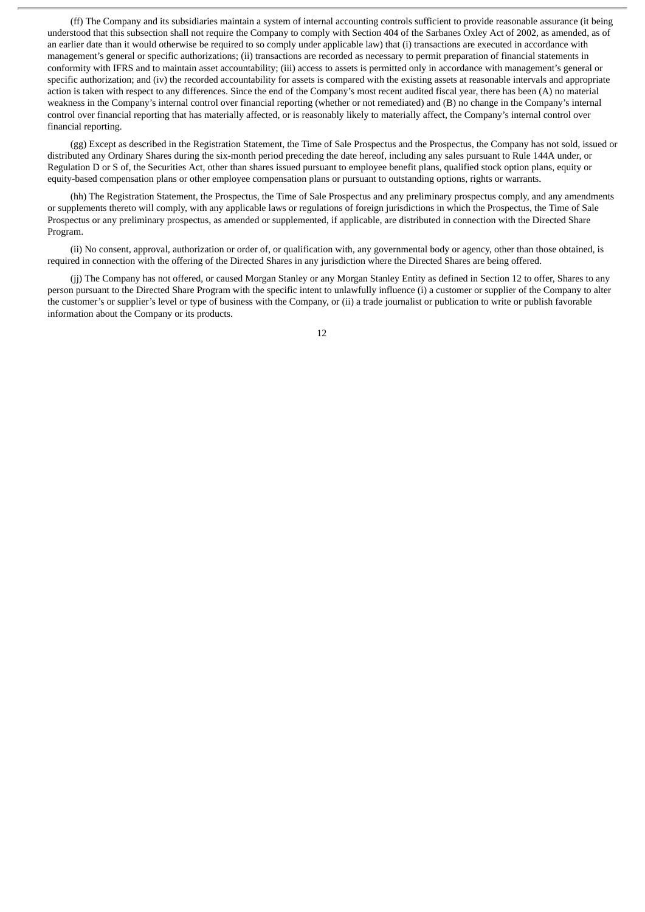(ff) The Company and its subsidiaries maintain a system of internal accounting controls sufficient to provide reasonable assurance (it being understood that this subsection shall not require the Company to comply with Section 404 of the Sarbanes Oxley Act of 2002, as amended, as of an earlier date than it would otherwise be required to so comply under applicable law) that (i) transactions are executed in accordance with management's general or specific authorizations; (ii) transactions are recorded as necessary to permit preparation of financial statements in conformity with IFRS and to maintain asset accountability; (iii) access to assets is permitted only in accordance with management's general or specific authorization; and (iv) the recorded accountability for assets is compared with the existing assets at reasonable intervals and appropriate action is taken with respect to any differences. Since the end of the Company's most recent audited fiscal year, there has been (A) no material weakness in the Company's internal control over financial reporting (whether or not remediated) and (B) no change in the Company's internal control over financial reporting that has materially affected, or is reasonably likely to materially affect, the Company's internal control over financial reporting.

(gg) Except as described in the Registration Statement, the Time of Sale Prospectus and the Prospectus, the Company has not sold, issued or distributed any Ordinary Shares during the six-month period preceding the date hereof, including any sales pursuant to Rule 144A under, or Regulation D or S of, the Securities Act, other than shares issued pursuant to employee benefit plans, qualified stock option plans, equity or equity-based compensation plans or other employee compensation plans or pursuant to outstanding options, rights or warrants.

(hh) The Registration Statement, the Prospectus, the Time of Sale Prospectus and any preliminary prospectus comply, and any amendments or supplements thereto will comply, with any applicable laws or regulations of foreign jurisdictions in which the Prospectus, the Time of Sale Prospectus or any preliminary prospectus, as amended or supplemented, if applicable, are distributed in connection with the Directed Share Program.

(ii) No consent, approval, authorization or order of, or qualification with, any governmental body or agency, other than those obtained, is required in connection with the offering of the Directed Shares in any jurisdiction where the Directed Shares are being offered.

(jj) The Company has not offered, or caused Morgan Stanley or any Morgan Stanley Entity as defined in Section 12 to offer, Shares to any person pursuant to the Directed Share Program with the specific intent to unlawfully influence (i) a customer or supplier of the Company to alter the customer's or supplier's level or type of business with the Company, or (ii) a trade journalist or publication to write or publish favorable information about the Company or its products.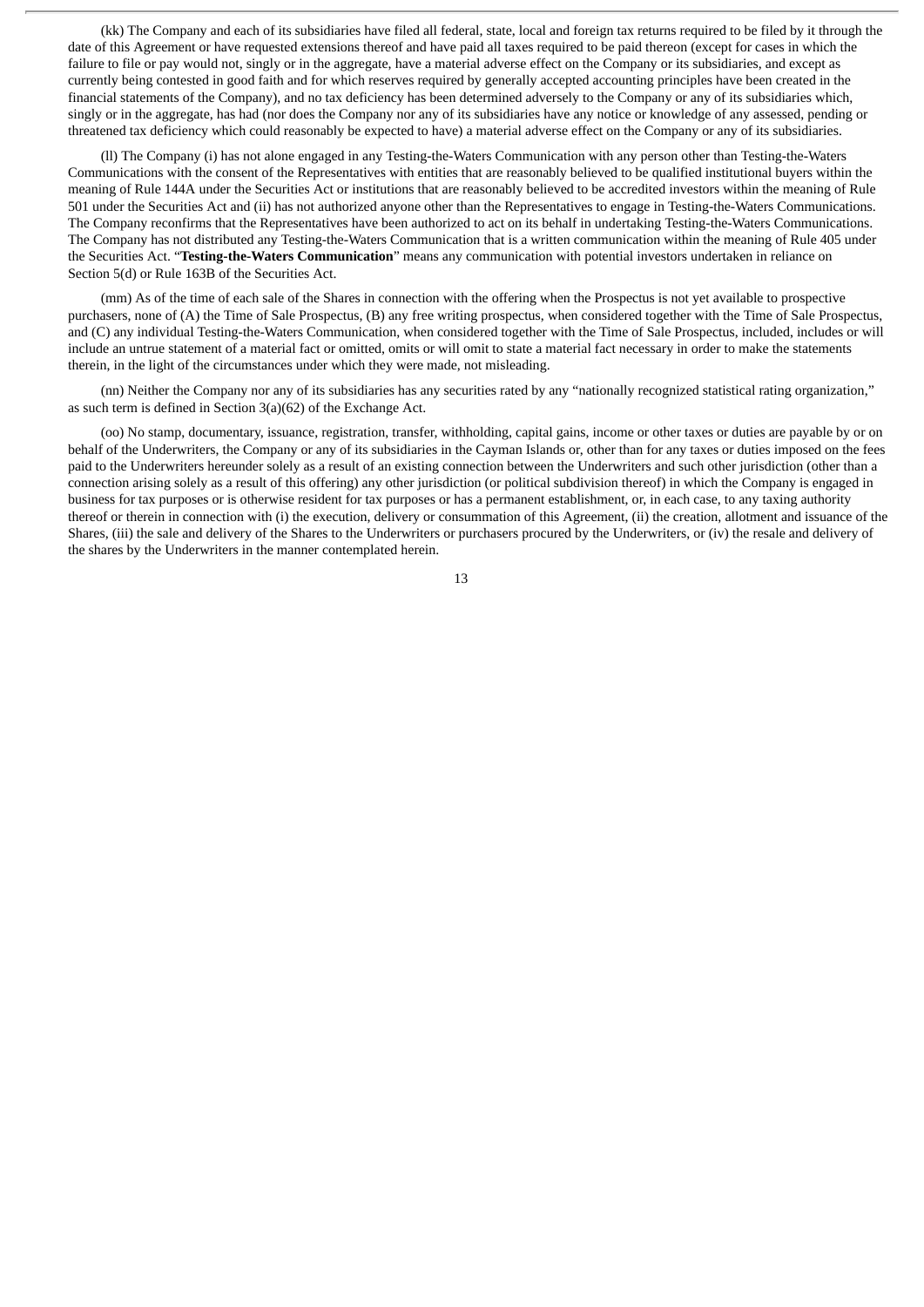(kk) The Company and each of its subsidiaries have filed all federal, state, local and foreign tax returns required to be filed by it through the date of this Agreement or have requested extensions thereof and have paid all taxes required to be paid thereon (except for cases in which the failure to file or pay would not, singly or in the aggregate, have a material adverse effect on the Company or its subsidiaries, and except as currently being contested in good faith and for which reserves required by generally accepted accounting principles have been created in the financial statements of the Company), and no tax deficiency has been determined adversely to the Company or any of its subsidiaries which, singly or in the aggregate, has had (nor does the Company nor any of its subsidiaries have any notice or knowledge of any assessed, pending or threatened tax deficiency which could reasonably be expected to have) a material adverse effect on the Company or any of its subsidiaries.

(ll) The Company (i) has not alone engaged in any Testing-the-Waters Communication with any person other than Testing-the-Waters Communications with the consent of the Representatives with entities that are reasonably believed to be qualified institutional buyers within the meaning of Rule 144A under the Securities Act or institutions that are reasonably believed to be accredited investors within the meaning of Rule 501 under the Securities Act and (ii) has not authorized anyone other than the Representatives to engage in Testing-the-Waters Communications. The Company reconfirms that the Representatives have been authorized to act on its behalf in undertaking Testing-the-Waters Communications. The Company has not distributed any Testing-the-Waters Communication that is a written communication within the meaning of Rule 405 under the Securities Act. "**Testing-the-Waters Communication**" means any communication with potential investors undertaken in reliance on Section 5(d) or Rule 163B of the Securities Act.

(mm) As of the time of each sale of the Shares in connection with the offering when the Prospectus is not yet available to prospective purchasers, none of (A) the Time of Sale Prospectus, (B) any free writing prospectus, when considered together with the Time of Sale Prospectus, and (C) any individual Testing-the-Waters Communication, when considered together with the Time of Sale Prospectus, included, includes or will include an untrue statement of a material fact or omitted, omits or will omit to state a material fact necessary in order to make the statements therein, in the light of the circumstances under which they were made, not misleading.

(nn) Neither the Company nor any of its subsidiaries has any securities rated by any "nationally recognized statistical rating organization," as such term is defined in Section 3(a)(62) of the Exchange Act.

(oo) No stamp, documentary, issuance, registration, transfer, withholding, capital gains, income or other taxes or duties are payable by or on behalf of the Underwriters, the Company or any of its subsidiaries in the Cayman Islands or, other than for any taxes or duties imposed on the fees paid to the Underwriters hereunder solely as a result of an existing connection between the Underwriters and such other jurisdiction (other than a connection arising solely as a result of this offering) any other jurisdiction (or political subdivision thereof) in which the Company is engaged in business for tax purposes or is otherwise resident for tax purposes or has a permanent establishment, or, in each case, to any taxing authority thereof or therein in connection with (i) the execution, delivery or consummation of this Agreement, (ii) the creation, allotment and issuance of the Shares, (iii) the sale and delivery of the Shares to the Underwriters or purchasers procured by the Underwriters, or (iv) the resale and delivery of the shares by the Underwriters in the manner contemplated herein.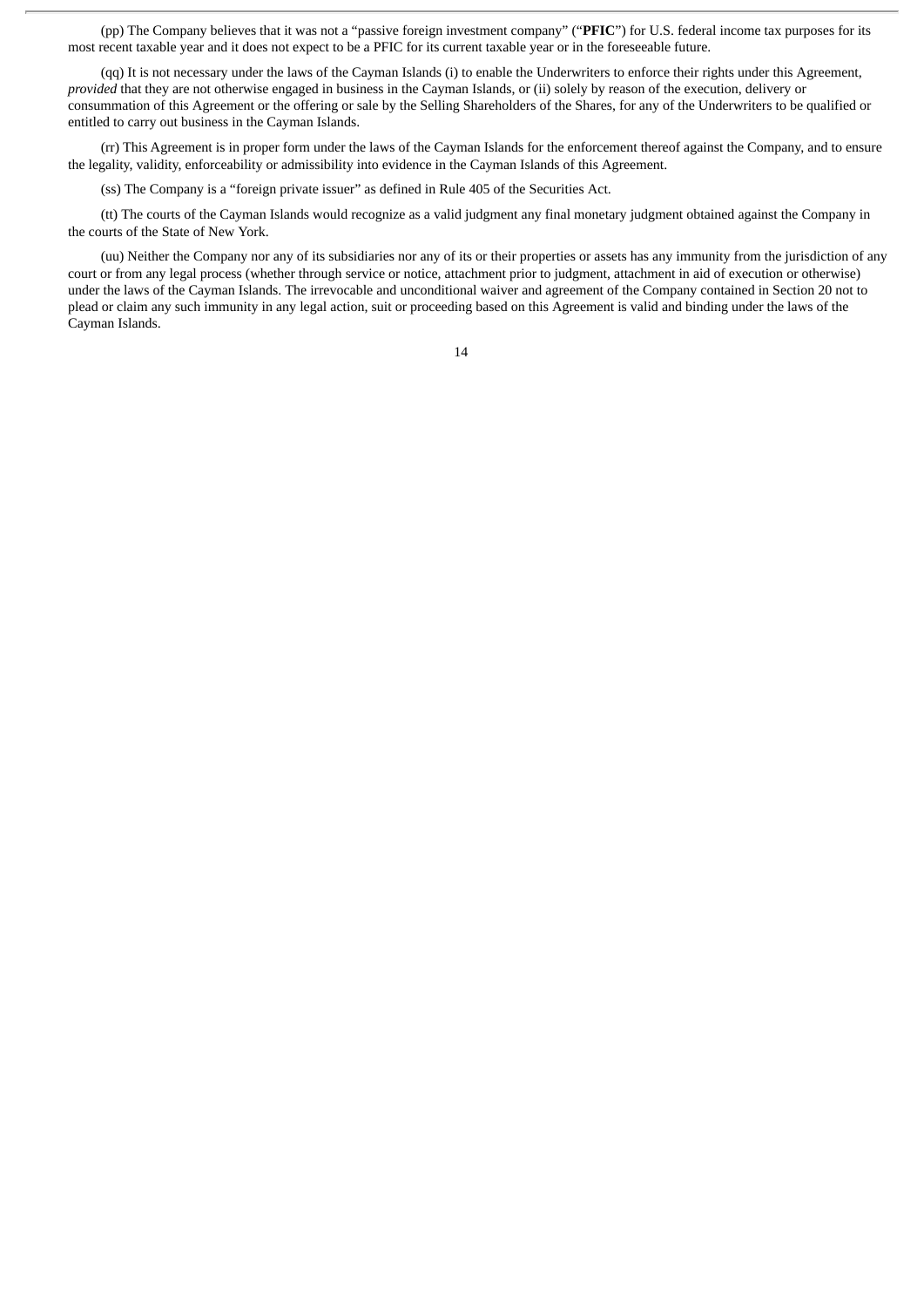(pp) The Company believes that it was not a "passive foreign investment company" ("**PFIC**") for U.S. federal income tax purposes for its most recent taxable year and it does not expect to be a PFIC for its current taxable year or in the foreseeable future.

(qq) It is not necessary under the laws of the Cayman Islands (i) to enable the Underwriters to enforce their rights under this Agreement, *provided* that they are not otherwise engaged in business in the Cayman Islands, or (ii) solely by reason of the execution, delivery or consummation of this Agreement or the offering or sale by the Selling Shareholders of the Shares, for any of the Underwriters to be qualified or entitled to carry out business in the Cayman Islands.

(rr) This Agreement is in proper form under the laws of the Cayman Islands for the enforcement thereof against the Company, and to ensure the legality, validity, enforceability or admissibility into evidence in the Cayman Islands of this Agreement.

(ss) The Company is a "foreign private issuer" as defined in Rule 405 of the Securities Act.

(tt) The courts of the Cayman Islands would recognize as a valid judgment any final monetary judgment obtained against the Company in the courts of the State of New York.

(uu) Neither the Company nor any of its subsidiaries nor any of its or their properties or assets has any immunity from the jurisdiction of any court or from any legal process (whether through service or notice, attachment prior to judgment, attachment in aid of execution or otherwise) under the laws of the Cayman Islands. The irrevocable and unconditional waiver and agreement of the Company contained in Section 20 not to plead or claim any such immunity in any legal action, suit or proceeding based on this Agreement is valid and binding under the laws of the Cayman Islands.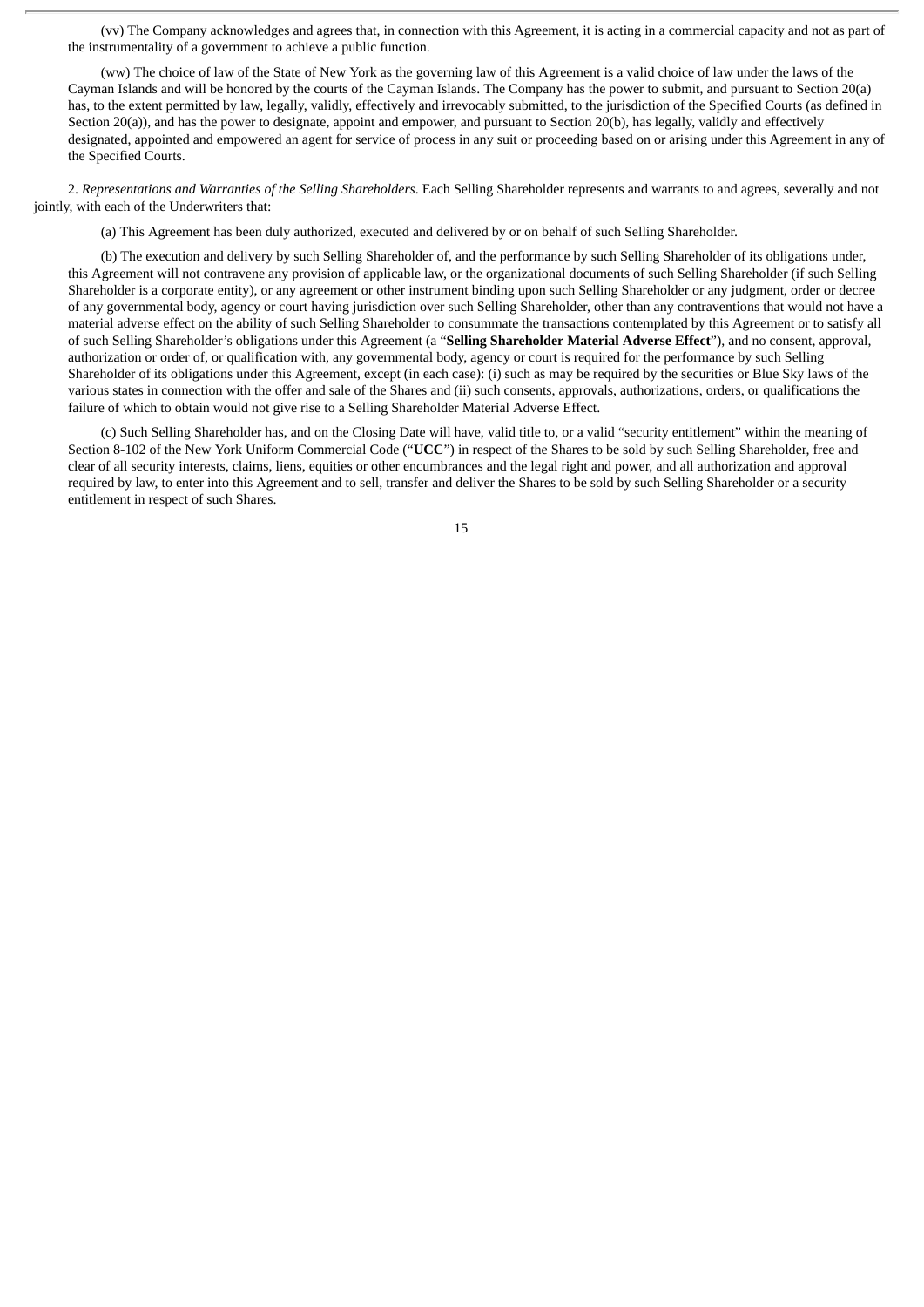(vv) The Company acknowledges and agrees that, in connection with this Agreement, it is acting in a commercial capacity and not as part of the instrumentality of a government to achieve a public function.

(ww) The choice of law of the State of New York as the governing law of this Agreement is a valid choice of law under the laws of the Cayman Islands and will be honored by the courts of the Cayman Islands. The Company has the power to submit, and pursuant to Section 20(a) has, to the extent permitted by law, legally, validly, effectively and irrevocably submitted, to the jurisdiction of the Specified Courts (as defined in Section 20(a)), and has the power to designate, appoint and empower, and pursuant to Section 20(b), has legally, validly and effectively designated, appointed and empowered an agent for service of process in any suit or proceeding based on or arising under this Agreement in any of the Specified Courts.

2. *Representations and Warranties of the Selling Shareholders*. Each Selling Shareholder represents and warrants to and agrees, severally and not jointly, with each of the Underwriters that:

(a) This Agreement has been duly authorized, executed and delivered by or on behalf of such Selling Shareholder.

(b) The execution and delivery by such Selling Shareholder of, and the performance by such Selling Shareholder of its obligations under, this Agreement will not contravene any provision of applicable law, or the organizational documents of such Selling Shareholder (if such Selling Shareholder is a corporate entity), or any agreement or other instrument binding upon such Selling Shareholder or any judgment, order or decree of any governmental body, agency or court having jurisdiction over such Selling Shareholder, other than any contraventions that would not have a material adverse effect on the ability of such Selling Shareholder to consummate the transactions contemplated by this Agreement or to satisfy all of such Selling Shareholder's obligations under this Agreement (a "**Selling Shareholder Material Adverse Effect**"), and no consent, approval, authorization or order of, or qualification with, any governmental body, agency or court is required for the performance by such Selling Shareholder of its obligations under this Agreement, except (in each case): (i) such as may be required by the securities or Blue Sky laws of the various states in connection with the offer and sale of the Shares and (ii) such consents, approvals, authorizations, orders, or qualifications the failure of which to obtain would not give rise to a Selling Shareholder Material Adverse Effect.

(c) Such Selling Shareholder has, and on the Closing Date will have, valid title to, or a valid "security entitlement" within the meaning of Section 8-102 of the New York Uniform Commercial Code ("**UCC**") in respect of the Shares to be sold by such Selling Shareholder, free and clear of all security interests, claims, liens, equities or other encumbrances and the legal right and power, and all authorization and approval required by law, to enter into this Agreement and to sell, transfer and deliver the Shares to be sold by such Selling Shareholder or a security entitlement in respect of such Shares.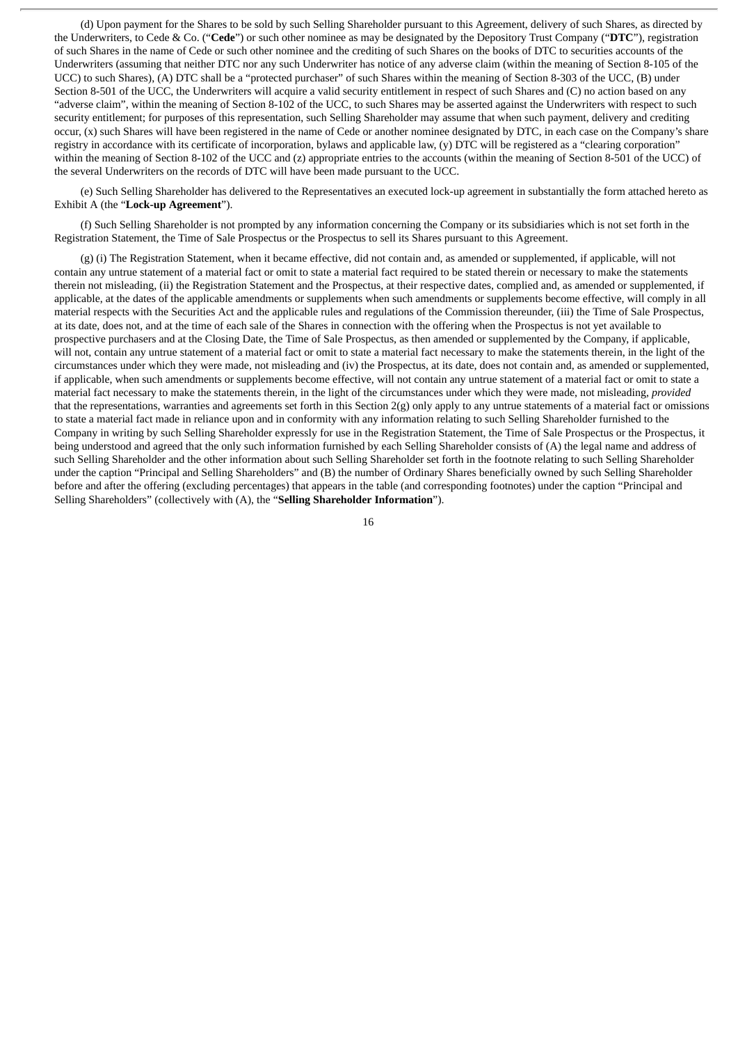(d) Upon payment for the Shares to be sold by such Selling Shareholder pursuant to this Agreement, delivery of such Shares, as directed by the Underwriters, to Cede & Co. ("**Cede**") or such other nominee as may be designated by the Depository Trust Company ("**DTC**"), registration of such Shares in the name of Cede or such other nominee and the crediting of such Shares on the books of DTC to securities accounts of the Underwriters (assuming that neither DTC nor any such Underwriter has notice of any adverse claim (within the meaning of Section 8-105 of the UCC) to such Shares), (A) DTC shall be a "protected purchaser" of such Shares within the meaning of Section 8-303 of the UCC, (B) under Section 8-501 of the UCC, the Underwriters will acquire a valid security entitlement in respect of such Shares and (C) no action based on any "adverse claim", within the meaning of Section 8-102 of the UCC, to such Shares may be asserted against the Underwriters with respect to such security entitlement; for purposes of this representation, such Selling Shareholder may assume that when such payment, delivery and crediting occur, (x) such Shares will have been registered in the name of Cede or another nominee designated by DTC, in each case on the Company's share registry in accordance with its certificate of incorporation, bylaws and applicable law, (y) DTC will be registered as a "clearing corporation" within the meaning of Section 8-102 of the UCC and (z) appropriate entries to the accounts (within the meaning of Section 8-501 of the UCC) of the several Underwriters on the records of DTC will have been made pursuant to the UCC.

(e) Such Selling Shareholder has delivered to the Representatives an executed lock-up agreement in substantially the form attached hereto as Exhibit A (the "**Lock-up Agreement**").

(f) Such Selling Shareholder is not prompted by any information concerning the Company or its subsidiaries which is not set forth in the Registration Statement, the Time of Sale Prospectus or the Prospectus to sell its Shares pursuant to this Agreement.

(g) (i) The Registration Statement, when it became effective, did not contain and, as amended or supplemented, if applicable, will not contain any untrue statement of a material fact or omit to state a material fact required to be stated therein or necessary to make the statements therein not misleading, (ii) the Registration Statement and the Prospectus, at their respective dates, complied and, as amended or supplemented, if applicable, at the dates of the applicable amendments or supplements when such amendments or supplements become effective, will comply in all material respects with the Securities Act and the applicable rules and regulations of the Commission thereunder, (iii) the Time of Sale Prospectus, at its date, does not, and at the time of each sale of the Shares in connection with the offering when the Prospectus is not yet available to prospective purchasers and at the Closing Date, the Time of Sale Prospectus, as then amended or supplemented by the Company, if applicable, will not, contain any untrue statement of a material fact or omit to state a material fact necessary to make the statements therein, in the light of the circumstances under which they were made, not misleading and (iv) the Prospectus, at its date, does not contain and, as amended or supplemented, if applicable, when such amendments or supplements become effective, will not contain any untrue statement of a material fact or omit to state a material fact necessary to make the statements therein, in the light of the circumstances under which they were made, not misleading, *provided* that the representations, warranties and agreements set forth in this Section 2(g) only apply to any untrue statements of a material fact or omissions to state a material fact made in reliance upon and in conformity with any information relating to such Selling Shareholder furnished to the Company in writing by such Selling Shareholder expressly for use in the Registration Statement, the Time of Sale Prospectus or the Prospectus, it being understood and agreed that the only such information furnished by each Selling Shareholder consists of (A) the legal name and address of such Selling Shareholder and the other information about such Selling Shareholder set forth in the footnote relating to such Selling Shareholder under the caption "Principal and Selling Shareholders" and (B) the number of Ordinary Shares beneficially owned by such Selling Shareholder before and after the offering (excluding percentages) that appears in the table (and corresponding footnotes) under the caption "Principal and Selling Shareholders" (collectively with (A), the "**Selling Shareholder Information**").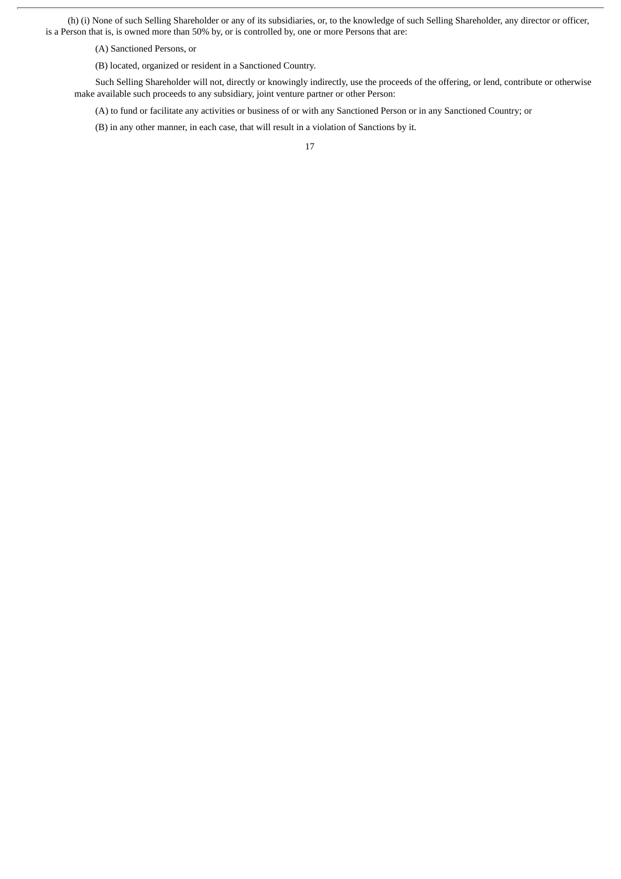(h) (i) None of such Selling Shareholder or any of its subsidiaries, or, to the knowledge of such Selling Shareholder, any director or officer, is a Person that is, is owned more than 50% by, or is controlled by, one or more Persons that are:

(A) Sanctioned Persons, or

(B) located, organized or resident in a Sanctioned Country.

Such Selling Shareholder will not, directly or knowingly indirectly, use the proceeds of the offering, or lend, contribute or otherwise make available such proceeds to any subsidiary, joint venture partner or other Person:

(A) to fund or facilitate any activities or business of or with any Sanctioned Person or in any Sanctioned Country; or

(B) in any other manner, in each case, that will result in a violation of Sanctions by it.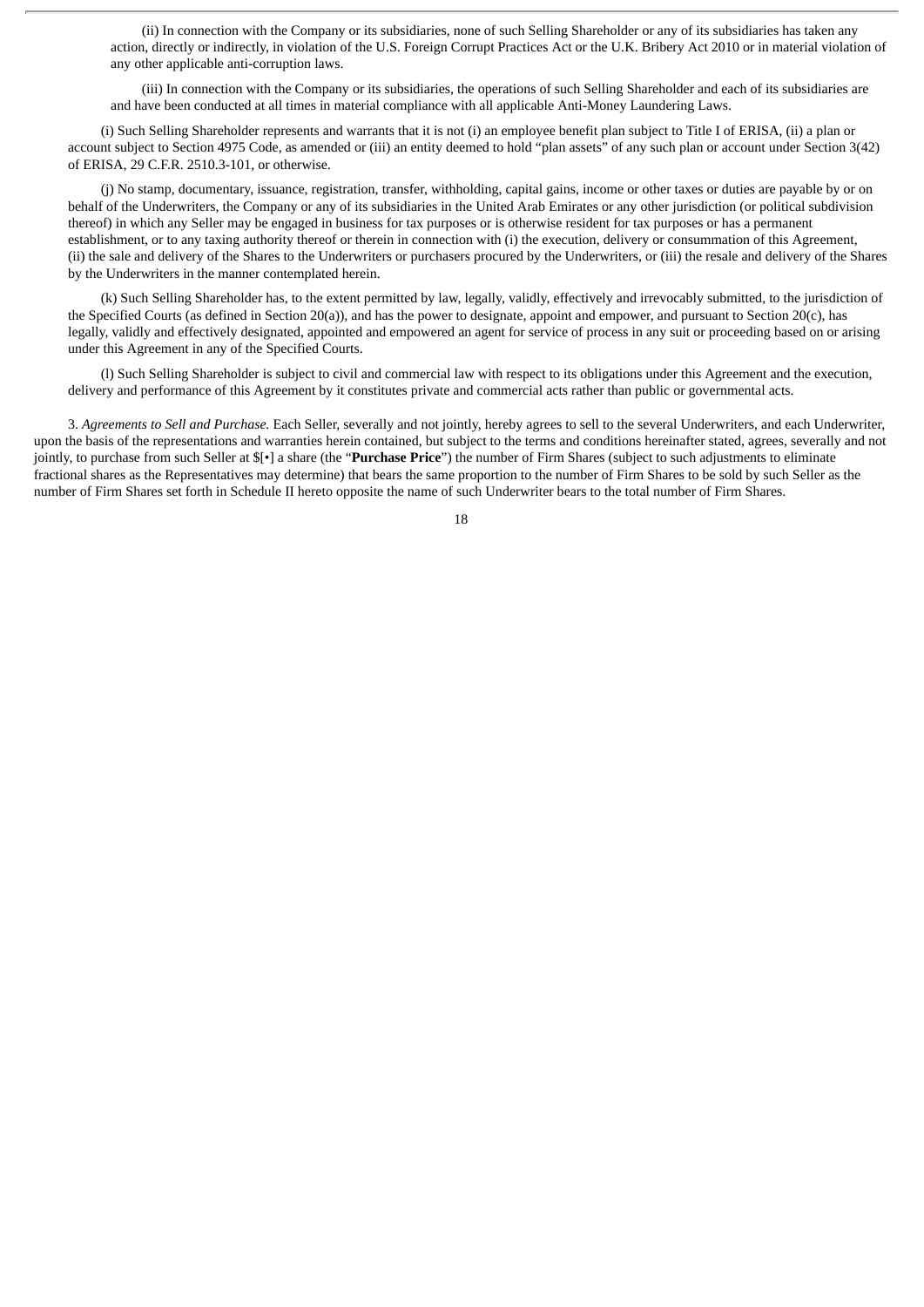(ii) In connection with the Company or its subsidiaries, none of such Selling Shareholder or any of its subsidiaries has taken any action, directly or indirectly, in violation of the U.S. Foreign Corrupt Practices Act or the U.K. Bribery Act 2010 or in material violation of any other applicable anti-corruption laws.

(iii) In connection with the Company or its subsidiaries, the operations of such Selling Shareholder and each of its subsidiaries are and have been conducted at all times in material compliance with all applicable Anti-Money Laundering Laws.

(i) Such Selling Shareholder represents and warrants that it is not (i) an employee benefit plan subject to Title I of ERISA, (ii) a plan or account subject to Section 4975 Code, as amended or (iii) an entity deemed to hold "plan assets" of any such plan or account under Section 3(42) of ERISA, 29 C.F.R. 2510.3-101, or otherwise.

(j) No stamp, documentary, issuance, registration, transfer, withholding, capital gains, income or other taxes or duties are payable by or on behalf of the Underwriters, the Company or any of its subsidiaries in the United Arab Emirates or any other jurisdiction (or political subdivision thereof) in which any Seller may be engaged in business for tax purposes or is otherwise resident for tax purposes or has a permanent establishment, or to any taxing authority thereof or therein in connection with (i) the execution, delivery or consummation of this Agreement, (ii) the sale and delivery of the Shares to the Underwriters or purchasers procured by the Underwriters, or (iii) the resale and delivery of the Shares by the Underwriters in the manner contemplated herein.

(k) Such Selling Shareholder has, to the extent permitted by law, legally, validly, effectively and irrevocably submitted, to the jurisdiction of the Specified Courts (as defined in Section 20(a)), and has the power to designate, appoint and empower, and pursuant to Section 20(c), has legally, validly and effectively designated, appointed and empowered an agent for service of process in any suit or proceeding based on or arising under this Agreement in any of the Specified Courts.

(l) Such Selling Shareholder is subject to civil and commercial law with respect to its obligations under this Agreement and the execution, delivery and performance of this Agreement by it constitutes private and commercial acts rather than public or governmental acts.

3. *Agreements to Sell and Purchase.* Each Seller, severally and not jointly, hereby agrees to sell to the several Underwriters, and each Underwriter, upon the basis of the representations and warranties herein contained, but subject to the terms and conditions hereinafter stated, agrees, severally and not jointly, to purchase from such Seller at $[•] a share (the "**Purchase Price**") the number of Firm Shares (subject to such adjustments to eliminate fractional shares as the Representatives may determine) that bears the same proportion to the number of Firm Shares to be sold by such Seller as the number of Firm Shares set forth in Schedule II hereto opposite the name of such Underwriter bears to the total number of Firm Shares.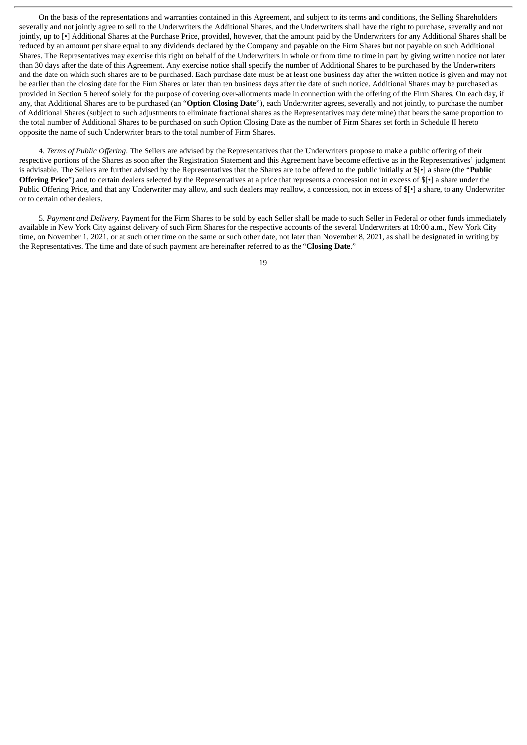On the basis of the representations and warranties contained in this Agreement, and subject to its terms and conditions, the Selling Shareholders severally and not jointly agree to sell to the Underwriters the Additional Shares, and the Underwriters shall have the right to purchase, severally and not jointly, up to [•] Additional Shares at the Purchase Price, provided, however, that the amount paid by the Underwriters for any Additional Shares shall be reduced by an amount per share equal to any dividends declared by the Company and payable on the Firm Shares but not payable on such Additional Shares. The Representatives may exercise this right on behalf of the Underwriters in whole or from time to time in part by giving written notice not later than 30 days after the date of this Agreement. Any exercise notice shall specify the number of Additional Shares to be purchased by the Underwriters and the date on which such shares are to be purchased. Each purchase date must be at least one business day after the written notice is given and may not be earlier than the closing date for the Firm Shares or later than ten business days after the date of such notice. Additional Shares may be purchased as provided in Section 5 hereof solely for the purpose of covering over-allotments made in connection with the offering of the Firm Shares. On each day, if any, that Additional Shares are to be purchased (an "**Option Closing Date**"), each Underwriter agrees, severally and not jointly, to purchase the number of Additional Shares (subject to such adjustments to eliminate fractional shares as the Representatives may determine) that bears the same proportion to the total number of Additional Shares to be purchased on such Option Closing Date as the number of Firm Shares set forth in Schedule II hereto opposite the name of such Underwriter bears to the total number of Firm Shares.

4. *Terms of Public Offering.* The Sellers are advised by the Representatives that the Underwriters propose to make a public offering of their respective portions of the Shares as soon after the Registration Statement and this Agreement have become effective as in the Representatives' judgment is advisable. The Sellers are further advised by the Representatives that the Shares are to be offered to the public initially at $[•] a share (the "**Public Offering Price**") and to certain dealers selected by the Representatives at a price that represents a concession not in excess of $[•] a share under the Public Offering Price, and that any Underwriter may allow, and such dealers may reallow, a concession, not in excess of $[•] a share, to any Underwriter or to certain other dealers.

5. *Payment and Delivery.* Payment for the Firm Shares to be sold by each Seller shall be made to such Seller in Federal or other funds immediately available in New York City against delivery of such Firm Shares for the respective accounts of the several Underwriters at 10:00 a.m., New York City time, on November 1, 2021, or at such other time on the same or such other date, not later than November 8, 2021, as shall be designated in writing by the Representatives. The time and date of such payment are hereinafter referred to as the "**Closing Date**."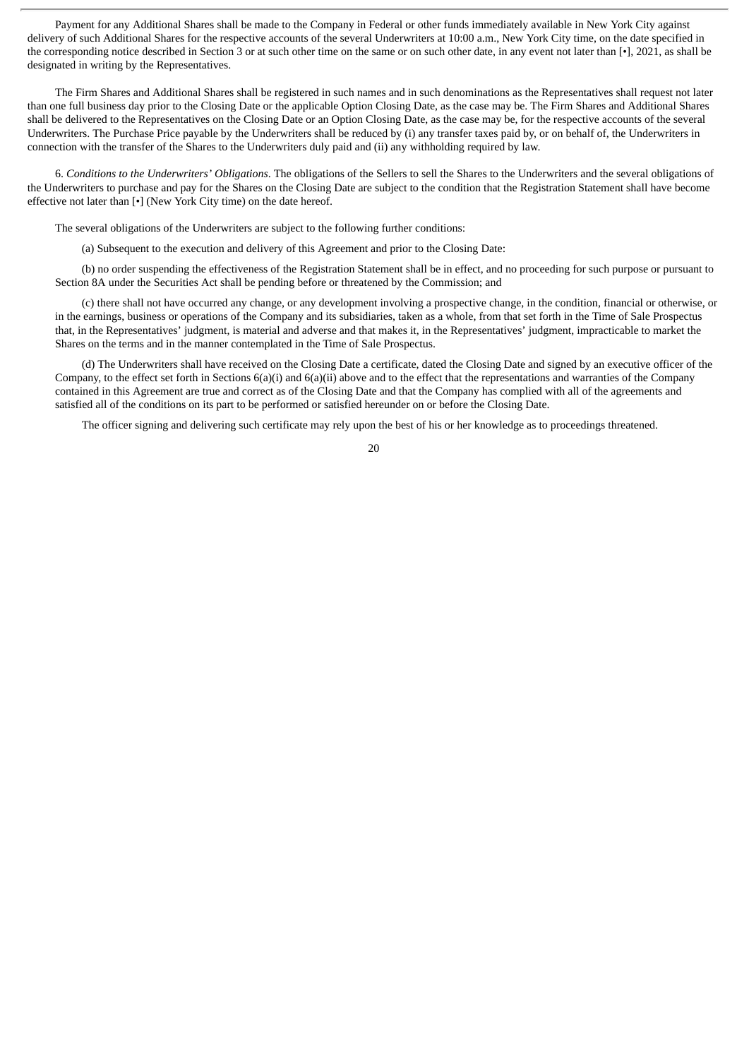Payment for any Additional Shares shall be made to the Company in Federal or other funds immediately available in New York City against delivery of such Additional Shares for the respective accounts of the several Underwriters at 10:00 a.m., New York City time, on the date specified in the corresponding notice described in Section 3 or at such other time on the same or on such other date, in any event not later than [•], 2021, as shall be designated in writing by the Representatives.

The Firm Shares and Additional Shares shall be registered in such names and in such denominations as the Representatives shall request not later than one full business day prior to the Closing Date or the applicable Option Closing Date, as the case may be. The Firm Shares and Additional Shares shall be delivered to the Representatives on the Closing Date or an Option Closing Date, as the case may be, for the respective accounts of the several Underwriters. The Purchase Price payable by the Underwriters shall be reduced by (i) any transfer taxes paid by, or on behalf of, the Underwriters in connection with the transfer of the Shares to the Underwriters duly paid and (ii) any withholding required by law.

6. *Conditions to the Underwriters' Obligations*. The obligations of the Sellers to sell the Shares to the Underwriters and the several obligations of the Underwriters to purchase and pay for the Shares on the Closing Date are subject to the condition that the Registration Statement shall have become effective not later than [•] (New York City time) on the date hereof.

The several obligations of the Underwriters are subject to the following further conditions:

(a) Subsequent to the execution and delivery of this Agreement and prior to the Closing Date:

(b) no order suspending the effectiveness of the Registration Statement shall be in effect, and no proceeding for such purpose or pursuant to Section 8A under the Securities Act shall be pending before or threatened by the Commission; and

(c) there shall not have occurred any change, or any development involving a prospective change, in the condition, financial or otherwise, or in the earnings, business or operations of the Company and its subsidiaries, taken as a whole, from that set forth in the Time of Sale Prospectus that, in the Representatives' judgment, is material and adverse and that makes it, in the Representatives' judgment, impracticable to market the Shares on the terms and in the manner contemplated in the Time of Sale Prospectus.

(d) The Underwriters shall have received on the Closing Date a certificate, dated the Closing Date and signed by an executive officer of the Company, to the effect set forth in Sections 6(a)(i) and 6(a)(ii) above and to the effect that the representations and warranties of the Company contained in this Agreement are true and correct as of the Closing Date and that the Company has complied with all of the agreements and satisfied all of the conditions on its part to be performed or satisfied hereunder on or before the Closing Date.

The officer signing and delivering such certificate may rely upon the best of his or her knowledge as to proceedings threatened.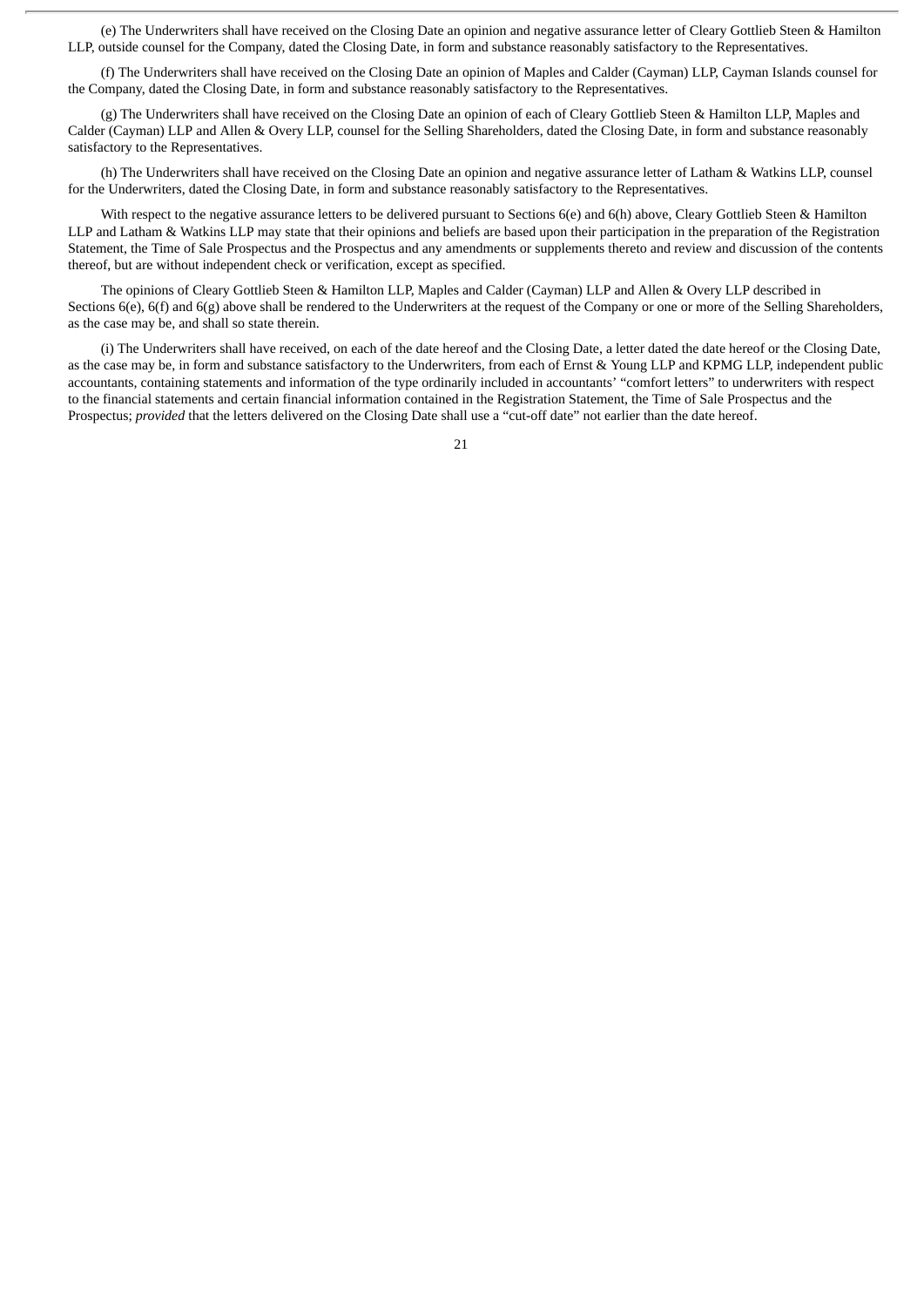(e) The Underwriters shall have received on the Closing Date an opinion and negative assurance letter of Cleary Gottlieb Steen & Hamilton LLP, outside counsel for the Company, dated the Closing Date, in form and substance reasonably satisfactory to the Representatives.

(f) The Underwriters shall have received on the Closing Date an opinion of Maples and Calder (Cayman) LLP, Cayman Islands counsel for the Company, dated the Closing Date, in form and substance reasonably satisfactory to the Representatives.

(g) The Underwriters shall have received on the Closing Date an opinion of each of Cleary Gottlieb Steen & Hamilton LLP, Maples and Calder (Cayman) LLP and Allen & Overy LLP, counsel for the Selling Shareholders, dated the Closing Date, in form and substance reasonably satisfactory to the Representatives.

(h) The Underwriters shall have received on the Closing Date an opinion and negative assurance letter of Latham & Watkins LLP, counsel for the Underwriters, dated the Closing Date, in form and substance reasonably satisfactory to the Representatives.

With respect to the negative assurance letters to be delivered pursuant to Sections 6(e) and 6(h) above, Cleary Gottlieb Steen & Hamilton LLP and Latham & Watkins LLP may state that their opinions and beliefs are based upon their participation in the preparation of the Registration Statement, the Time of Sale Prospectus and the Prospectus and any amendments or supplements thereto and review and discussion of the contents thereof, but are without independent check or verification, except as specified.

The opinions of Cleary Gottlieb Steen & Hamilton LLP, Maples and Calder (Cayman) LLP and Allen & Overy LLP described in Sections 6(e), 6(f) and 6(g) above shall be rendered to the Underwriters at the request of the Company or one or more of the Selling Shareholders, as the case may be, and shall so state therein.

(i) The Underwriters shall have received, on each of the date hereof and the Closing Date, a letter dated the date hereof or the Closing Date, as the case may be, in form and substance satisfactory to the Underwriters, from each of Ernst & Young LLP and KPMG LLP, independent public accountants, containing statements and information of the type ordinarily included in accountants' "comfort letters" to underwriters with respect to the financial statements and certain financial information contained in the Registration Statement, the Time of Sale Prospectus and the Prospectus; *provided* that the letters delivered on the Closing Date shall use a "cut-off date" not earlier than the date hereof.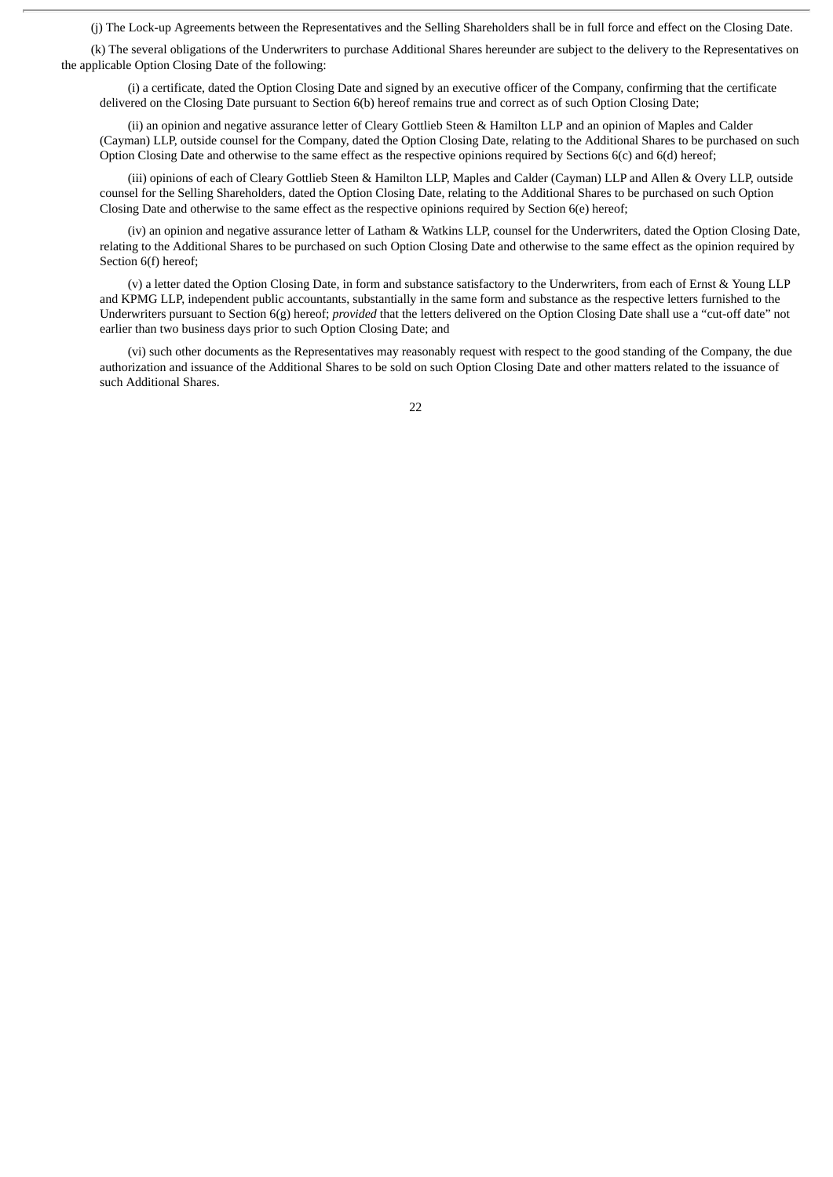(j) The Lock-up Agreements between the Representatives and the Selling Shareholders shall be in full force and effect on the Closing Date.

(k) The several obligations of the Underwriters to purchase Additional Shares hereunder are subject to the delivery to the Representatives on the applicable Option Closing Date of the following:

(i) a certificate, dated the Option Closing Date and signed by an executive officer of the Company, confirming that the certificate delivered on the Closing Date pursuant to Section 6(b) hereof remains true and correct as of such Option Closing Date;

(ii) an opinion and negative assurance letter of Cleary Gottlieb Steen & Hamilton LLP and an opinion of Maples and Calder (Cayman) LLP, outside counsel for the Company, dated the Option Closing Date, relating to the Additional Shares to be purchased on such Option Closing Date and otherwise to the same effect as the respective opinions required by Sections 6(c) and 6(d) hereof;

(iii) opinions of each of Cleary Gottlieb Steen & Hamilton LLP, Maples and Calder (Cayman) LLP and Allen & Overy LLP, outside counsel for the Selling Shareholders, dated the Option Closing Date, relating to the Additional Shares to be purchased on such Option Closing Date and otherwise to the same effect as the respective opinions required by Section 6(e) hereof;

(iv) an opinion and negative assurance letter of Latham & Watkins LLP, counsel for the Underwriters, dated the Option Closing Date, relating to the Additional Shares to be purchased on such Option Closing Date and otherwise to the same effect as the opinion required by Section 6(f) hereof;

(v) a letter dated the Option Closing Date, in form and substance satisfactory to the Underwriters, from each of Ernst & Young LLP and KPMG LLP, independent public accountants, substantially in the same form and substance as the respective letters furnished to the Underwriters pursuant to Section 6(g) hereof; *provided* that the letters delivered on the Option Closing Date shall use a "cut-off date" not earlier than two business days prior to such Option Closing Date; and

(vi) such other documents as the Representatives may reasonably request with respect to the good standing of the Company, the due authorization and issuance of the Additional Shares to be sold on such Option Closing Date and other matters related to the issuance of such Additional Shares.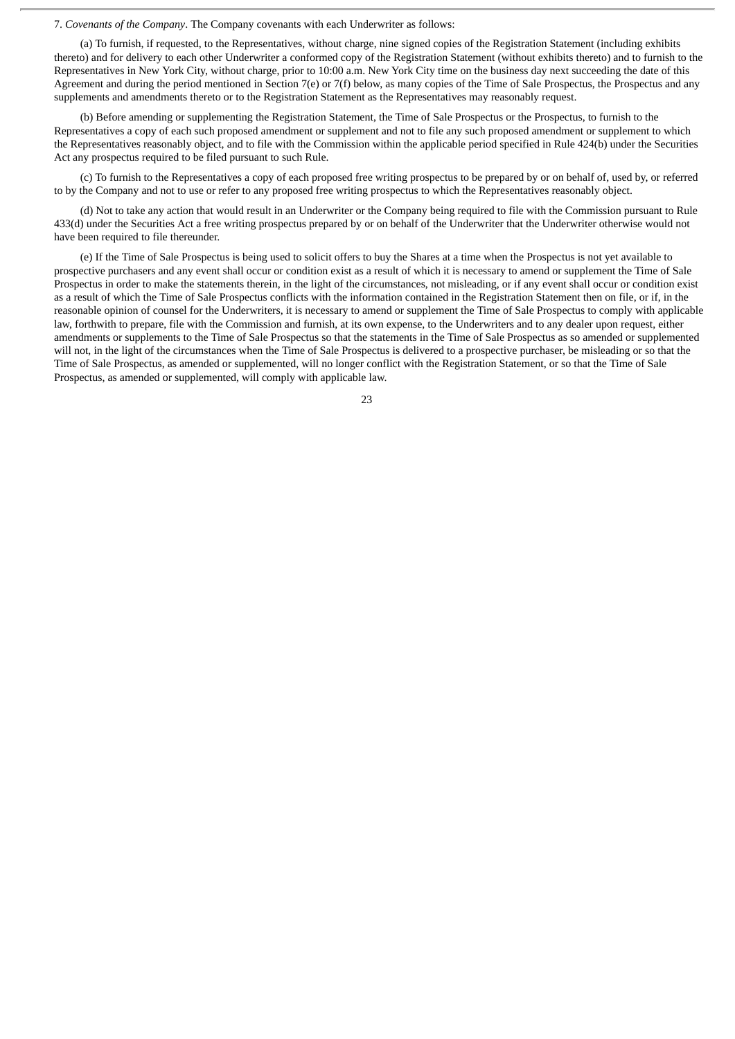7. *Covenants of the Company*. The Company covenants with each Underwriter as follows:

(a) To furnish, if requested, to the Representatives, without charge, nine signed copies of the Registration Statement (including exhibits thereto) and for delivery to each other Underwriter a conformed copy of the Registration Statement (without exhibits thereto) and to furnish to the Representatives in New York City, without charge, prior to 10:00 a.m. New York City time on the business day next succeeding the date of this Agreement and during the period mentioned in Section 7(e) or 7(f) below, as many copies of the Time of Sale Prospectus, the Prospectus and any supplements and amendments thereto or to the Registration Statement as the Representatives may reasonably request.

(b) Before amending or supplementing the Registration Statement, the Time of Sale Prospectus or the Prospectus, to furnish to the Representatives a copy of each such proposed amendment or supplement and not to file any such proposed amendment or supplement to which the Representatives reasonably object, and to file with the Commission within the applicable period specified in Rule 424(b) under the Securities Act any prospectus required to be filed pursuant to such Rule.

(c) To furnish to the Representatives a copy of each proposed free writing prospectus to be prepared by or on behalf of, used by, or referred to by the Company and not to use or refer to any proposed free writing prospectus to which the Representatives reasonably object.

(d) Not to take any action that would result in an Underwriter or the Company being required to file with the Commission pursuant to Rule 433(d) under the Securities Act a free writing prospectus prepared by or on behalf of the Underwriter that the Underwriter otherwise would not have been required to file thereunder.

(e) If the Time of Sale Prospectus is being used to solicit offers to buy the Shares at a time when the Prospectus is not yet available to prospective purchasers and any event shall occur or condition exist as a result of which it is necessary to amend or supplement the Time of Sale Prospectus in order to make the statements therein, in the light of the circumstances, not misleading, or if any event shall occur or condition exist as a result of which the Time of Sale Prospectus conflicts with the information contained in the Registration Statement then on file, or if, in the reasonable opinion of counsel for the Underwriters, it is necessary to amend or supplement the Time of Sale Prospectus to comply with applicable law, forthwith to prepare, file with the Commission and furnish, at its own expense, to the Underwriters and to any dealer upon request, either amendments or supplements to the Time of Sale Prospectus so that the statements in the Time of Sale Prospectus as so amended or supplemented will not, in the light of the circumstances when the Time of Sale Prospectus is delivered to a prospective purchaser, be misleading or so that the Time of Sale Prospectus, as amended or supplemented, will no longer conflict with the Registration Statement, or so that the Time of Sale Prospectus, as amended or supplemented, will comply with applicable law.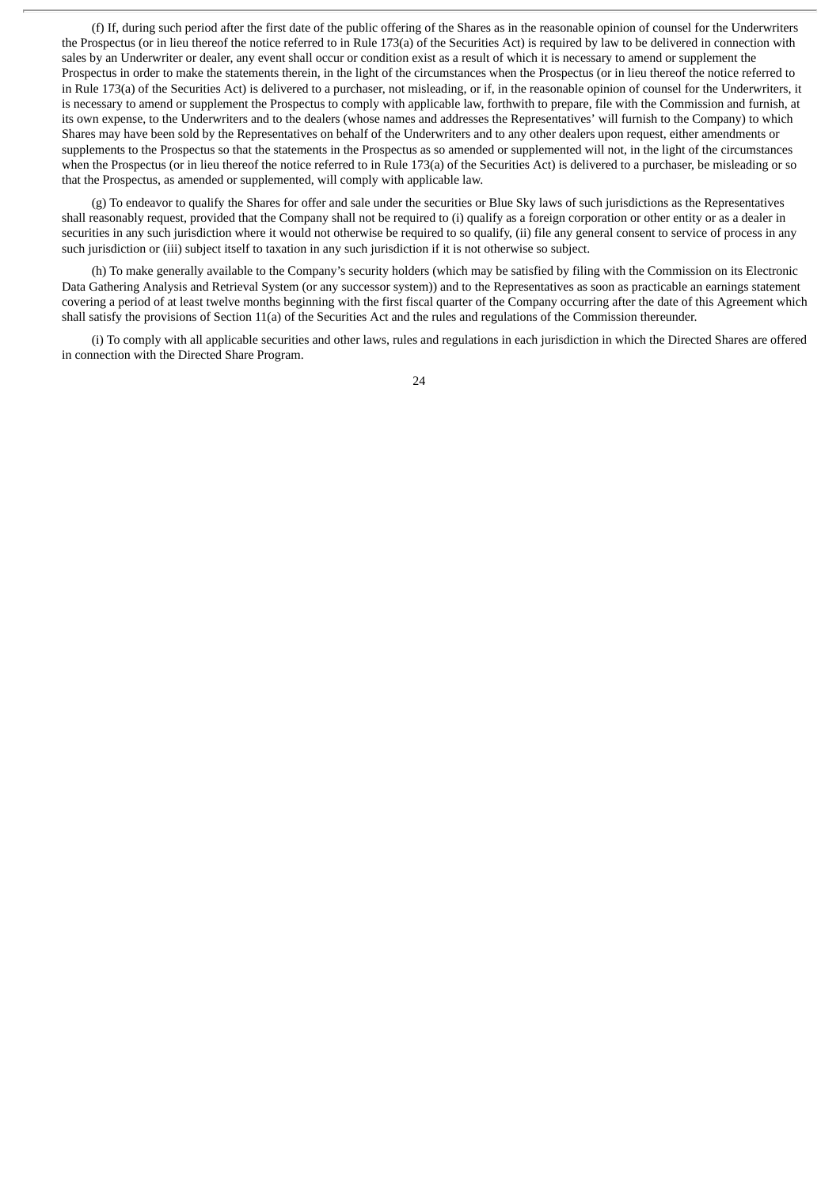(f) If, during such period after the first date of the public offering of the Shares as in the reasonable opinion of counsel for the Underwriters the Prospectus (or in lieu thereof the notice referred to in Rule 173(a) of the Securities Act) is required by law to be delivered in connection with sales by an Underwriter or dealer, any event shall occur or condition exist as a result of which it is necessary to amend or supplement the Prospectus in order to make the statements therein, in the light of the circumstances when the Prospectus (or in lieu thereof the notice referred to in Rule 173(a) of the Securities Act) is delivered to a purchaser, not misleading, or if, in the reasonable opinion of counsel for the Underwriters, it is necessary to amend or supplement the Prospectus to comply with applicable law, forthwith to prepare, file with the Commission and furnish, at its own expense, to the Underwriters and to the dealers (whose names and addresses the Representatives' will furnish to the Company) to which Shares may have been sold by the Representatives on behalf of the Underwriters and to any other dealers upon request, either amendments or supplements to the Prospectus so that the statements in the Prospectus as so amended or supplemented will not, in the light of the circumstances when the Prospectus (or in lieu thereof the notice referred to in Rule 173(a) of the Securities Act) is delivered to a purchaser, be misleading or so that the Prospectus, as amended or supplemented, will comply with applicable law.

(g) To endeavor to qualify the Shares for offer and sale under the securities or Blue Sky laws of such jurisdictions as the Representatives shall reasonably request, provided that the Company shall not be required to (i) qualify as a foreign corporation or other entity or as a dealer in securities in any such jurisdiction where it would not otherwise be required to so qualify, (ii) file any general consent to service of process in any such jurisdiction or (iii) subject itself to taxation in any such jurisdiction if it is not otherwise so subject.

(h) To make generally available to the Company's security holders (which may be satisfied by filing with the Commission on its Electronic Data Gathering Analysis and Retrieval System (or any successor system)) and to the Representatives as soon as practicable an earnings statement covering a period of at least twelve months beginning with the first fiscal quarter of the Company occurring after the date of this Agreement which shall satisfy the provisions of Section 11(a) of the Securities Act and the rules and regulations of the Commission thereunder.

(i) To comply with all applicable securities and other laws, rules and regulations in each jurisdiction in which the Directed Shares are offered in connection with the Directed Share Program.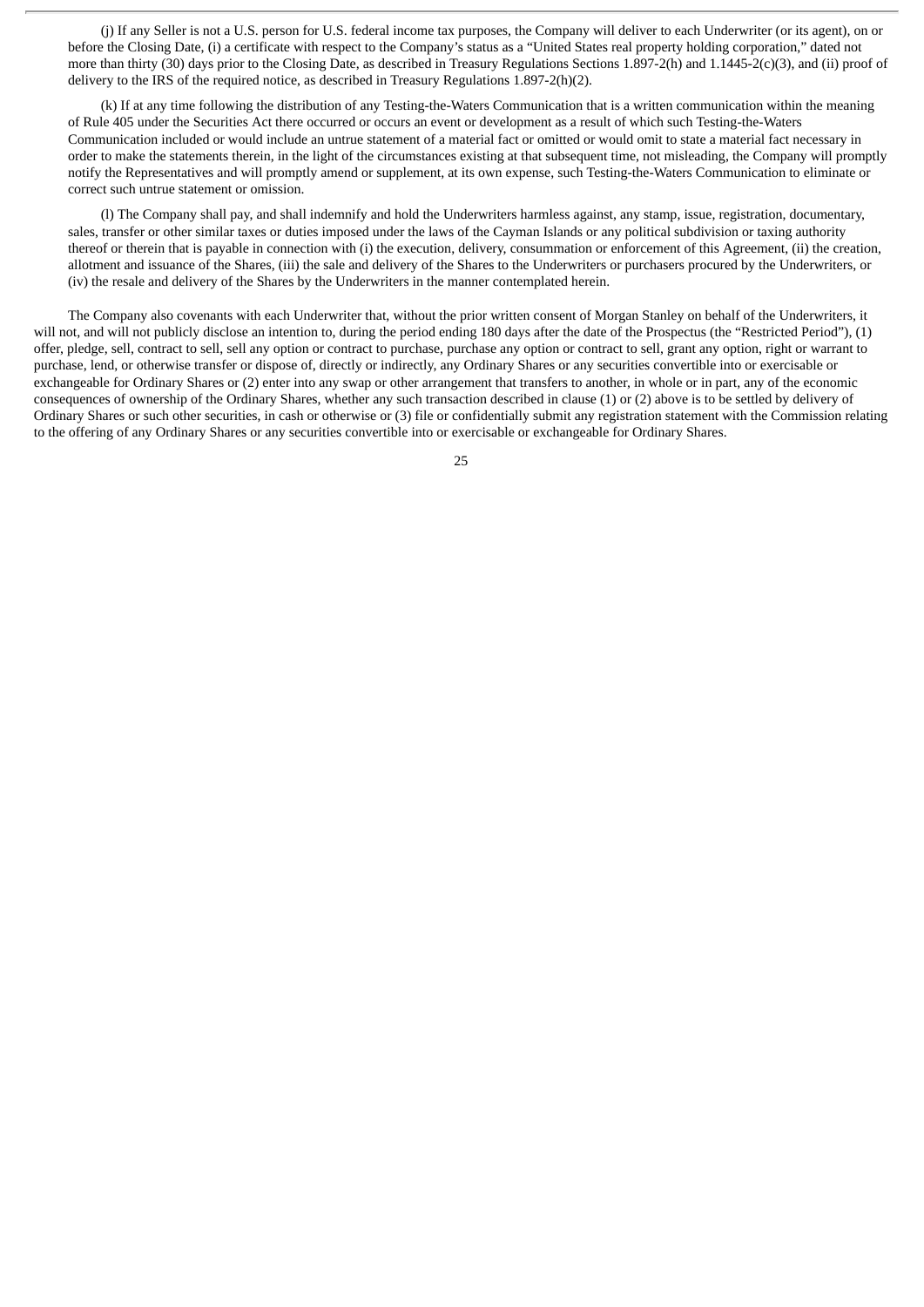(j) If any Seller is not a U.S. person for U.S. federal income tax purposes, the Company will deliver to each Underwriter (or its agent), on or before the Closing Date, (i) a certificate with respect to the Company's status as a "United States real property holding corporation," dated not more than thirty (30) days prior to the Closing Date, as described in Treasury Regulations Sections 1.897-2(h) and 1.1445-2(c)(3), and (ii) proof of delivery to the IRS of the required notice, as described in Treasury Regulations 1.897-2(h)(2).

(k) If at any time following the distribution of any Testing-the-Waters Communication that is a written communication within the meaning of Rule 405 under the Securities Act there occurred or occurs an event or development as a result of which such Testing-the-Waters Communication included or would include an untrue statement of a material fact or omitted or would omit to state a material fact necessary in order to make the statements therein, in the light of the circumstances existing at that subsequent time, not misleading, the Company will promptly notify the Representatives and will promptly amend or supplement, at its own expense, such Testing-the-Waters Communication to eliminate or correct such untrue statement or omission.

(l) The Company shall pay, and shall indemnify and hold the Underwriters harmless against, any stamp, issue, registration, documentary, sales, transfer or other similar taxes or duties imposed under the laws of the Cayman Islands or any political subdivision or taxing authority thereof or therein that is payable in connection with (i) the execution, delivery, consummation or enforcement of this Agreement, (ii) the creation, allotment and issuance of the Shares, (iii) the sale and delivery of the Shares to the Underwriters or purchasers procured by the Underwriters, or (iv) the resale and delivery of the Shares by the Underwriters in the manner contemplated herein.

The Company also covenants with each Underwriter that, without the prior written consent of Morgan Stanley on behalf of the Underwriters, it will not, and will not publicly disclose an intention to, during the period ending 180 days after the date of the Prospectus (the "Restricted Period"), (1) offer, pledge, sell, contract to sell, sell any option or contract to purchase, purchase any option or contract to sell, grant any option, right or warrant to purchase, lend, or otherwise transfer or dispose of, directly or indirectly, any Ordinary Shares or any securities convertible into or exercisable or exchangeable for Ordinary Shares or (2) enter into any swap or other arrangement that transfers to another, in whole or in part, any of the economic consequences of ownership of the Ordinary Shares, whether any such transaction described in clause (1) or (2) above is to be settled by delivery of Ordinary Shares or such other securities, in cash or otherwise or (3) file or confidentially submit any registration statement with the Commission relating to the offering of any Ordinary Shares or any securities convertible into or exercisable or exchangeable for Ordinary Shares.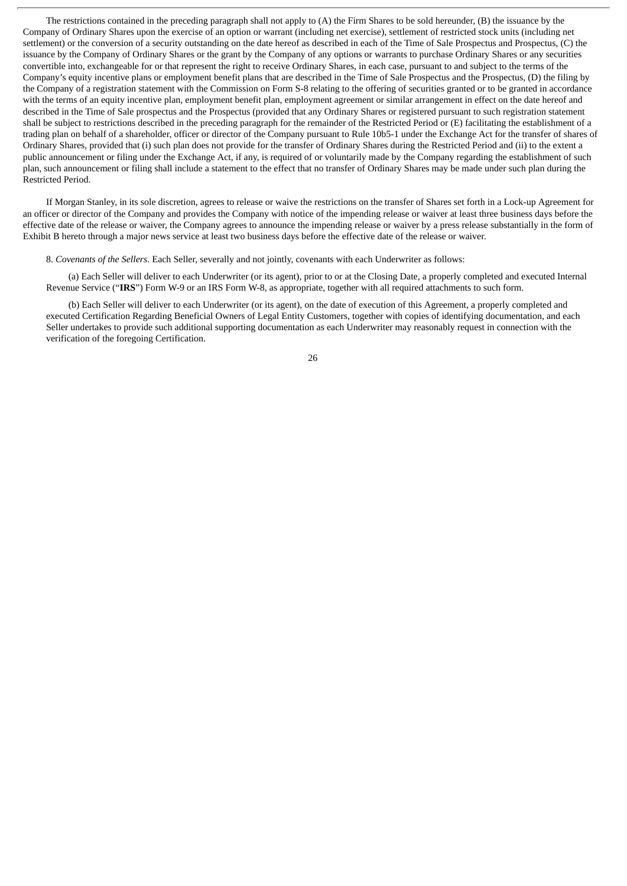The restrictions contained in the preceding paragraph shall not apply to (A) the Firm Shares to be sold hereunder, (B) the issuance by the Company of Ordinary Shares upon the exercise of an option or warrant (including net exercise), settlement of restricted stock units (including net settlement) or the conversion of a security outstanding on the date hereof as described in each of the Time of Sale Prospectus and Prospectus, (C) the issuance by the Company of Ordinary Shares or the grant by the Company of any options or warrants to purchase Ordinary Shares or any securities convertible into, exchangeable for or that represent the right to receive Ordinary Shares, in each case, pursuant to and subject to the terms of the Company's equity incentive plans or employment benefit plans that are described in the Time of Sale Prospectus and the Prospectus, (D) the filing by the Company of a registration statement with the Commission on Form S-8 relating to the offering of securities granted or to be granted in accordance with the terms of an equity incentive plan, employment benefit plan, employment agreement or similar arrangement in effect on the date hereof and described in the Time of Sale prospectus and the Prospectus (provided that any Ordinary Shares or registered pursuant to such registration statement shall be subject to restrictions described in the preceding paragraph for the remainder of the Restricted Period or (E) facilitating the establishment of a trading plan on behalf of a shareholder, officer or director of the Company pursuant to Rule 10b5-1 under the Exchange Act for the transfer of shares of Ordinary Shares, provided that (i) such plan does not provide for the transfer of Ordinary Shares during the Restricted Period and (ii) to the extent a public announcement or filing under the Exchange Act, if any, is required of or voluntarily made by the Company regarding the establishment of such plan, such announcement or filing shall include a statement to the effect that no transfer of Ordinary Shares may be made under such plan during the Restricted Period.

If Morgan Stanley, in its sole discretion, agrees to release or waive the restrictions on the transfer of Shares set forth in a Lock-up Agreement for an officer or director of the Company and provides the Company with notice of the impending release or waiver at least three business days before the effective date of the release or waiver, the Company agrees to announce the impending release or waiver by a press release substantially in the form of Exhibit B hereto through a major news service at least two business days before the effective date of the release or waiver.

8. *Covenants of the Sellers*. Each Seller, severally and not jointly, covenants with each Underwriter as follows:

(a) Each Seller will deliver to each Underwriter (or its agent), prior to or at the Closing Date, a properly completed and executed Internal Revenue Service ("**IRS**") Form W-9 or an IRS Form W-8, as appropriate, together with all required attachments to such form.

(b) Each Seller will deliver to each Underwriter (or its agent), on the date of execution of this Agreement, a properly completed and executed Certification Regarding Beneficial Owners of Legal Entity Customers, together with copies of identifying documentation, and each Seller undertakes to provide such additional supporting documentation as each Underwriter may reasonably request in connection with the verification of the foregoing Certification.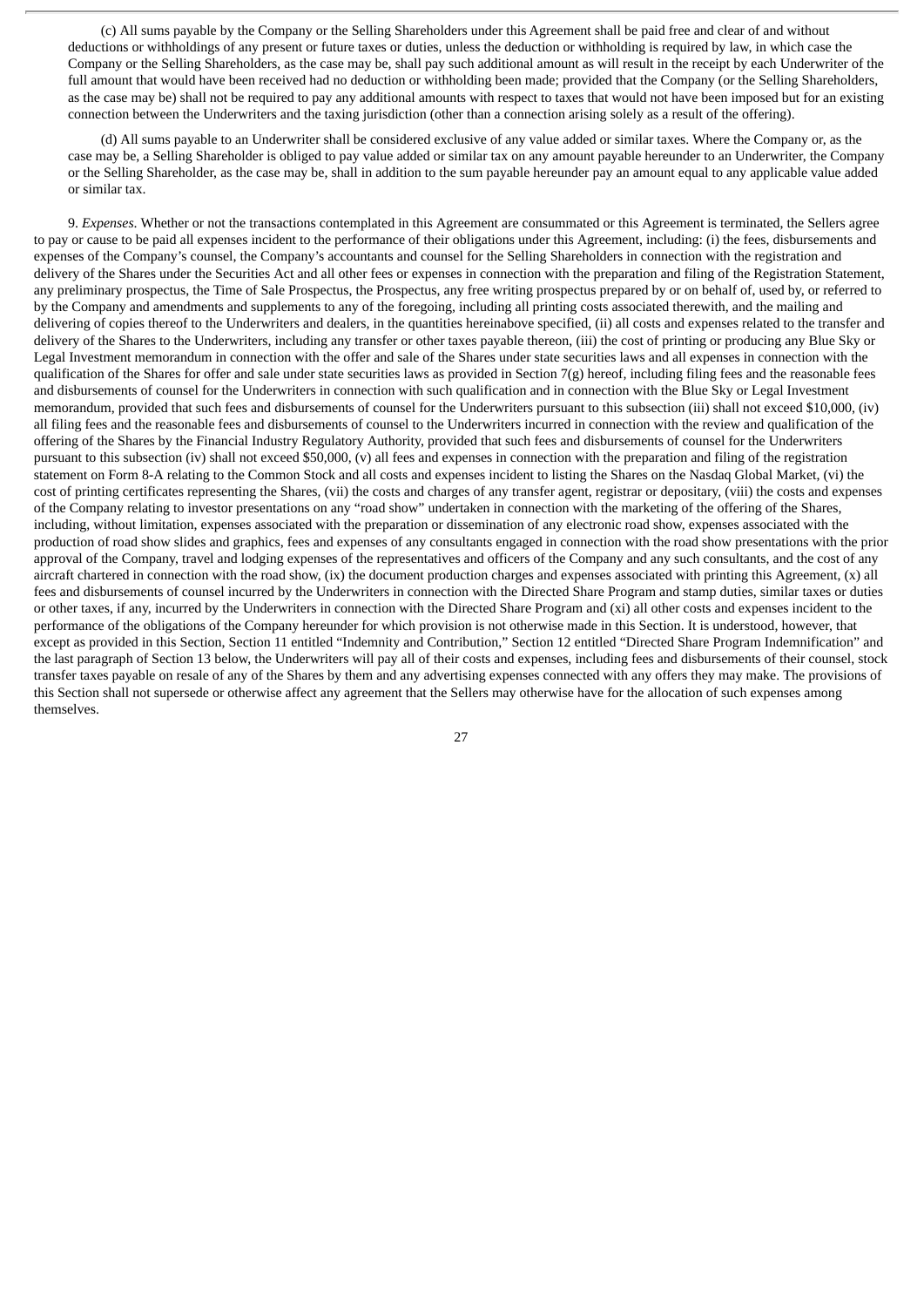(c) All sums payable by the Company or the Selling Shareholders under this Agreement shall be paid free and clear of and without deductions or withholdings of any present or future taxes or duties, unless the deduction or withholding is required by law, in which case the Company or the Selling Shareholders, as the case may be, shall pay such additional amount as will result in the receipt by each Underwriter of the full amount that would have been received had no deduction or withholding been made; provided that the Company (or the Selling Shareholders, as the case may be) shall not be required to pay any additional amounts with respect to taxes that would not have been imposed but for an existing connection between the Underwriters and the taxing jurisdiction (other than a connection arising solely as a result of the offering).

(d) All sums payable to an Underwriter shall be considered exclusive of any value added or similar taxes. Where the Company or, as the case may be, a Selling Shareholder is obliged to pay value added or similar tax on any amount payable hereunder to an Underwriter, the Company or the Selling Shareholder, as the case may be, shall in addition to the sum payable hereunder pay an amount equal to any applicable value added or similar tax.

9. *Expenses*. Whether or not the transactions contemplated in this Agreement are consummated or this Agreement is terminated, the Sellers agree to pay or cause to be paid all expenses incident to the performance of their obligations under this Agreement, including: (i) the fees, disbursements and expenses of the Company's counsel, the Company's accountants and counsel for the Selling Shareholders in connection with the registration and delivery of the Shares under the Securities Act and all other fees or expenses in connection with the preparation and filing of the Registration Statement, any preliminary prospectus, the Time of Sale Prospectus, the Prospectus, any free writing prospectus prepared by or on behalf of, used by, or referred to by the Company and amendments and supplements to any of the foregoing, including all printing costs associated therewith, and the mailing and delivering of copies thereof to the Underwriters and dealers, in the quantities hereinabove specified, (ii) all costs and expenses related to the transfer and delivery of the Shares to the Underwriters, including any transfer or other taxes payable thereon, (iii) the cost of printing or producing any Blue Sky or Legal Investment memorandum in connection with the offer and sale of the Shares under state securities laws and all expenses in connection with the qualification of the Shares for offer and sale under state securities laws as provided in Section 7(g) hereof, including filing fees and the reasonable fees and disbursements of counsel for the Underwriters in connection with such qualification and in connection with the Blue Sky or Legal Investment memorandum, provided that such fees and disbursements of counsel for the Underwriters pursuant to this subsection (iii) shall not exceed $10,000, (iv) all filing fees and the reasonable fees and disbursements of counsel to the Underwriters incurred in connection with the review and qualification of the offering of the Shares by the Financial Industry Regulatory Authority, provided that such fees and disbursements of counsel for the Underwriters pursuant to this subsection (iv) shall not exceed $50,000, (v) all fees and expenses in connection with the preparation and filing of the registration statement on Form 8-A relating to the Common Stock and all costs and expenses incident to listing the Shares on the Nasdaq Global Market, (vi) the cost of printing certificates representing the Shares, (vii) the costs and charges of any transfer agent, registrar or depositary, (viii) the costs and expenses of the Company relating to investor presentations on any "road show" undertaken in connection with the marketing of the offering of the Shares, including, without limitation, expenses associated with the preparation or dissemination of any electronic road show, expenses associated with the production of road show slides and graphics, fees and expenses of any consultants engaged in connection with the road show presentations with the prior approval of the Company, travel and lodging expenses of the representatives and officers of the Company and any such consultants, and the cost of any aircraft chartered in connection with the road show, (ix) the document production charges and expenses associated with printing this Agreement, (x) all fees and disbursements of counsel incurred by the Underwriters in connection with the Directed Share Program and stamp duties, similar taxes or duties or other taxes, if any, incurred by the Underwriters in connection with the Directed Share Program and (xi) all other costs and expenses incident to the performance of the obligations of the Company hereunder for which provision is not otherwise made in this Section. It is understood, however, that except as provided in this Section, Section 11 entitled "Indemnity and Contribution," Section 12 entitled "Directed Share Program Indemnification" and the last paragraph of Section 13 below, the Underwriters will pay all of their costs and expenses, including fees and disbursements of their counsel, stock transfer taxes payable on resale of any of the Shares by them and any advertising expenses connected with any offers they may make. The provisions of this Section shall not supersede or otherwise affect any agreement that the Sellers may otherwise have for the allocation of such expenses among themselves.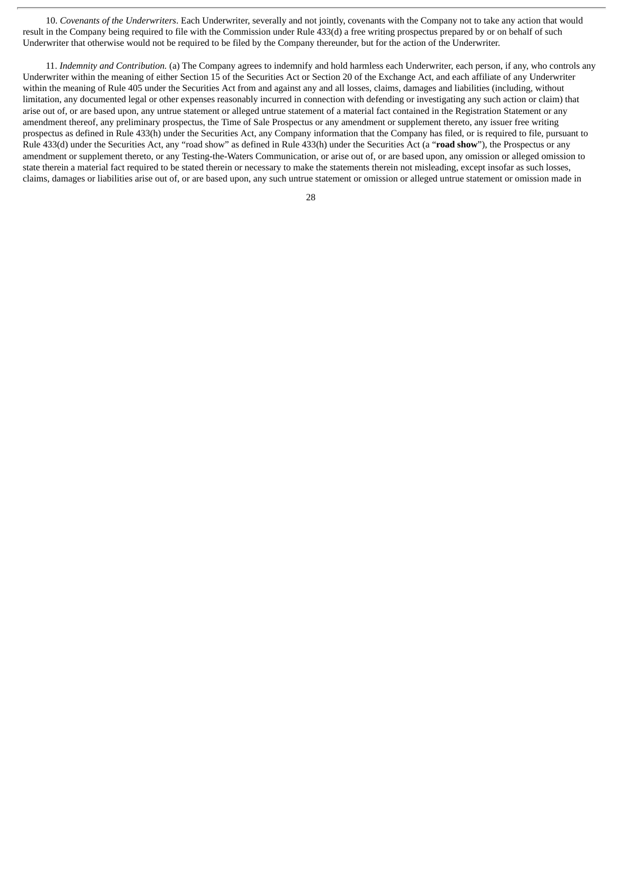10. *Covenants of the Underwriters*. Each Underwriter, severally and not jointly, covenants with the Company not to take any action that would result in the Company being required to file with the Commission under Rule 433(d) a free writing prospectus prepared by or on behalf of such Underwriter that otherwise would not be required to be filed by the Company thereunder, but for the action of the Underwriter.

11. *Indemnity and Contribution.* (a) The Company agrees to indemnify and hold harmless each Underwriter, each person, if any, who controls any Underwriter within the meaning of either Section 15 of the Securities Act or Section 20 of the Exchange Act, and each affiliate of any Underwriter within the meaning of Rule 405 under the Securities Act from and against any and all losses, claims, damages and liabilities (including, without limitation, any documented legal or other expenses reasonably incurred in connection with defending or investigating any such action or claim) that arise out of, or are based upon, any untrue statement or alleged untrue statement of a material fact contained in the Registration Statement or any amendment thereof, any preliminary prospectus, the Time of Sale Prospectus or any amendment or supplement thereto, any issuer free writing prospectus as defined in Rule 433(h) under the Securities Act, any Company information that the Company has filed, or is required to file, pursuant to Rule 433(d) under the Securities Act, any "road show" as defined in Rule 433(h) under the Securities Act (a "**road show**"), the Prospectus or any amendment or supplement thereto, or any Testing-the-Waters Communication, or arise out of, or are based upon, any omission or alleged omission to state therein a material fact required to be stated therein or necessary to make the statements therein not misleading, except insofar as such losses, claims, damages or liabilities arise out of, or are based upon, any such untrue statement or omission or alleged untrue statement or omission made in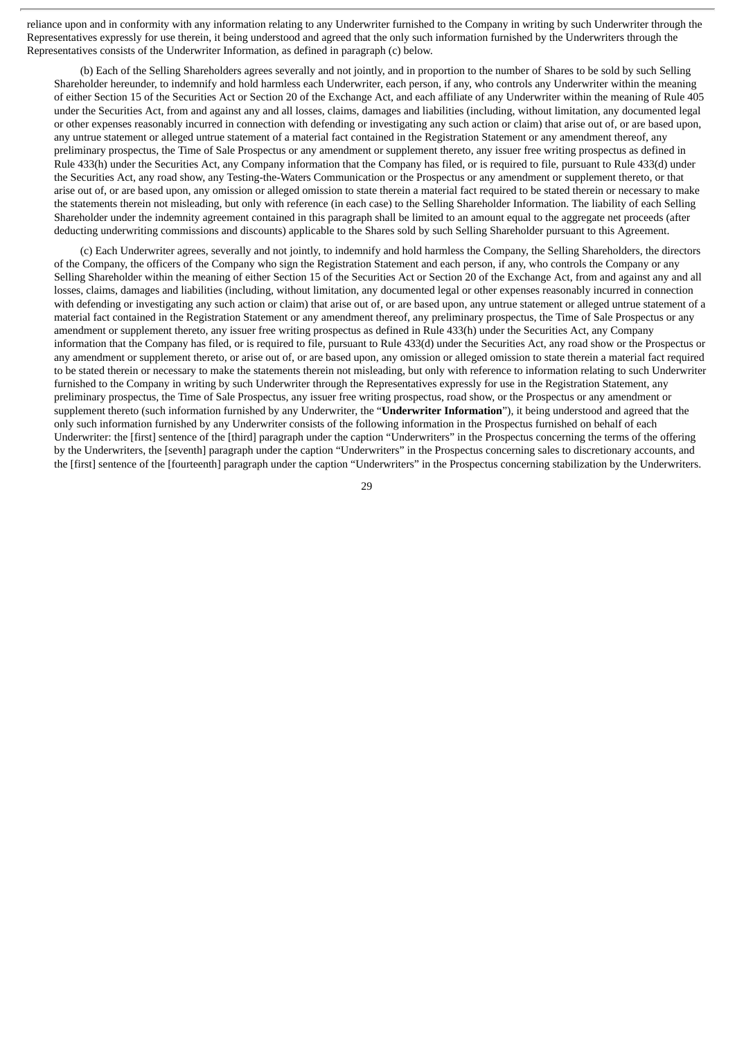reliance upon and in conformity with any information relating to any Underwriter furnished to the Company in writing by such Underwriter through the Representatives expressly for use therein, it being understood and agreed that the only such information furnished by the Underwriters through the Representatives consists of the Underwriter Information, as defined in paragraph (c) below.

(b) Each of the Selling Shareholders agrees severally and not jointly, and in proportion to the number of Shares to be sold by such Selling Shareholder hereunder, to indemnify and hold harmless each Underwriter, each person, if any, who controls any Underwriter within the meaning of either Section 15 of the Securities Act or Section 20 of the Exchange Act, and each affiliate of any Underwriter within the meaning of Rule 405 under the Securities Act, from and against any and all losses, claims, damages and liabilities (including, without limitation, any documented legal or other expenses reasonably incurred in connection with defending or investigating any such action or claim) that arise out of, or are based upon, any untrue statement or alleged untrue statement of a material fact contained in the Registration Statement or any amendment thereof, any preliminary prospectus, the Time of Sale Prospectus or any amendment or supplement thereto, any issuer free writing prospectus as defined in Rule 433(h) under the Securities Act, any Company information that the Company has filed, or is required to file, pursuant to Rule 433(d) under the Securities Act, any road show, any Testing-the-Waters Communication or the Prospectus or any amendment or supplement thereto, or that arise out of, or are based upon, any omission or alleged omission to state therein a material fact required to be stated therein or necessary to make the statements therein not misleading, but only with reference (in each case) to the Selling Shareholder Information. The liability of each Selling Shareholder under the indemnity agreement contained in this paragraph shall be limited to an amount equal to the aggregate net proceeds (after deducting underwriting commissions and discounts) applicable to the Shares sold by such Selling Shareholder pursuant to this Agreement.

(c) Each Underwriter agrees, severally and not jointly, to indemnify and hold harmless the Company, the Selling Shareholders, the directors of the Company, the officers of the Company who sign the Registration Statement and each person, if any, who controls the Company or any Selling Shareholder within the meaning of either Section 15 of the Securities Act or Section 20 of the Exchange Act, from and against any and all losses, claims, damages and liabilities (including, without limitation, any documented legal or other expenses reasonably incurred in connection with defending or investigating any such action or claim) that arise out of, or are based upon, any untrue statement or alleged untrue statement of a material fact contained in the Registration Statement or any amendment thereof, any preliminary prospectus, the Time of Sale Prospectus or any amendment or supplement thereto, any issuer free writing prospectus as defined in Rule 433(h) under the Securities Act, any Company information that the Company has filed, or is required to file, pursuant to Rule 433(d) under the Securities Act, any road show or the Prospectus or any amendment or supplement thereto, or arise out of, or are based upon, any omission or alleged omission to state therein a material fact required to be stated therein or necessary to make the statements therein not misleading, but only with reference to information relating to such Underwriter furnished to the Company in writing by such Underwriter through the Representatives expressly for use in the Registration Statement, any preliminary prospectus, the Time of Sale Prospectus, any issuer free writing prospectus, road show, or the Prospectus or any amendment or supplement thereto (such information furnished by any Underwriter, the "**Underwriter Information**"), it being understood and agreed that the only such information furnished by any Underwriter consists of the following information in the Prospectus furnished on behalf of each Underwriter: the [first] sentence of the [third] paragraph under the caption "Underwriters" in the Prospectus concerning the terms of the offering by the Underwriters, the [seventh] paragraph under the caption "Underwriters" in the Prospectus concerning sales to discretionary accounts, and the [first] sentence of the [fourteenth] paragraph under the caption "Underwriters" in the Prospectus concerning stabilization by the Underwriters.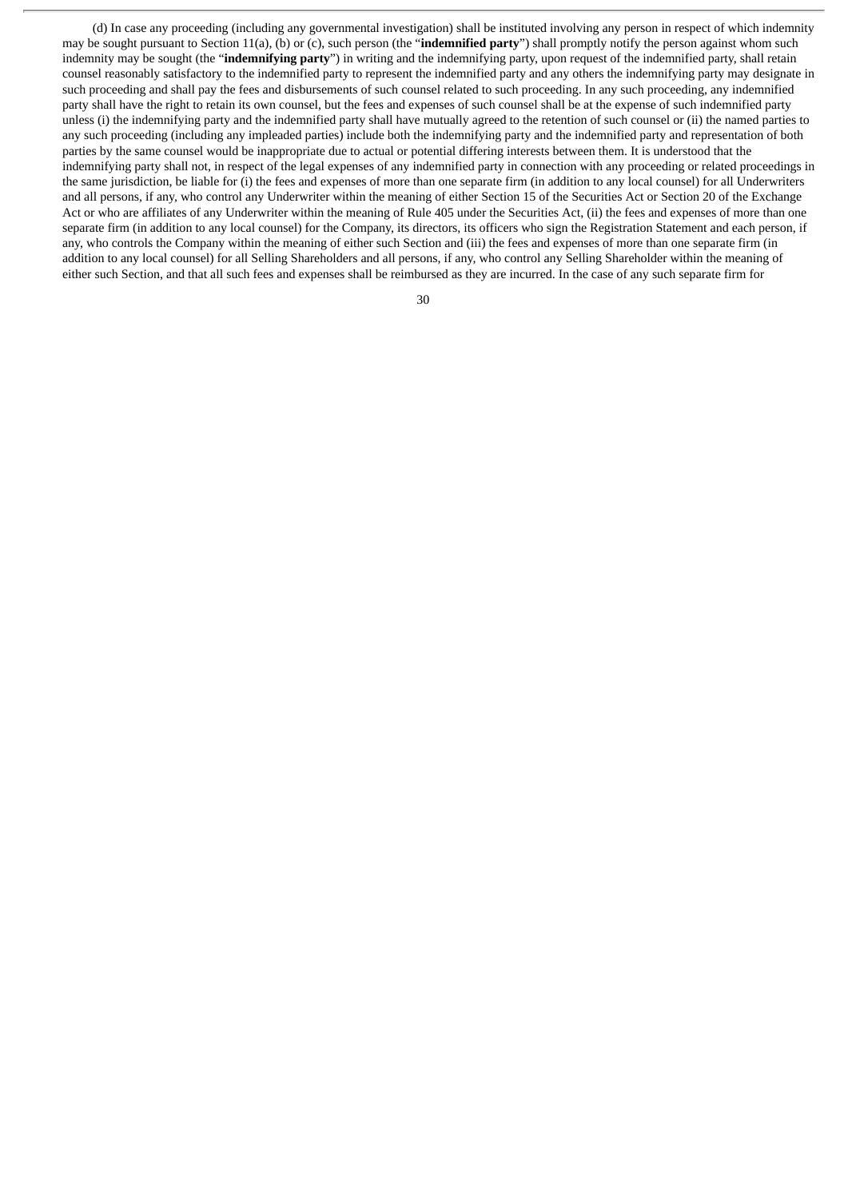(d) In case any proceeding (including any governmental investigation) shall be instituted involving any person in respect of which indemnity may be sought pursuant to Section 11(a), (b) or (c), such person (the "**indemnified party**") shall promptly notify the person against whom such indemnity may be sought (the "**indemnifying party**") in writing and the indemnifying party, upon request of the indemnified party, shall retain counsel reasonably satisfactory to the indemnified party to represent the indemnified party and any others the indemnifying party may designate in such proceeding and shall pay the fees and disbursements of such counsel related to such proceeding. In any such proceeding, any indemnified party shall have the right to retain its own counsel, but the fees and expenses of such counsel shall be at the expense of such indemnified party unless (i) the indemnifying party and the indemnified party shall have mutually agreed to the retention of such counsel or (ii) the named parties to any such proceeding (including any impleaded parties) include both the indemnifying party and the indemnified party and representation of both parties by the same counsel would be inappropriate due to actual or potential differing interests between them. It is understood that the indemnifying party shall not, in respect of the legal expenses of any indemnified party in connection with any proceeding or related proceedings in the same jurisdiction, be liable for (i) the fees and expenses of more than one separate firm (in addition to any local counsel) for all Underwriters and all persons, if any, who control any Underwriter within the meaning of either Section 15 of the Securities Act or Section 20 of the Exchange Act or who are affiliates of any Underwriter within the meaning of Rule 405 under the Securities Act, (ii) the fees and expenses of more than one separate firm (in addition to any local counsel) for the Company, its directors, its officers who sign the Registration Statement and each person, if any, who controls the Company within the meaning of either such Section and (iii) the fees and expenses of more than one separate firm (in addition to any local counsel) for all Selling Shareholders and all persons, if any, who control any Selling Shareholder within the meaning of either such Section, and that all such fees and expenses shall be reimbursed as they are incurred. In the case of any such separate firm for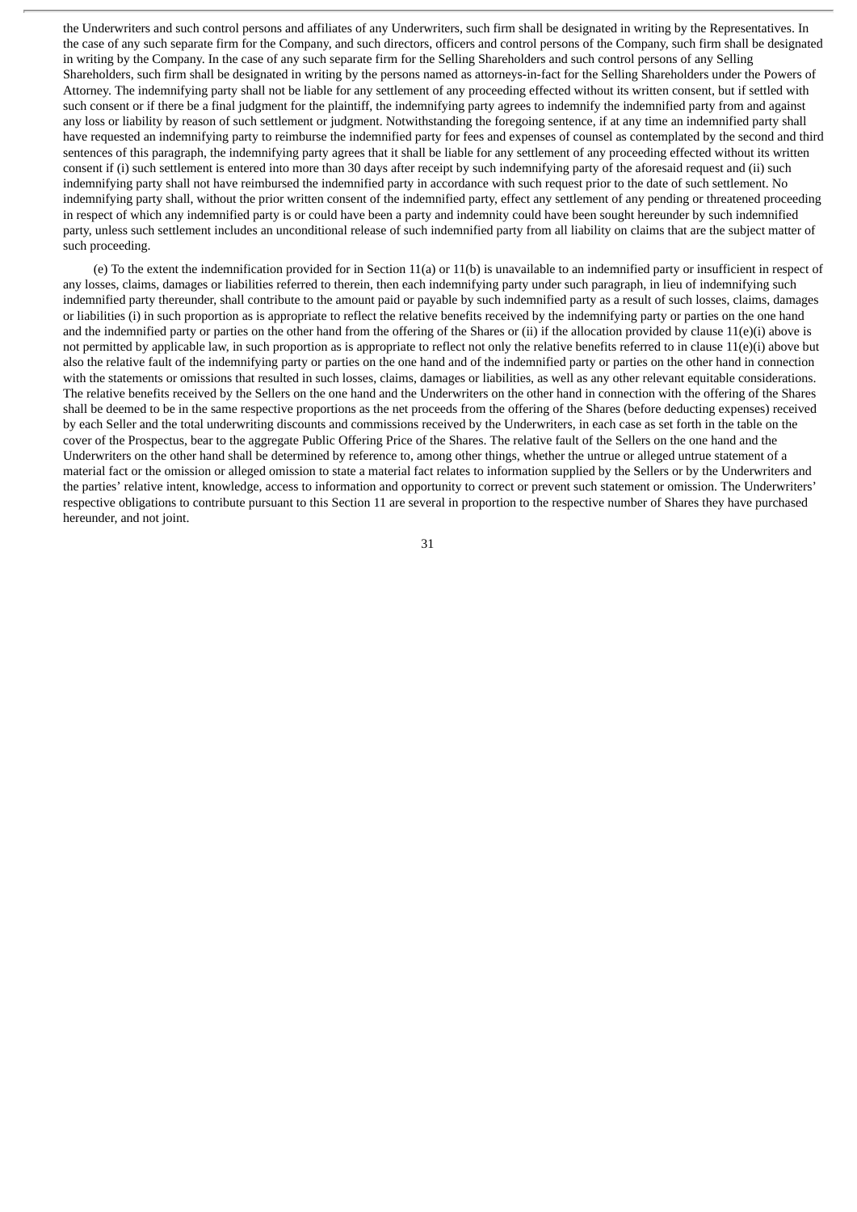the Underwriters and such control persons and affiliates of any Underwriters, such firm shall be designated in writing by the Representatives. In the case of any such separate firm for the Company, and such directors, officers and control persons of the Company, such firm shall be designated in writing by the Company. In the case of any such separate firm for the Selling Shareholders and such control persons of any Selling Shareholders, such firm shall be designated in writing by the persons named as attorneys-in-fact for the Selling Shareholders under the Powers of Attorney. The indemnifying party shall not be liable for any settlement of any proceeding effected without its written consent, but if settled with such consent or if there be a final judgment for the plaintiff, the indemnifying party agrees to indemnify the indemnified party from and against any loss or liability by reason of such settlement or judgment. Notwithstanding the foregoing sentence, if at any time an indemnified party shall have requested an indemnifying party to reimburse the indemnified party for fees and expenses of counsel as contemplated by the second and third sentences of this paragraph, the indemnifying party agrees that it shall be liable for any settlement of any proceeding effected without its written consent if (i) such settlement is entered into more than 30 days after receipt by such indemnifying party of the aforesaid request and (ii) such indemnifying party shall not have reimbursed the indemnified party in accordance with such request prior to the date of such settlement. No indemnifying party shall, without the prior written consent of the indemnified party, effect any settlement of any pending or threatened proceeding in respect of which any indemnified party is or could have been a party and indemnity could have been sought hereunder by such indemnified party, unless such settlement includes an unconditional release of such indemnified party from all liability on claims that are the subject matter of such proceeding.

(e) To the extent the indemnification provided for in Section 11(a) or 11(b) is unavailable to an indemnified party or insufficient in respect of any losses, claims, damages or liabilities referred to therein, then each indemnifying party under such paragraph, in lieu of indemnifying such indemnified party thereunder, shall contribute to the amount paid or payable by such indemnified party as a result of such losses, claims, damages or liabilities (i) in such proportion as is appropriate to reflect the relative benefits received by the indemnifying party or parties on the one hand and the indemnified party or parties on the other hand from the offering of the Shares or (ii) if the allocation provided by clause 11(e)(i) above is not permitted by applicable law, in such proportion as is appropriate to reflect not only the relative benefits referred to in clause 11(e)(i) above but also the relative fault of the indemnifying party or parties on the one hand and of the indemnified party or parties on the other hand in connection with the statements or omissions that resulted in such losses, claims, damages or liabilities, as well as any other relevant equitable considerations. The relative benefits received by the Sellers on the one hand and the Underwriters on the other hand in connection with the offering of the Shares shall be deemed to be in the same respective proportions as the net proceeds from the offering of the Shares (before deducting expenses) received by each Seller and the total underwriting discounts and commissions received by the Underwriters, in each case as set forth in the table on the cover of the Prospectus, bear to the aggregate Public Offering Price of the Shares. The relative fault of the Sellers on the one hand and the Underwriters on the other hand shall be determined by reference to, among other things, whether the untrue or alleged untrue statement of a material fact or the omission or alleged omission to state a material fact relates to information supplied by the Sellers or by the Underwriters and the parties' relative intent, knowledge, access to information and opportunity to correct or prevent such statement or omission. The Underwriters' respective obligations to contribute pursuant to this Section 11 are several in proportion to the respective number of Shares they have purchased hereunder, and not joint.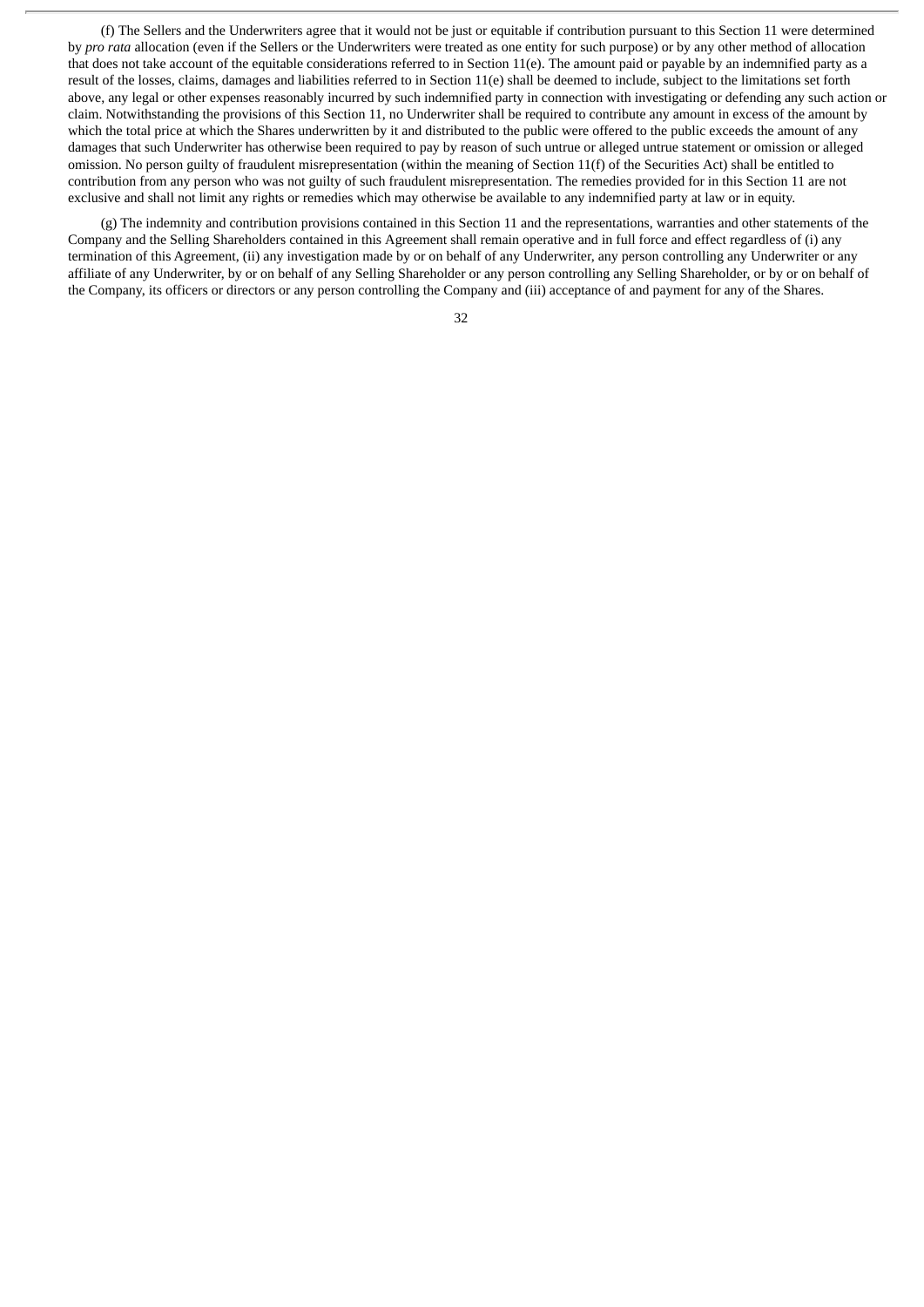(f) The Sellers and the Underwriters agree that it would not be just or equitable if contribution pursuant to this Section 11 were determined by *pro rata* allocation (even if the Sellers or the Underwriters were treated as one entity for such purpose) or by any other method of allocation that does not take account of the equitable considerations referred to in Section 11(e). The amount paid or payable by an indemnified party as a result of the losses, claims, damages and liabilities referred to in Section 11(e) shall be deemed to include, subject to the limitations set forth above, any legal or other expenses reasonably incurred by such indemnified party in connection with investigating or defending any such action or claim. Notwithstanding the provisions of this Section 11, no Underwriter shall be required to contribute any amount in excess of the amount by which the total price at which the Shares underwritten by it and distributed to the public were offered to the public exceeds the amount of any damages that such Underwriter has otherwise been required to pay by reason of such untrue or alleged untrue statement or omission or alleged omission. No person guilty of fraudulent misrepresentation (within the meaning of Section 11(f) of the Securities Act) shall be entitled to contribution from any person who was not guilty of such fraudulent misrepresentation. The remedies provided for in this Section 11 are not exclusive and shall not limit any rights or remedies which may otherwise be available to any indemnified party at law or in equity.

(g) The indemnity and contribution provisions contained in this Section 11 and the representations, warranties and other statements of the Company and the Selling Shareholders contained in this Agreement shall remain operative and in full force and effect regardless of (i) any termination of this Agreement, (ii) any investigation made by or on behalf of any Underwriter, any person controlling any Underwriter or any affiliate of any Underwriter, by or on behalf of any Selling Shareholder or any person controlling any Selling Shareholder, or by or on behalf of the Company, its officers or directors or any person controlling the Company and (iii) acceptance of and payment for any of the Shares.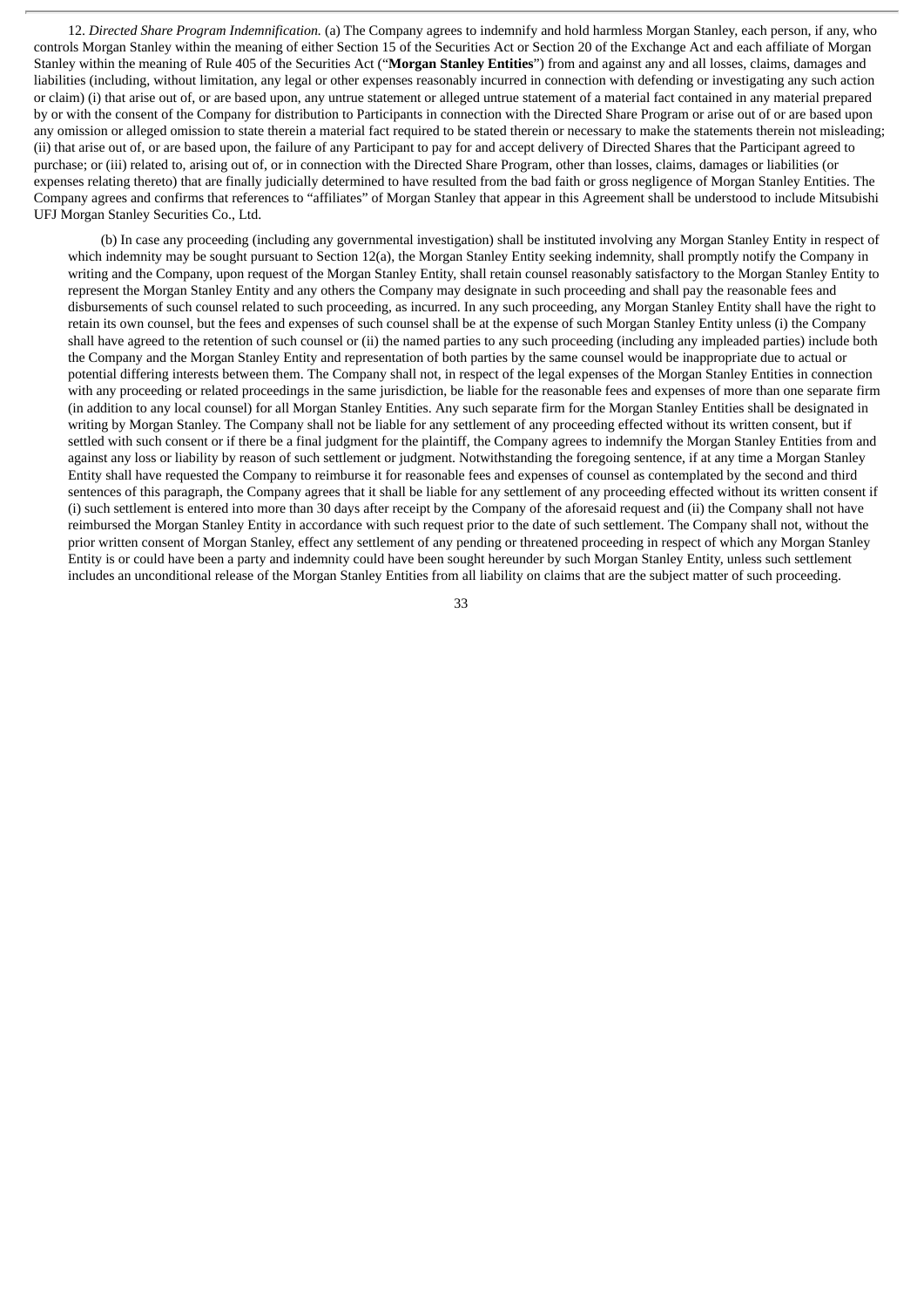12. *Directed Share Program Indemnification.* (a) The Company agrees to indemnify and hold harmless Morgan Stanley, each person, if any, who controls Morgan Stanley within the meaning of either Section 15 of the Securities Act or Section 20 of the Exchange Act and each affiliate of Morgan Stanley within the meaning of Rule 405 of the Securities Act ("**Morgan Stanley Entities**") from and against any and all losses, claims, damages and liabilities (including, without limitation, any legal or other expenses reasonably incurred in connection with defending or investigating any such action or claim) (i) that arise out of, or are based upon, any untrue statement or alleged untrue statement of a material fact contained in any material prepared by or with the consent of the Company for distribution to Participants in connection with the Directed Share Program or arise out of or are based upon any omission or alleged omission to state therein a material fact required to be stated therein or necessary to make the statements therein not misleading; (ii) that arise out of, or are based upon, the failure of any Participant to pay for and accept delivery of Directed Shares that the Participant agreed to purchase; or (iii) related to, arising out of, or in connection with the Directed Share Program, other than losses, claims, damages or liabilities (or expenses relating thereto) that are finally judicially determined to have resulted from the bad faith or gross negligence of Morgan Stanley Entities. The Company agrees and confirms that references to "affiliates" of Morgan Stanley that appear in this Agreement shall be understood to include Mitsubishi UFJ Morgan Stanley Securities Co., Ltd.

(b) In case any proceeding (including any governmental investigation) shall be instituted involving any Morgan Stanley Entity in respect of which indemnity may be sought pursuant to Section 12(a), the Morgan Stanley Entity seeking indemnity, shall promptly notify the Company in writing and the Company, upon request of the Morgan Stanley Entity, shall retain counsel reasonably satisfactory to the Morgan Stanley Entity to represent the Morgan Stanley Entity and any others the Company may designate in such proceeding and shall pay the reasonable fees and disbursements of such counsel related to such proceeding, as incurred. In any such proceeding, any Morgan Stanley Entity shall have the right to retain its own counsel, but the fees and expenses of such counsel shall be at the expense of such Morgan Stanley Entity unless (i) the Company shall have agreed to the retention of such counsel or (ii) the named parties to any such proceeding (including any impleaded parties) include both the Company and the Morgan Stanley Entity and representation of both parties by the same counsel would be inappropriate due to actual or potential differing interests between them. The Company shall not, in respect of the legal expenses of the Morgan Stanley Entities in connection with any proceeding or related proceedings in the same jurisdiction, be liable for the reasonable fees and expenses of more than one separate firm (in addition to any local counsel) for all Morgan Stanley Entities. Any such separate firm for the Morgan Stanley Entities shall be designated in writing by Morgan Stanley. The Company shall not be liable for any settlement of any proceeding effected without its written consent, but if settled with such consent or if there be a final judgment for the plaintiff, the Company agrees to indemnify the Morgan Stanley Entities from and against any loss or liability by reason of such settlement or judgment. Notwithstanding the foregoing sentence, if at any time a Morgan Stanley Entity shall have requested the Company to reimburse it for reasonable fees and expenses of counsel as contemplated by the second and third sentences of this paragraph, the Company agrees that it shall be liable for any settlement of any proceeding effected without its written consent if (i) such settlement is entered into more than 30 days after receipt by the Company of the aforesaid request and (ii) the Company shall not have reimbursed the Morgan Stanley Entity in accordance with such request prior to the date of such settlement. The Company shall not, without the prior written consent of Morgan Stanley, effect any settlement of any pending or threatened proceeding in respect of which any Morgan Stanley Entity is or could have been a party and indemnity could have been sought hereunder by such Morgan Stanley Entity, unless such settlement includes an unconditional release of the Morgan Stanley Entities from all liability on claims that are the subject matter of such proceeding.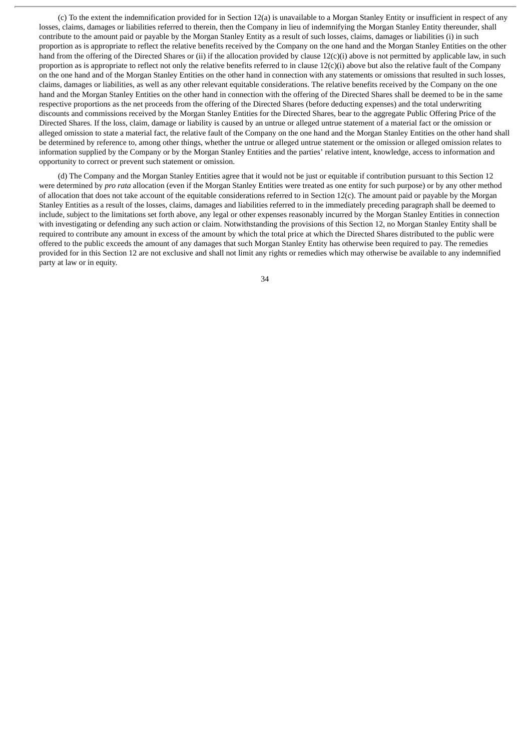(c) To the extent the indemnification provided for in Section 12(a) is unavailable to a Morgan Stanley Entity or insufficient in respect of any losses, claims, damages or liabilities referred to therein, then the Company in lieu of indemnifying the Morgan Stanley Entity thereunder, shall contribute to the amount paid or payable by the Morgan Stanley Entity as a result of such losses, claims, damages or liabilities (i) in such proportion as is appropriate to reflect the relative benefits received by the Company on the one hand and the Morgan Stanley Entities on the other hand from the offering of the Directed Shares or (ii) if the allocation provided by clause 12(c)(i) above is not permitted by applicable law, in such proportion as is appropriate to reflect not only the relative benefits referred to in clause 12(c)(i) above but also the relative fault of the Company on the one hand and of the Morgan Stanley Entities on the other hand in connection with any statements or omissions that resulted in such losses, claims, damages or liabilities, as well as any other relevant equitable considerations. The relative benefits received by the Company on the one hand and the Morgan Stanley Entities on the other hand in connection with the offering of the Directed Shares shall be deemed to be in the same respective proportions as the net proceeds from the offering of the Directed Shares (before deducting expenses) and the total underwriting discounts and commissions received by the Morgan Stanley Entities for the Directed Shares, bear to the aggregate Public Offering Price of the Directed Shares. If the loss, claim, damage or liability is caused by an untrue or alleged untrue statement of a material fact or the omission or alleged omission to state a material fact, the relative fault of the Company on the one hand and the Morgan Stanley Entities on the other hand shall be determined by reference to, among other things, whether the untrue or alleged untrue statement or the omission or alleged omission relates to information supplied by the Company or by the Morgan Stanley Entities and the parties' relative intent, knowledge, access to information and opportunity to correct or prevent such statement or omission.

(d) The Company and the Morgan Stanley Entities agree that it would not be just or equitable if contribution pursuant to this Section 12 were determined by *pro rata* allocation (even if the Morgan Stanley Entities were treated as one entity for such purpose) or by any other method of allocation that does not take account of the equitable considerations referred to in Section 12(c). The amount paid or payable by the Morgan Stanley Entities as a result of the losses, claims, damages and liabilities referred to in the immediately preceding paragraph shall be deemed to include, subject to the limitations set forth above, any legal or other expenses reasonably incurred by the Morgan Stanley Entities in connection with investigating or defending any such action or claim. Notwithstanding the provisions of this Section 12, no Morgan Stanley Entity shall be required to contribute any amount in excess of the amount by which the total price at which the Directed Shares distributed to the public were offered to the public exceeds the amount of any damages that such Morgan Stanley Entity has otherwise been required to pay. The remedies provided for in this Section 12 are not exclusive and shall not limit any rights or remedies which may otherwise be available to any indemnified party at law or in equity.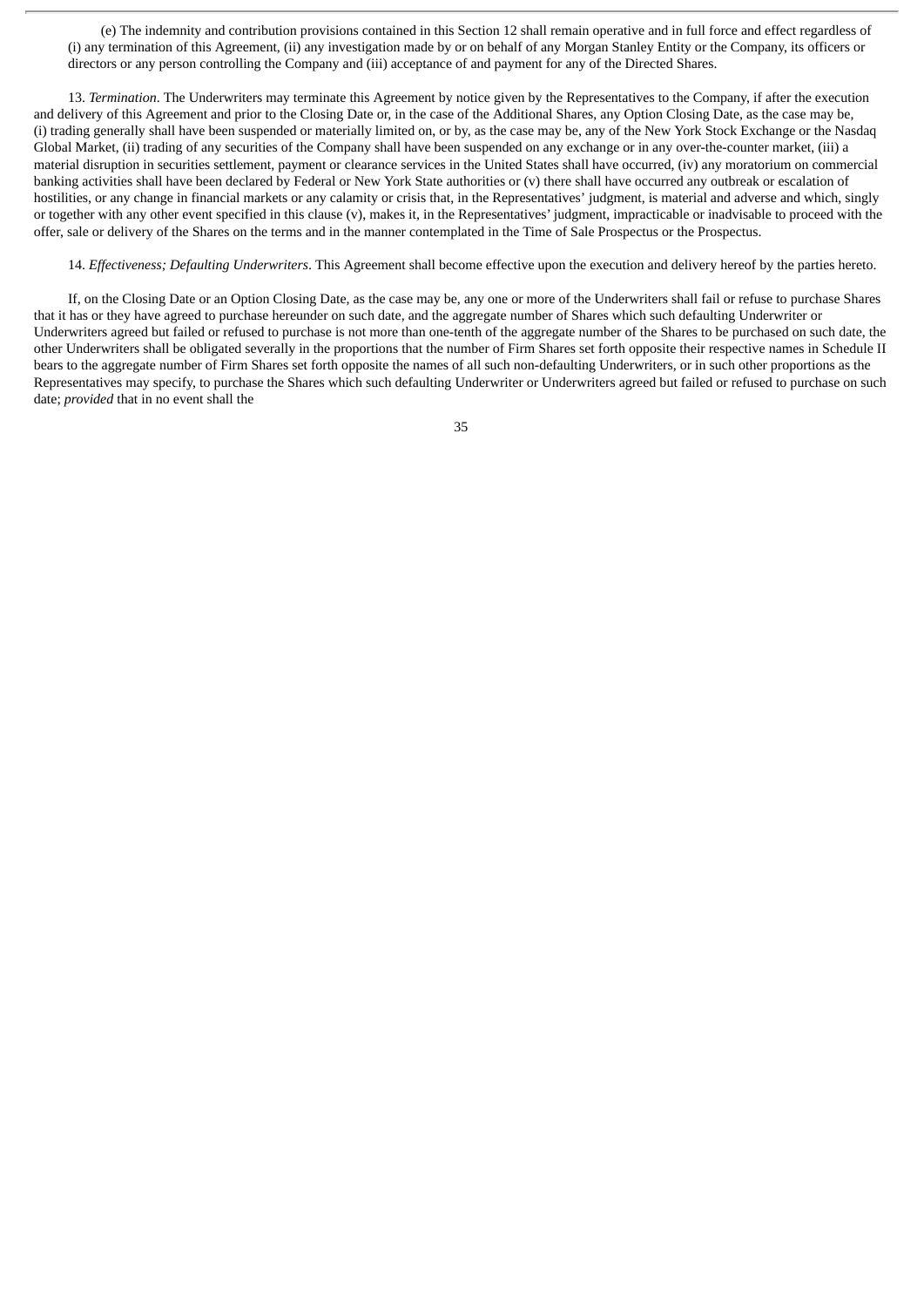(e) The indemnity and contribution provisions contained in this Section 12 shall remain operative and in full force and effect regardless of (i) any termination of this Agreement, (ii) any investigation made by or on behalf of any Morgan Stanley Entity or the Company, its officers or directors or any person controlling the Company and (iii) acceptance of and payment for any of the Directed Shares.

13. *Termination*. The Underwriters may terminate this Agreement by notice given by the Representatives to the Company, if after the execution and delivery of this Agreement and prior to the Closing Date or, in the case of the Additional Shares, any Option Closing Date, as the case may be, (i) trading generally shall have been suspended or materially limited on, or by, as the case may be, any of the New York Stock Exchange or the Nasdaq Global Market, (ii) trading of any securities of the Company shall have been suspended on any exchange or in any over-the-counter market, (iii) a material disruption in securities settlement, payment or clearance services in the United States shall have occurred, (iv) any moratorium on commercial banking activities shall have been declared by Federal or New York State authorities or (v) there shall have occurred any outbreak or escalation of hostilities, or any change in financial markets or any calamity or crisis that, in the Representatives' judgment, is material and adverse and which, singly or together with any other event specified in this clause (v), makes it, in the Representatives' judgment, impracticable or inadvisable to proceed with the offer, sale or delivery of the Shares on the terms and in the manner contemplated in the Time of Sale Prospectus or the Prospectus.

14. *Effectiveness; Defaulting Underwriters*. This Agreement shall become effective upon the execution and delivery hereof by the parties hereto.

If, on the Closing Date or an Option Closing Date, as the case may be, any one or more of the Underwriters shall fail or refuse to purchase Shares that it has or they have agreed to purchase hereunder on such date, and the aggregate number of Shares which such defaulting Underwriter or Underwriters agreed but failed or refused to purchase is not more than one-tenth of the aggregate number of the Shares to be purchased on such date, the other Underwriters shall be obligated severally in the proportions that the number of Firm Shares set forth opposite their respective names in Schedule II bears to the aggregate number of Firm Shares set forth opposite the names of all such non-defaulting Underwriters, or in such other proportions as the Representatives may specify, to purchase the Shares which such defaulting Underwriter or Underwriters agreed but failed or refused to purchase on such date; *provided* that in no event shall the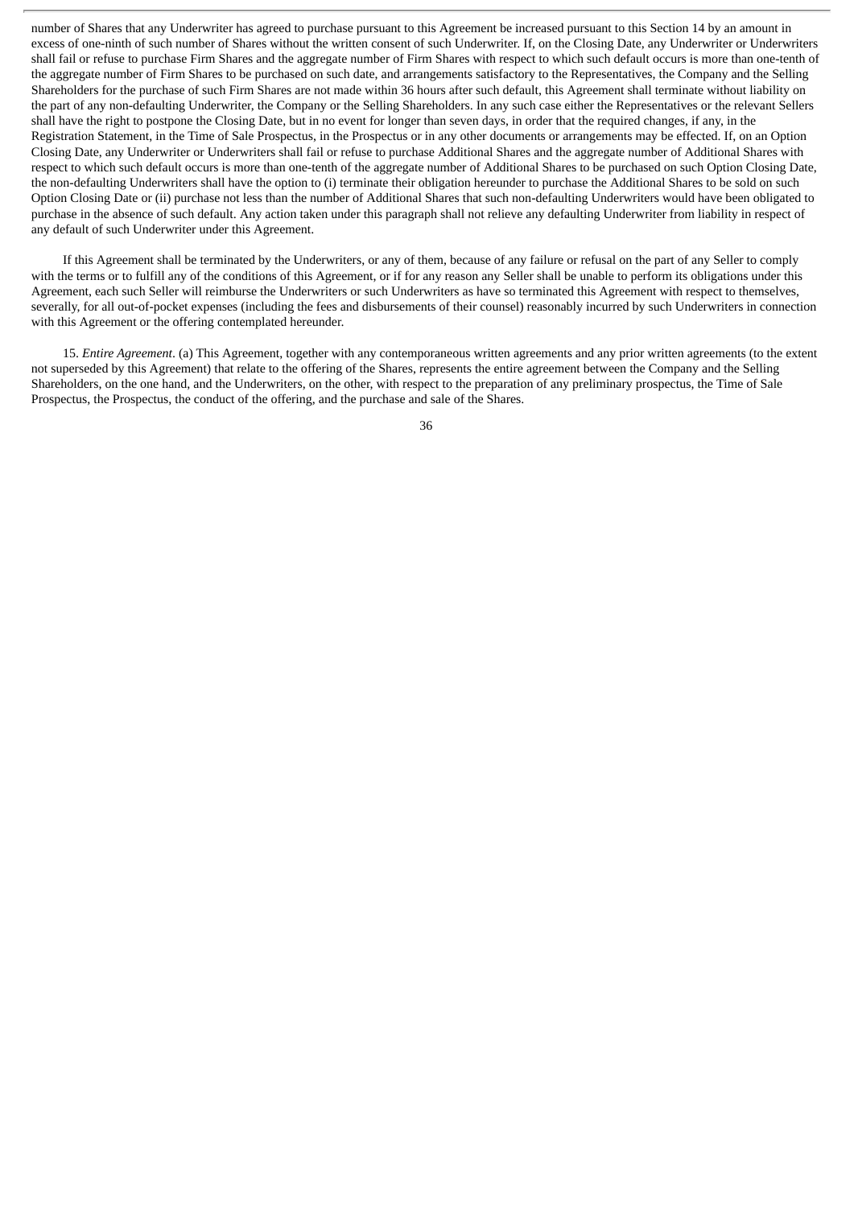number of Shares that any Underwriter has agreed to purchase pursuant to this Agreement be increased pursuant to this Section 14 by an amount in excess of one-ninth of such number of Shares without the written consent of such Underwriter. If, on the Closing Date, any Underwriter or Underwriters shall fail or refuse to purchase Firm Shares and the aggregate number of Firm Shares with respect to which such default occurs is more than one-tenth of the aggregate number of Firm Shares to be purchased on such date, and arrangements satisfactory to the Representatives, the Company and the Selling Shareholders for the purchase of such Firm Shares are not made within 36 hours after such default, this Agreement shall terminate without liability on the part of any non-defaulting Underwriter, the Company or the Selling Shareholders. In any such case either the Representatives or the relevant Sellers shall have the right to postpone the Closing Date, but in no event for longer than seven days, in order that the required changes, if any, in the Registration Statement, in the Time of Sale Prospectus, in the Prospectus or in any other documents or arrangements may be effected. If, on an Option Closing Date, any Underwriter or Underwriters shall fail or refuse to purchase Additional Shares and the aggregate number of Additional Shares with respect to which such default occurs is more than one-tenth of the aggregate number of Additional Shares to be purchased on such Option Closing Date, the non-defaulting Underwriters shall have the option to (i) terminate their obligation hereunder to purchase the Additional Shares to be sold on such Option Closing Date or (ii) purchase not less than the number of Additional Shares that such non-defaulting Underwriters would have been obligated to purchase in the absence of such default. Any action taken under this paragraph shall not relieve any defaulting Underwriter from liability in respect of any default of such Underwriter under this Agreement.

If this Agreement shall be terminated by the Underwriters, or any of them, because of any failure or refusal on the part of any Seller to comply with the terms or to fulfill any of the conditions of this Agreement, or if for any reason any Seller shall be unable to perform its obligations under this Agreement, each such Seller will reimburse the Underwriters or such Underwriters as have so terminated this Agreement with respect to themselves, severally, for all out-of-pocket expenses (including the fees and disbursements of their counsel) reasonably incurred by such Underwriters in connection with this Agreement or the offering contemplated hereunder.

15. *Entire Agreement*. (a) This Agreement, together with any contemporaneous written agreements and any prior written agreements (to the extent not superseded by this Agreement) that relate to the offering of the Shares, represents the entire agreement between the Company and the Selling Shareholders, on the one hand, and the Underwriters, on the other, with respect to the preparation of any preliminary prospectus, the Time of Sale Prospectus, the Prospectus, the conduct of the offering, and the purchase and sale of the Shares.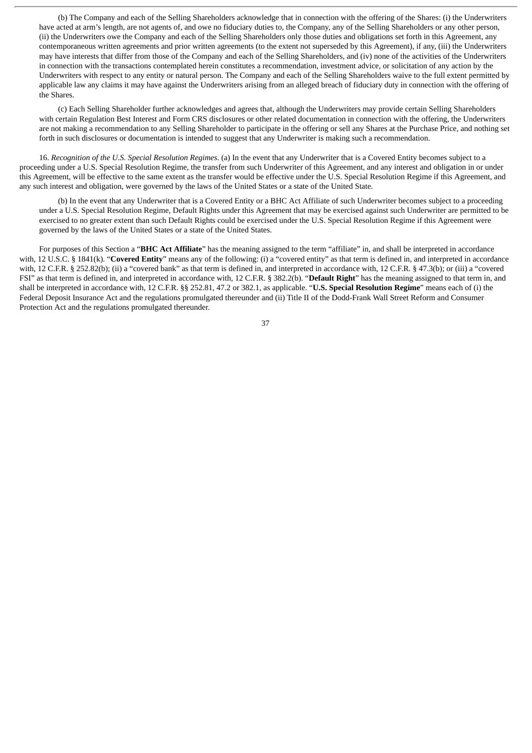(b) The Company and each of the Selling Shareholders acknowledge that in connection with the offering of the Shares: (i) the Underwriters have acted at arm's length, are not agents of, and owe no fiduciary duties to, the Company, any of the Selling Shareholders or any other person, (ii) the Underwriters owe the Company and each of the Selling Shareholders only those duties and obligations set forth in this Agreement, any contemporaneous written agreements and prior written agreements (to the extent not superseded by this Agreement), if any, (iii) the Underwriters may have interests that differ from those of the Company and each of the Selling Shareholders, and (iv) none of the activities of the Underwriters in connection with the transactions contemplated herein constitutes a recommendation, investment advice, or solicitation of any action by the Underwriters with respect to any entity or natural person. The Company and each of the Selling Shareholders waive to the full extent permitted by applicable law any claims it may have against the Underwriters arising from an alleged breach of fiduciary duty in connection with the offering of the Shares.

(c) Each Selling Shareholder further acknowledges and agrees that, although the Underwriters may provide certain Selling Shareholders with certain Regulation Best Interest and Form CRS disclosures or other related documentation in connection with the offering, the Underwriters are not making a recommendation to any Selling Shareholder to participate in the offering or sell any Shares at the Purchase Price, and nothing set forth in such disclosures or documentation is intended to suggest that any Underwriter is making such a recommendation.

16. *Recognition of the U.S. Special Resolution Regimes*. (a) In the event that any Underwriter that is a Covered Entity becomes subject to a proceeding under a U.S. Special Resolution Regime, the transfer from such Underwriter of this Agreement, and any interest and obligation in or under this Agreement, will be effective to the same extent as the transfer would be effective under the U.S. Special Resolution Regime if this Agreement, and any such interest and obligation, were governed by the laws of the United States or a state of the United State.

(b) In the event that any Underwriter that is a Covered Entity or a BHC Act Affiliate of such Underwriter becomes subject to a proceeding under a U.S. Special Resolution Regime, Default Rights under this Agreement that may be exercised against such Underwriter are permitted to be exercised to no greater extent than such Default Rights could be exercised under the U.S. Special Resolution Regime if this Agreement were governed by the laws of the United States or a state of the United States.

For purposes of this Section a "**BHC Act Affiliate**" has the meaning assigned to the term "affiliate" in, and shall be interpreted in accordance with, 12 U.S.C. § 1841(k). "**Covered Entity**" means any of the following: (i) a "covered entity" as that term is defined in, and interpreted in accordance with, 12 C.F.R. § 252.82(b); (ii) a "covered bank" as that term is defined in, and interpreted in accordance with, 12 C.F.R. § 47.3(b); or (iii) a "covered FSI" as that term is defined in, and interpreted in accordance with, 12 C.F.R. § 382.2(b). "**Default Right**" has the meaning assigned to that term in, and shall be interpreted in accordance with, 12 C.F.R. §§ 252.81, 47.2 or 382.1, as applicable. "**U.S. Special Resolution Regime**" means each of (i) the Federal Deposit Insurance Act and the regulations promulgated thereunder and (ii) Title II of the Dodd-Frank Wall Street Reform and Consumer Protection Act and the regulations promulgated thereunder.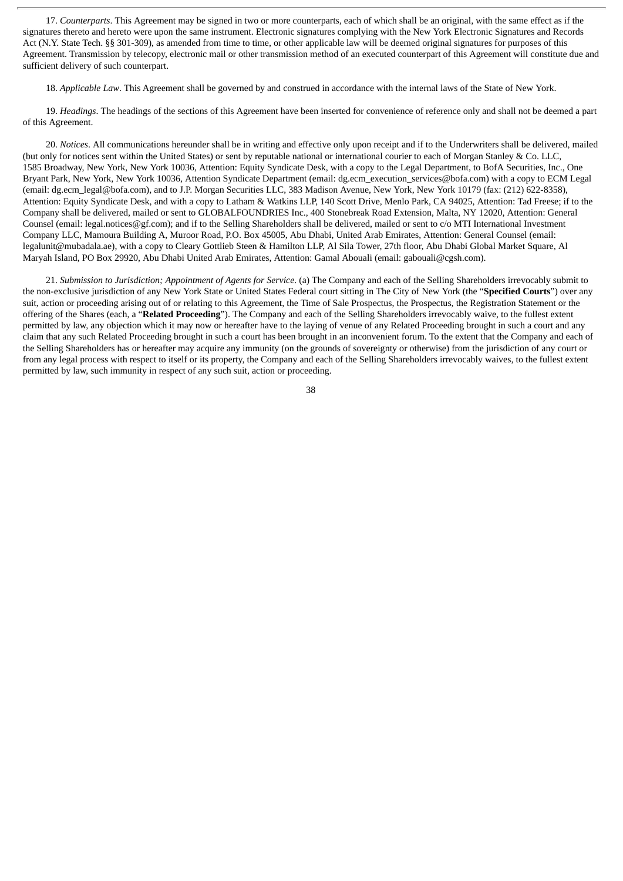17. *Counterparts*. This Agreement may be signed in two or more counterparts, each of which shall be an original, with the same effect as if the signatures thereto and hereto were upon the same instrument. Electronic signatures complying with the New York Electronic Signatures and Records Act (N.Y. State Tech. §§ 301-309), as amended from time to time, or other applicable law will be deemed original signatures for purposes of this Agreement. Transmission by telecopy, electronic mail or other transmission method of an executed counterpart of this Agreement will constitute due and sufficient delivery of such counterpart.

18. *Applicable Law*. This Agreement shall be governed by and construed in accordance with the internal laws of the State of New York.

19. *Headings*. The headings of the sections of this Agreement have been inserted for convenience of reference only and shall not be deemed a part of this Agreement.

20. *Notices*. All communications hereunder shall be in writing and effective only upon receipt and if to the Underwriters shall be delivered, mailed (but only for notices sent within the United States) or sent by reputable national or international courier to each of Morgan Stanley & Co. LLC, 1585 Broadway, New York, New York 10036, Attention: Equity Syndicate Desk, with a copy to the Legal Department, to BofA Securities, Inc., One Bryant Park, New York, New York 10036, Attention Syndicate Department (email: dg.ecm_execution_services@bofa.com) with a copy to ECM Legal (email: dg.ecm_legal@bofa.com), and to J.P. Morgan Securities LLC, 383 Madison Avenue, New York, New York 10179 (fax: (212) 622-8358), Attention: Equity Syndicate Desk, and with a copy to Latham & Watkins LLP, 140 Scott Drive, Menlo Park, CA 94025, Attention: Tad Freese; if to the Company shall be delivered, mailed or sent to GLOBALFOUNDRIES Inc., 400 Stonebreak Road Extension, Malta, NY 12020, Attention: General Counsel (email: legal.notices@gf.com); and if to the Selling Shareholders shall be delivered, mailed or sent to c/o MTI International Investment Company LLC, Mamoura Building A, Muroor Road, P.O. Box 45005, Abu Dhabi, United Arab Emirates, Attention: General Counsel (email: legalunit@mubadala.ae), with a copy to Cleary Gottlieb Steen & Hamilton LLP, Al Sila Tower, 27th floor, Abu Dhabi Global Market Square, Al Maryah Island, PO Box 29920, Abu Dhabi United Arab Emirates, Attention: Gamal Abouali (email: gabouali@cgsh.com).

21. *Submission to Jurisdiction; Appointment of Agents for Service*. (a) The Company and each of the Selling Shareholders irrevocably submit to the non-exclusive jurisdiction of any New York State or United States Federal court sitting in The City of New York (the "**Specified Courts**") over any suit, action or proceeding arising out of or relating to this Agreement, the Time of Sale Prospectus, the Prospectus, the Registration Statement or the offering of the Shares (each, a "**Related Proceeding**"). The Company and each of the Selling Shareholders irrevocably waive, to the fullest extent permitted by law, any objection which it may now or hereafter have to the laying of venue of any Related Proceeding brought in such a court and any claim that any such Related Proceeding brought in such a court has been brought in an inconvenient forum. To the extent that the Company and each of the Selling Shareholders has or hereafter may acquire any immunity (on the grounds of sovereignty or otherwise) from the jurisdiction of any court or from any legal process with respect to itself or its property, the Company and each of the Selling Shareholders irrevocably waives, to the fullest extent permitted by law, such immunity in respect of any such suit, action or proceeding.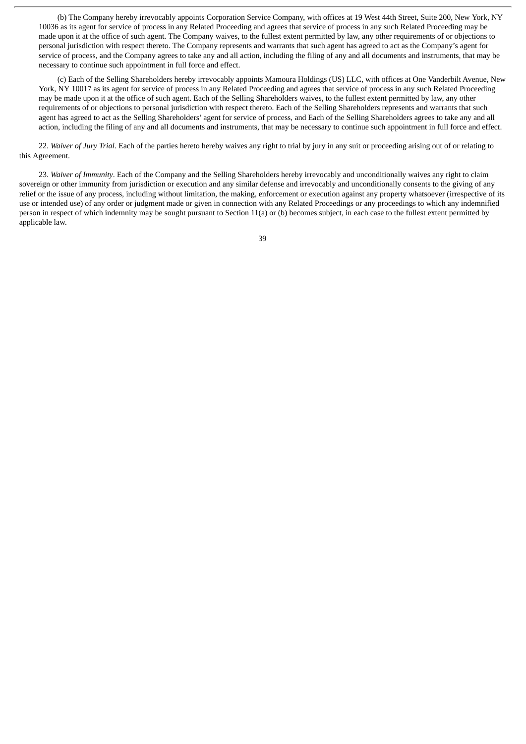(b) The Company hereby irrevocably appoints Corporation Service Company, with offices at 19 West 44th Street, Suite 200, New York, NY 10036 as its agent for service of process in any Related Proceeding and agrees that service of process in any such Related Proceeding may be made upon it at the office of such agent. The Company waives, to the fullest extent permitted by law, any other requirements of or objections to personal jurisdiction with respect thereto. The Company represents and warrants that such agent has agreed to act as the Company's agent for service of process, and the Company agrees to take any and all action, including the filing of any and all documents and instruments, that may be necessary to continue such appointment in full force and effect.

(c) Each of the Selling Shareholders hereby irrevocably appoints Mamoura Holdings (US) LLC, with offices at One Vanderbilt Avenue, New York, NY 10017 as its agent for service of process in any Related Proceeding and agrees that service of process in any such Related Proceeding may be made upon it at the office of such agent. Each of the Selling Shareholders waives, to the fullest extent permitted by law, any other requirements of or objections to personal jurisdiction with respect thereto. Each of the Selling Shareholders represents and warrants that such agent has agreed to act as the Selling Shareholders' agent for service of process, and Each of the Selling Shareholders agrees to take any and all action, including the filing of any and all documents and instruments, that may be necessary to continue such appointment in full force and effect.

22. *Waiver of Jury Trial*. Each of the parties hereto hereby waives any right to trial by jury in any suit or proceeding arising out of or relating to this Agreement.

23. *Waiver of Immunity*. Each of the Company and the Selling Shareholders hereby irrevocably and unconditionally waives any right to claim sovereign or other immunity from jurisdiction or execution and any similar defense and irrevocably and unconditionally consents to the giving of any relief or the issue of any process, including without limitation, the making, enforcement or execution against any property whatsoever (irrespective of its use or intended use) of any order or judgment made or given in connection with any Related Proceedings or any proceedings to which any indemnified person in respect of which indemnity may be sought pursuant to Section 11(a) or (b) becomes subject, in each case to the fullest extent permitted by applicable law.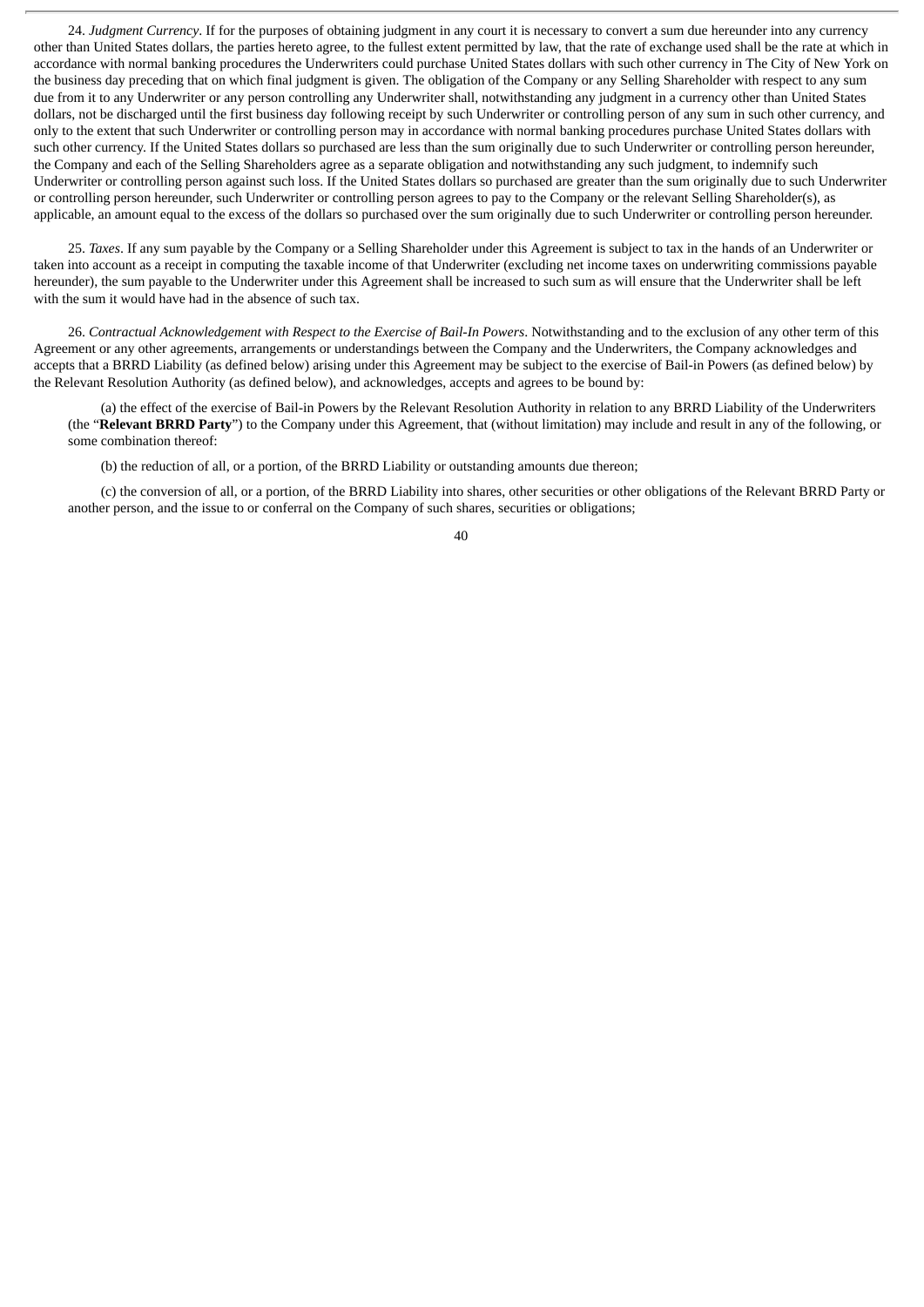24. *Judgment Currency*. If for the purposes of obtaining judgment in any court it is necessary to convert a sum due hereunder into any currency other than United States dollars, the parties hereto agree, to the fullest extent permitted by law, that the rate of exchange used shall be the rate at which in accordance with normal banking procedures the Underwriters could purchase United States dollars with such other currency in The City of New York on the business day preceding that on which final judgment is given. The obligation of the Company or any Selling Shareholder with respect to any sum due from it to any Underwriter or any person controlling any Underwriter shall, notwithstanding any judgment in a currency other than United States dollars, not be discharged until the first business day following receipt by such Underwriter or controlling person of any sum in such other currency, and only to the extent that such Underwriter or controlling person may in accordance with normal banking procedures purchase United States dollars with such other currency. If the United States dollars so purchased are less than the sum originally due to such Underwriter or controlling person hereunder, the Company and each of the Selling Shareholders agree as a separate obligation and notwithstanding any such judgment, to indemnify such Underwriter or controlling person against such loss. If the United States dollars so purchased are greater than the sum originally due to such Underwriter or controlling person hereunder, such Underwriter or controlling person agrees to pay to the Company or the relevant Selling Shareholder(s), as applicable, an amount equal to the excess of the dollars so purchased over the sum originally due to such Underwriter or controlling person hereunder.

25. *Taxes*. If any sum payable by the Company or a Selling Shareholder under this Agreement is subject to tax in the hands of an Underwriter or taken into account as a receipt in computing the taxable income of that Underwriter (excluding net income taxes on underwriting commissions payable hereunder), the sum payable to the Underwriter under this Agreement shall be increased to such sum as will ensure that the Underwriter shall be left with the sum it would have had in the absence of such tax.

26. *Contractual Acknowledgement with Respect to the Exercise of Bail-In Powers*. Notwithstanding and to the exclusion of any other term of this Agreement or any other agreements, arrangements or understandings between the Company and the Underwriters, the Company acknowledges and accepts that a BRRD Liability (as defined below) arising under this Agreement may be subject to the exercise of Bail-in Powers (as defined below) by the Relevant Resolution Authority (as defined below), and acknowledges, accepts and agrees to be bound by:

(a) the effect of the exercise of Bail-in Powers by the Relevant Resolution Authority in relation to any BRRD Liability of the Underwriters (the "**Relevant BRRD Party**") to the Company under this Agreement, that (without limitation) may include and result in any of the following, or some combination thereof:

(b) the reduction of all, or a portion, of the BRRD Liability or outstanding amounts due thereon;

(c) the conversion of all, or a portion, of the BRRD Liability into shares, other securities or other obligations of the Relevant BRRD Party or another person, and the issue to or conferral on the Company of such shares, securities or obligations;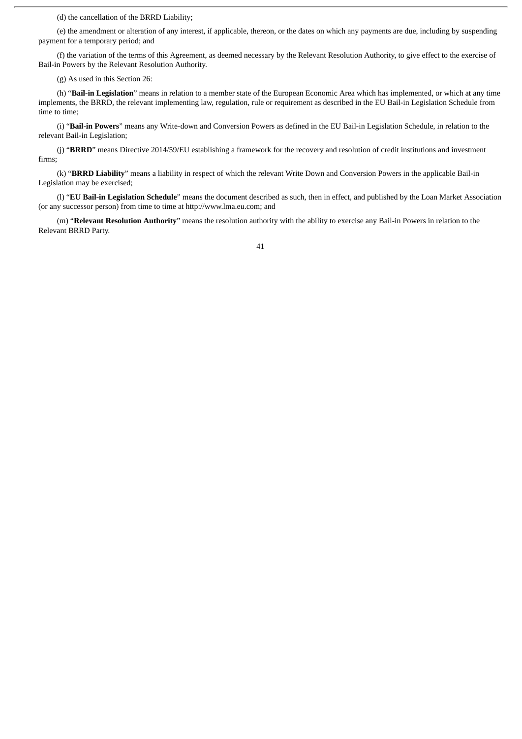(d) the cancellation of the BRRD Liability;

(e) the amendment or alteration of any interest, if applicable, thereon, or the dates on which any payments are due, including by suspending payment for a temporary period; and

(f) the variation of the terms of this Agreement, as deemed necessary by the Relevant Resolution Authority, to give effect to the exercise of Bail-in Powers by the Relevant Resolution Authority.

(g) As used in this Section 26:

(h) "**Bail-in Legislation**" means in relation to a member state of the European Economic Area which has implemented, or which at any time implements, the BRRD, the relevant implementing law, regulation, rule or requirement as described in the EU Bail-in Legislation Schedule from time to time;

(i) "**Bail-in Powers**" means any Write-down and Conversion Powers as defined in the EU Bail-in Legislation Schedule, in relation to the relevant Bail-in Legislation;

(j) "**BRRD**" means Directive 2014/59/EU establishing a framework for the recovery and resolution of credit institutions and investment firms;

(k) "**BRRD Liability**" means a liability in respect of which the relevant Write Down and Conversion Powers in the applicable Bail-in Legislation may be exercised;

(l) "**EU Bail-in Legislation Schedule**" means the document described as such, then in effect, and published by the Loan Market Association (or any successor person) from time to time at http://www.lma.eu.com; and

(m) "**Relevant Resolution Authority**" means the resolution authority with the ability to exercise any Bail-in Powers in relation to the Relevant BRRD Party.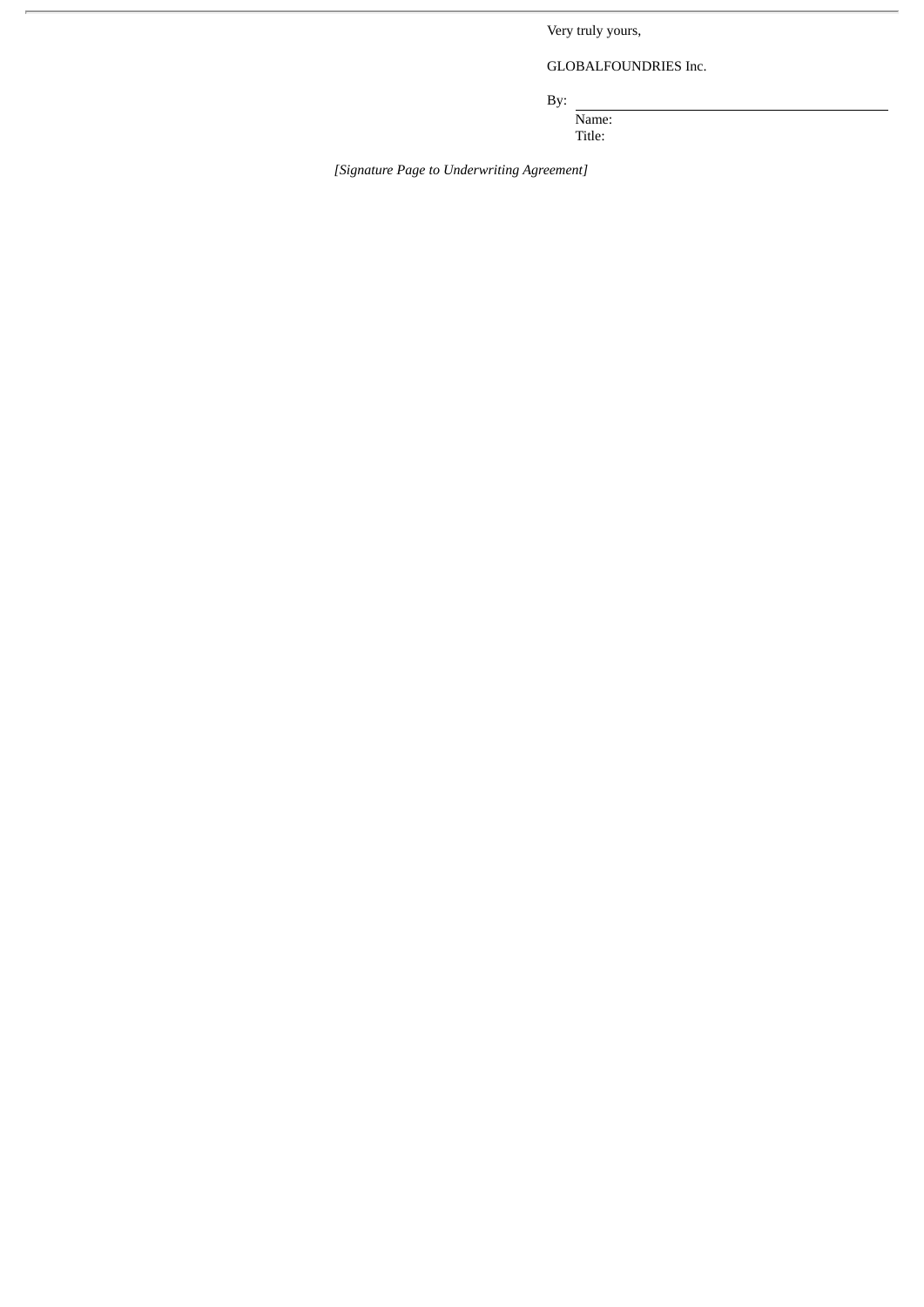Very truly yours,

GLOBALFOUNDRIES Inc.

By: \_\_\_\_\_\_\_\_\_\_\_\_\_\_\_\_\_\_\_\_\_\_\_\_\_\_\_\_\_\_

Name:

Title:

*[Signature Page to Underwriting Agreement]*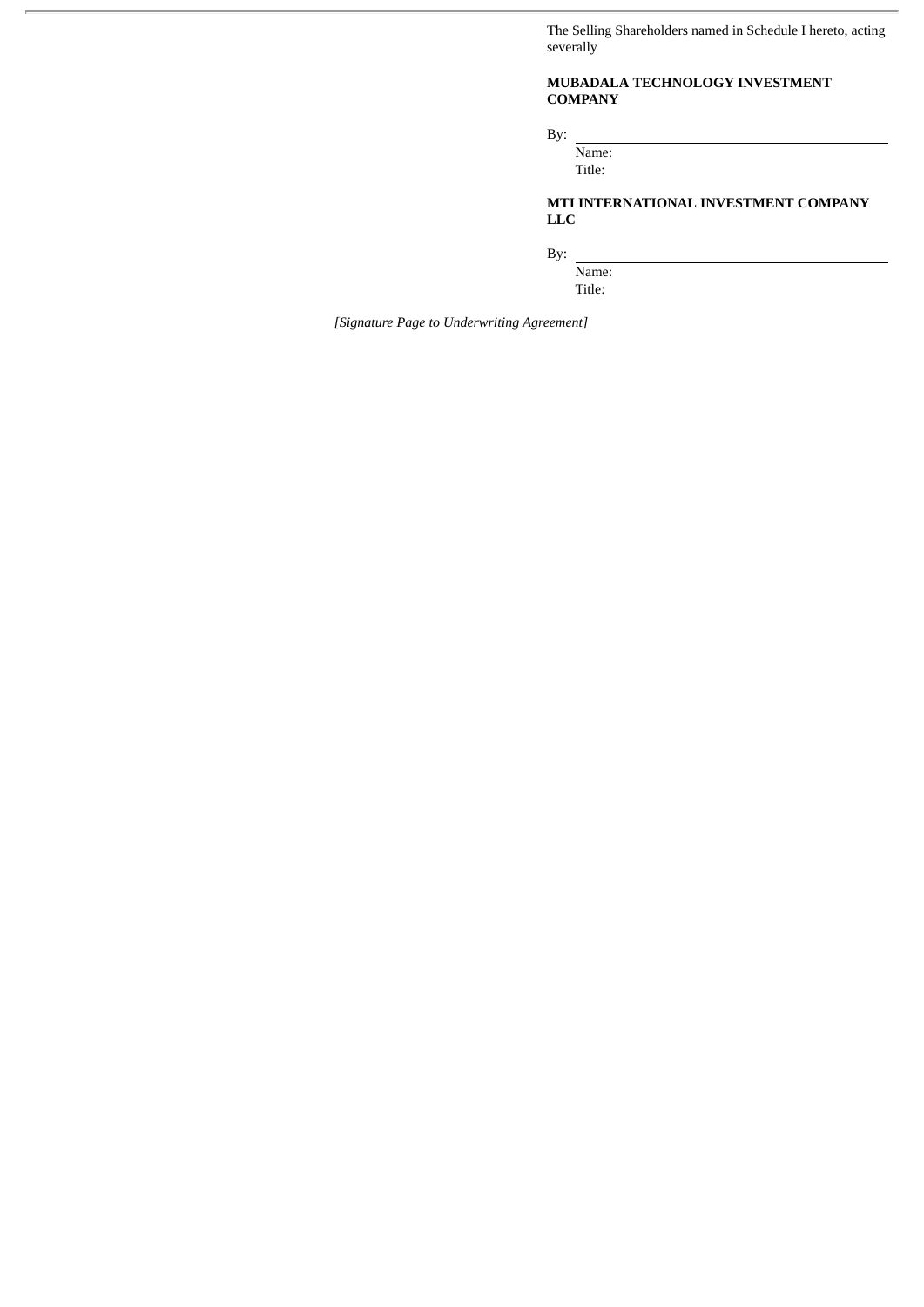The Selling Shareholders named in Schedule I hereto, acting severally

**MUBADALA TECHNOLOGY INVESTMENT COMPANY**

By: \_\_\_\_\_\_\_\_\_\_\_\_\_\_\_\_\_\_\_\_\_\_\_\_\_\_\_\_\_\_
Name:
Title:

**MTI INTERNATIONAL INVESTMENT COMPANY LLC**

By: \_\_\_\_\_\_\_\_\_\_\_\_\_\_\_\_\_\_\_\_\_\_\_\_\_\_\_\_\_\_
Name:
Title:

*[Signature Page to Underwriting Agreement]*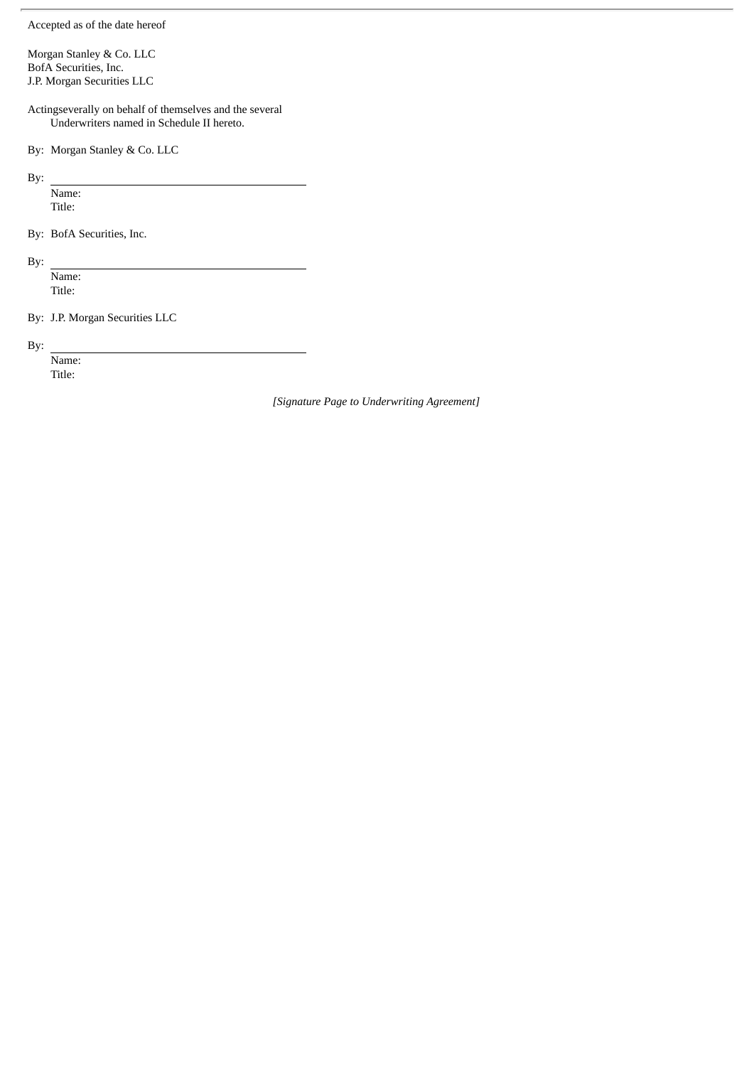Accepted as of the date hereof

Morgan Stanley & Co. LLC
BofA Securities, Inc.
J.P. Morgan Securities LLC

Actingseverally on behalf of themselves and the several
Underwriters named in Schedule II hereto.

By: Morgan Stanley & Co. LLC

By: \_\_\_\_\_\_\_\_\_\_\_\_\_\_\_\_\_\_\_\_\_\_\_\_\_\_\_\_\_\_\_\_\_\_\_\_
Name:
Title:

By: BofA Securities, Inc.

By: \_\_\_\_\_\_\_\_\_\_\_\_\_\_\_\_\_\_\_\_\_\_\_\_\_\_\_\_\_\_\_\_\_\_\_\_
Name:
Title:

By: J.P. Morgan Securities LLC

By: \_\_\_\_\_\_\_\_\_\_\_\_\_\_\_\_\_\_\_\_\_\_\_\_\_\_\_\_\_\_\_\_\_\_\_\_
Name:
Title:

*[Signature Page to Underwriting Agreement]*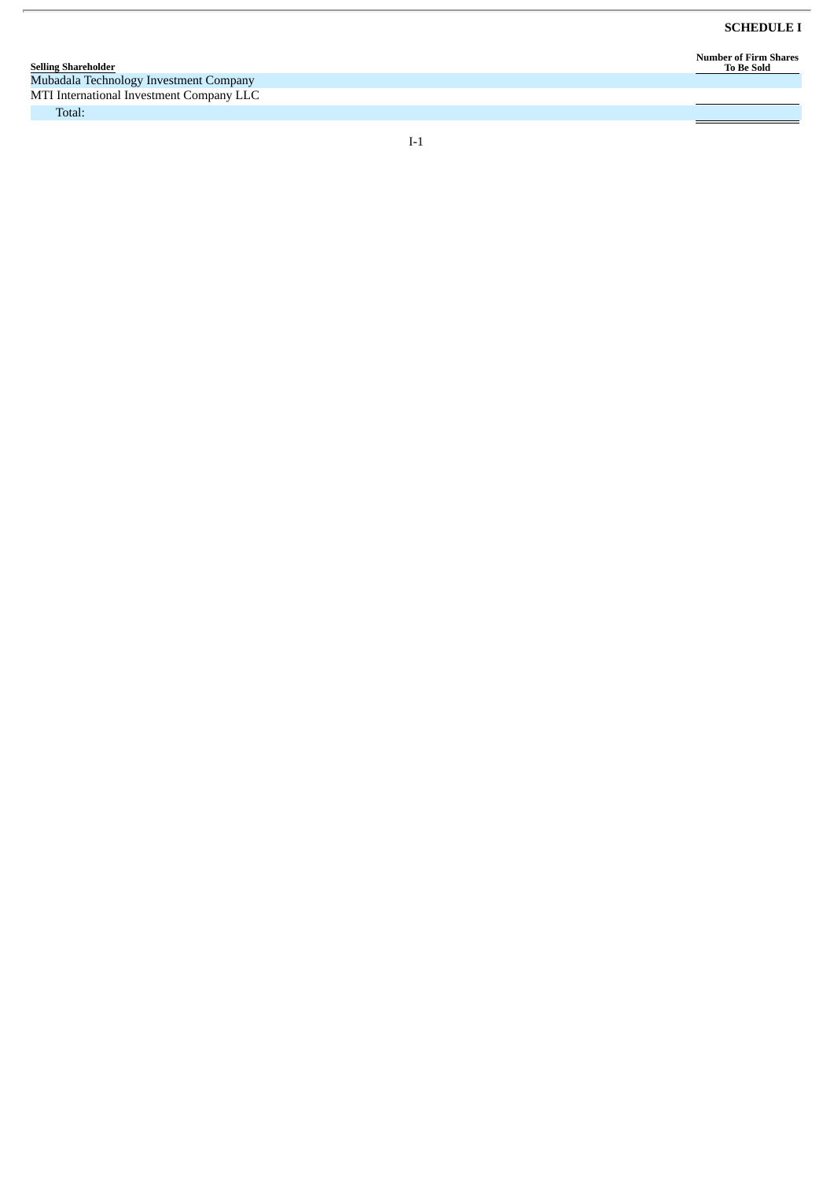**SCHEDULE I**

| Selling Shareholder | Number of Firm Shares To Be Sold |
| --- | --- |
| Mubadala Technology Investment Company | |
| MTI International Investment Company LLC | |
| Total: | |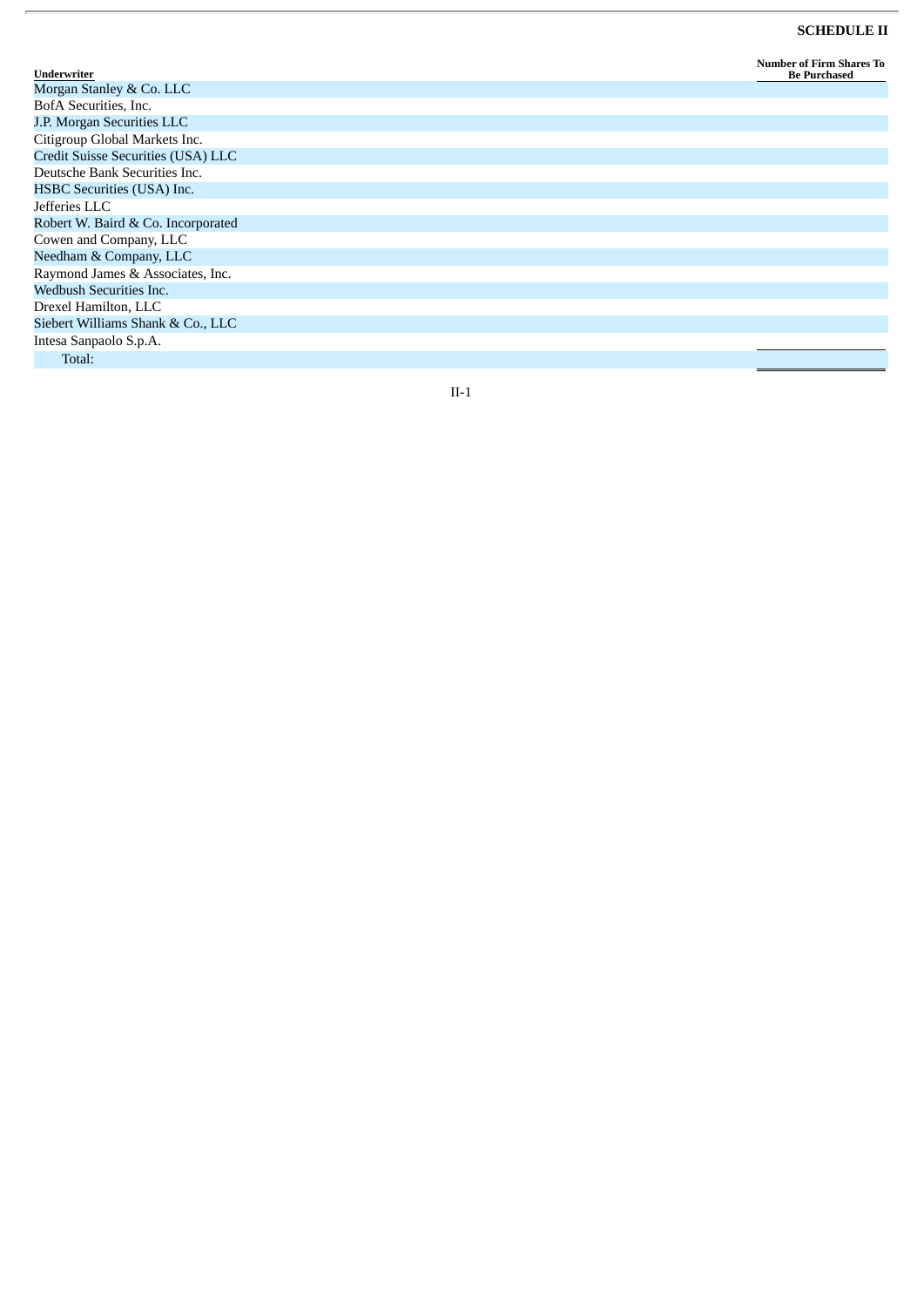**SCHEDULE II**

| Underwriter | Number of Firm Shares To Be Purchased |
|---|---|
| Morgan Stanley & Co. LLC | |
| BofA Securities, Inc. | |
| J.P. Morgan Securities LLC | |
| Citigroup Global Markets Inc. | |
| Credit Suisse Securities (USA) LLC | |
| Deutsche Bank Securities Inc. | |
| HSBC Securities (USA) Inc. | |
| Jefferies LLC | |
| Robert W. Baird & Co. Incorporated | |
| Cowen and Company, LLC | |
| Needham & Company, LLC | |
| Raymond James & Associates, Inc. | |
| Wedbush Securities Inc. | |
| Drexel Hamilton, LLC | |
| Siebert Williams Shank & Co., LLC | |
| Intesa Sanpaolo S.p.A. | |
| Total: | |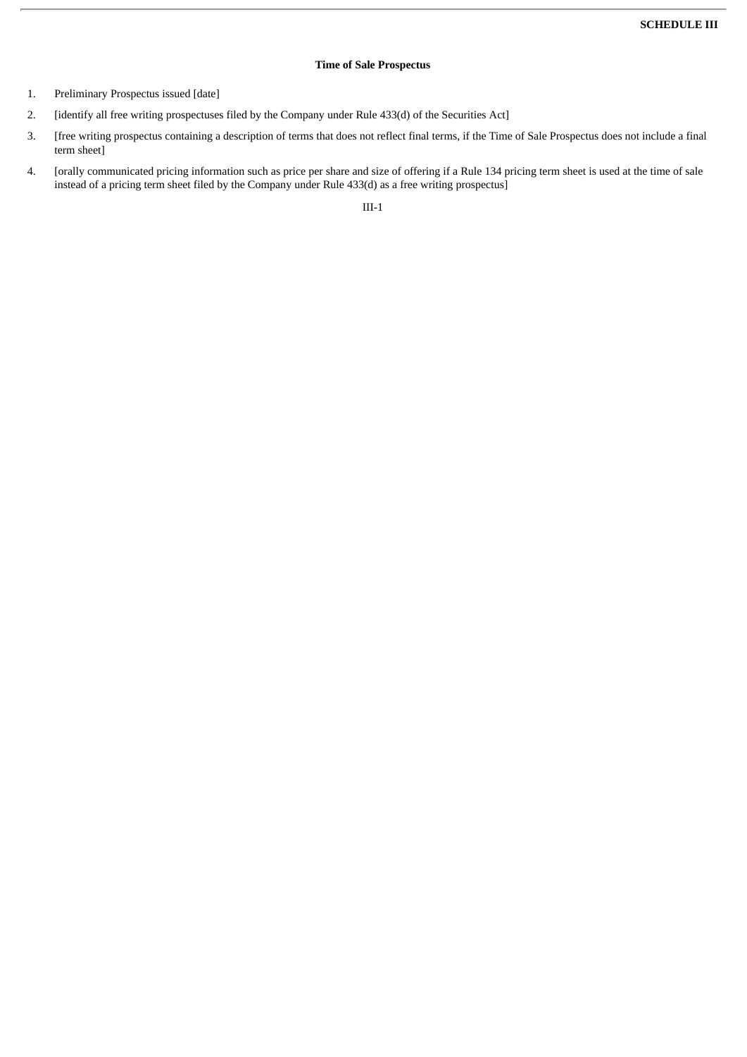**SCHEDULE III**

**Time of Sale Prospectus**

1. Preliminary Prospectus issued [date]
2. [identify all free writing prospectuses filed by the Company under Rule 433(d) of the Securities Act]
3. [free writing prospectus containing a description of terms that does not reflect final terms, if the Time of Sale Prospectus does not include a final term sheet]
4. [orally communicated pricing information such as price per share and size of offering if a Rule 134 pricing term sheet is used at the time of sale instead of a pricing term sheet filed by the Company under Rule 433(d) as a free writing prospectus]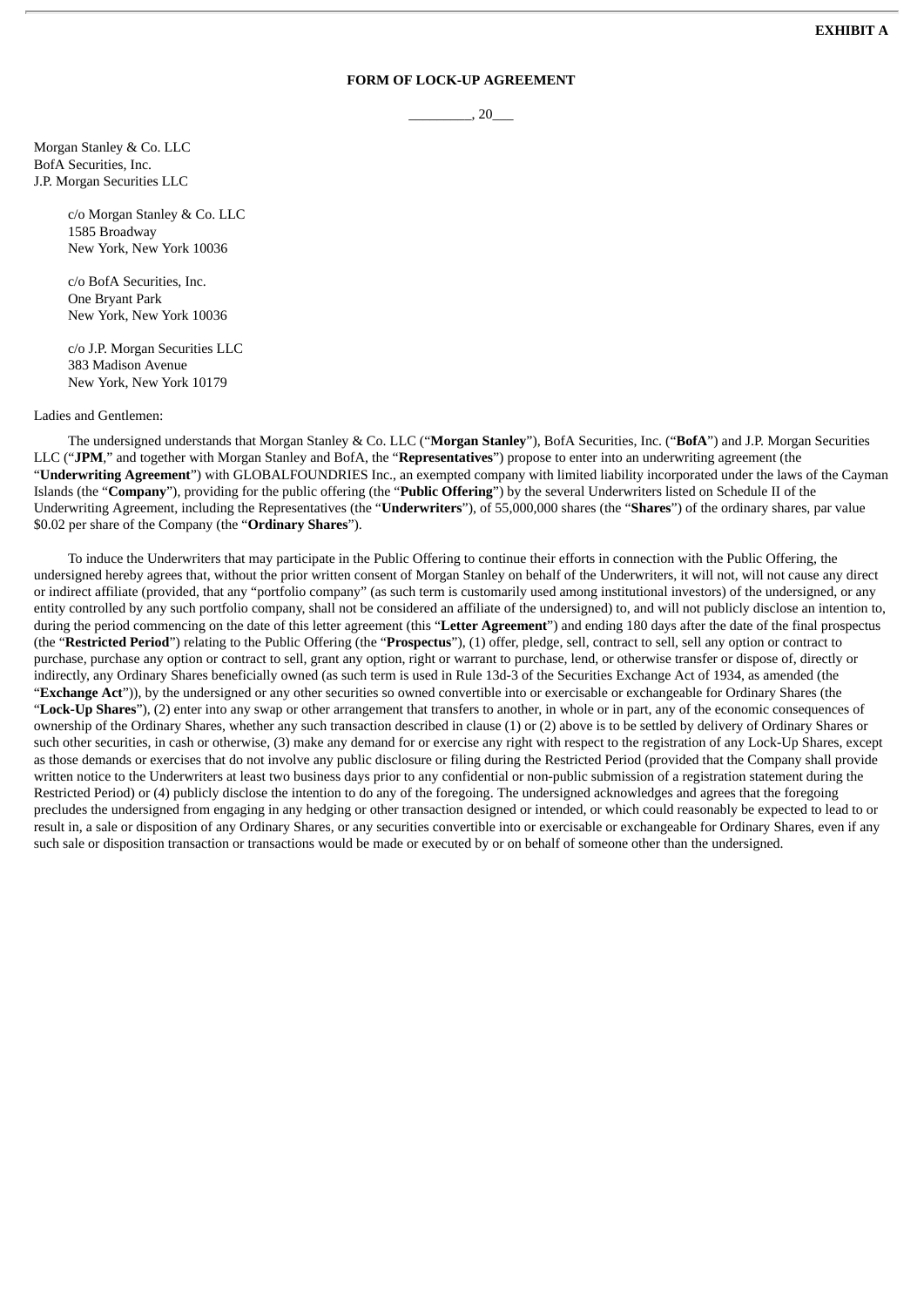**EXHIBIT A**

**FORM OF LOCK-UP AGREEMENT**

_________, 20___

Morgan Stanley & Co. LLC
BofA Securities, Inc.
J.P. Morgan Securities LLC

c/o Morgan Stanley & Co. LLC
1585 Broadway
New York, New York 10036

c/o BofA Securities, Inc.
One Bryant Park
New York, New York 10036

c/o J.P. Morgan Securities LLC
383 Madison Avenue
New York, New York 10179

Ladies and Gentlemen:

The undersigned understands that Morgan Stanley & Co. LLC ("**Morgan Stanley**"), BofA Securities, Inc. ("**BofA**") and J.P. Morgan Securities LLC ("**JPM**," and together with Morgan Stanley and BofA, the "**Representatives**") propose to enter into an underwriting agreement (the "**Underwriting Agreement**") with GLOBALFOUNDRIES Inc., an exempted company with limited liability incorporated under the laws of the Cayman Islands (the "**Company**"), providing for the public offering (the "**Public Offering**") by the several Underwriters listed on Schedule II of the Underwriting Agreement, including the Representatives (the "**Underwriters**"), of 55,000,000 shares (the "**Shares**") of the ordinary shares, par value $0.02 per share of the Company (the "**Ordinary Shares**").

To induce the Underwriters that may participate in the Public Offering to continue their efforts in connection with the Public Offering, the undersigned hereby agrees that, without the prior written consent of Morgan Stanley on behalf of the Underwriters, it will not, will not cause any direct or indirect affiliate (provided, that any "portfolio company" (as such term is customarily used among institutional investors) of the undersigned, or any entity controlled by any such portfolio company, shall not be considered an affiliate of the undersigned) to, and will not publicly disclose an intention to, during the period commencing on the date of this letter agreement (this "**Letter Agreement**") and ending 180 days after the date of the final prospectus (the "**Restricted Period**") relating to the Public Offering (the "**Prospectus**"), (1) offer, pledge, sell, contract to sell, sell any option or contract to purchase, purchase any option or contract to sell, grant any option, right or warrant to purchase, lend, or otherwise transfer or dispose of, directly or indirectly, any Ordinary Shares beneficially owned (as such term is used in Rule 13d-3 of the Securities Exchange Act of 1934, as amended (the "**Exchange Act**")), by the undersigned or any other securities so owned convertible into or exercisable or exchangeable for Ordinary Shares (the "**Lock-Up Shares**"), (2) enter into any swap or other arrangement that transfers to another, in whole or in part, any of the economic consequences of ownership of the Ordinary Shares, whether any such transaction described in clause (1) or (2) above is to be settled by delivery of Ordinary Shares or such other securities, in cash or otherwise, (3) make any demand for or exercise any right with respect to the registration of any Lock-Up Shares, except as those demands or exercises that do not involve any public disclosure or filing during the Restricted Period (provided that the Company shall provide written notice to the Underwriters at least two business days prior to any confidential or non-public submission of a registration statement during the Restricted Period) or (4) publicly disclose the intention to do any of the foregoing. The undersigned acknowledges and agrees that the foregoing precludes the undersigned from engaging in any hedging or other transaction designed or intended, or which could reasonably be expected to lead to or result in, a sale or disposition of any Ordinary Shares, or any securities convertible into or exercisable or exchangeable for Ordinary Shares, even if any such sale or disposition transaction or transactions would be made or executed by or on behalf of someone other than the undersigned.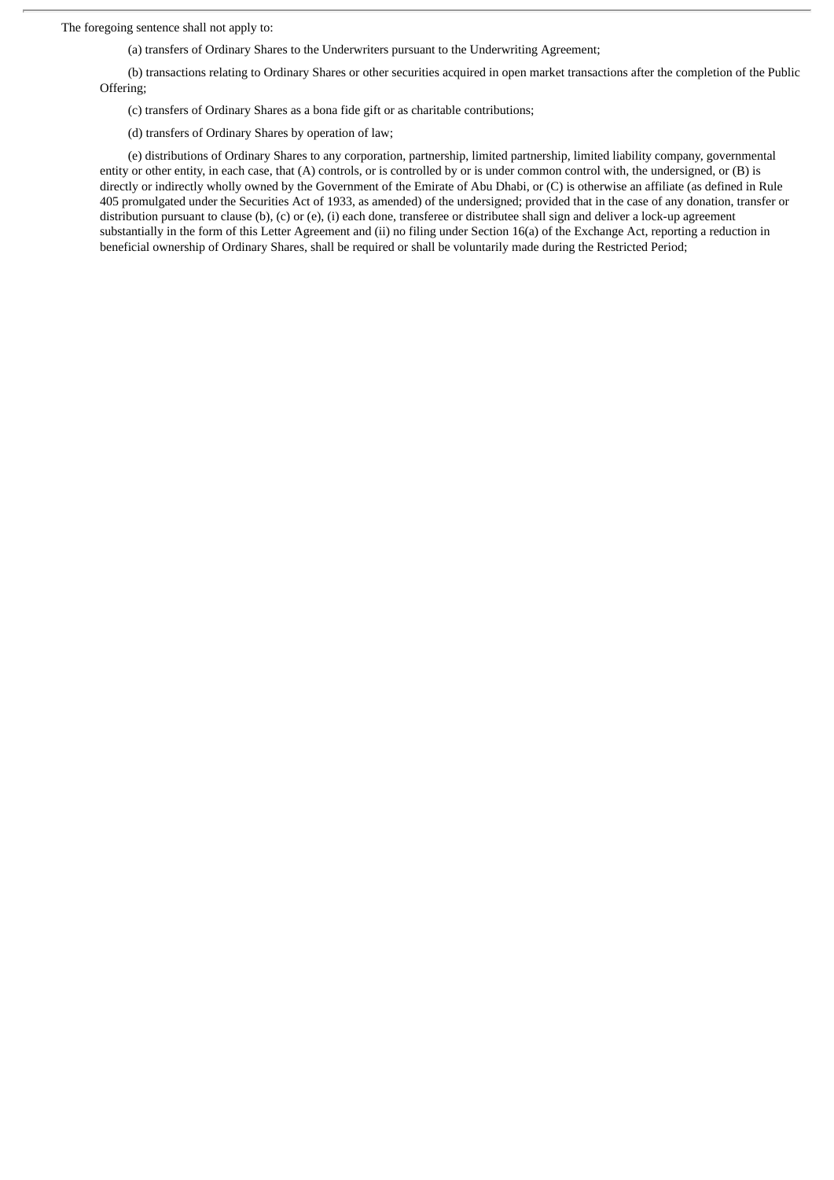The foregoing sentence shall not apply to:

(a) transfers of Ordinary Shares to the Underwriters pursuant to the Underwriting Agreement;

(b) transactions relating to Ordinary Shares or other securities acquired in open market transactions after the completion of the Public Offering;

(c) transfers of Ordinary Shares as a bona fide gift or as charitable contributions;

(d) transfers of Ordinary Shares by operation of law;

(e) distributions of Ordinary Shares to any corporation, partnership, limited partnership, limited liability company, governmental entity or other entity, in each case, that (A) controls, or is controlled by or is under common control with, the undersigned, or (B) is directly or indirectly wholly owned by the Government of the Emirate of Abu Dhabi, or (C) is otherwise an affiliate (as defined in Rule 405 promulgated under the Securities Act of 1933, as amended) of the undersigned; provided that in the case of any donation, transfer or distribution pursuant to clause (b), (c) or (e), (i) each done, transferee or distributee shall sign and deliver a lock-up agreement substantially in the form of this Letter Agreement and (ii) no filing under Section 16(a) of the Exchange Act, reporting a reduction in beneficial ownership of Ordinary Shares, shall be required or shall be voluntarily made during the Restricted Period;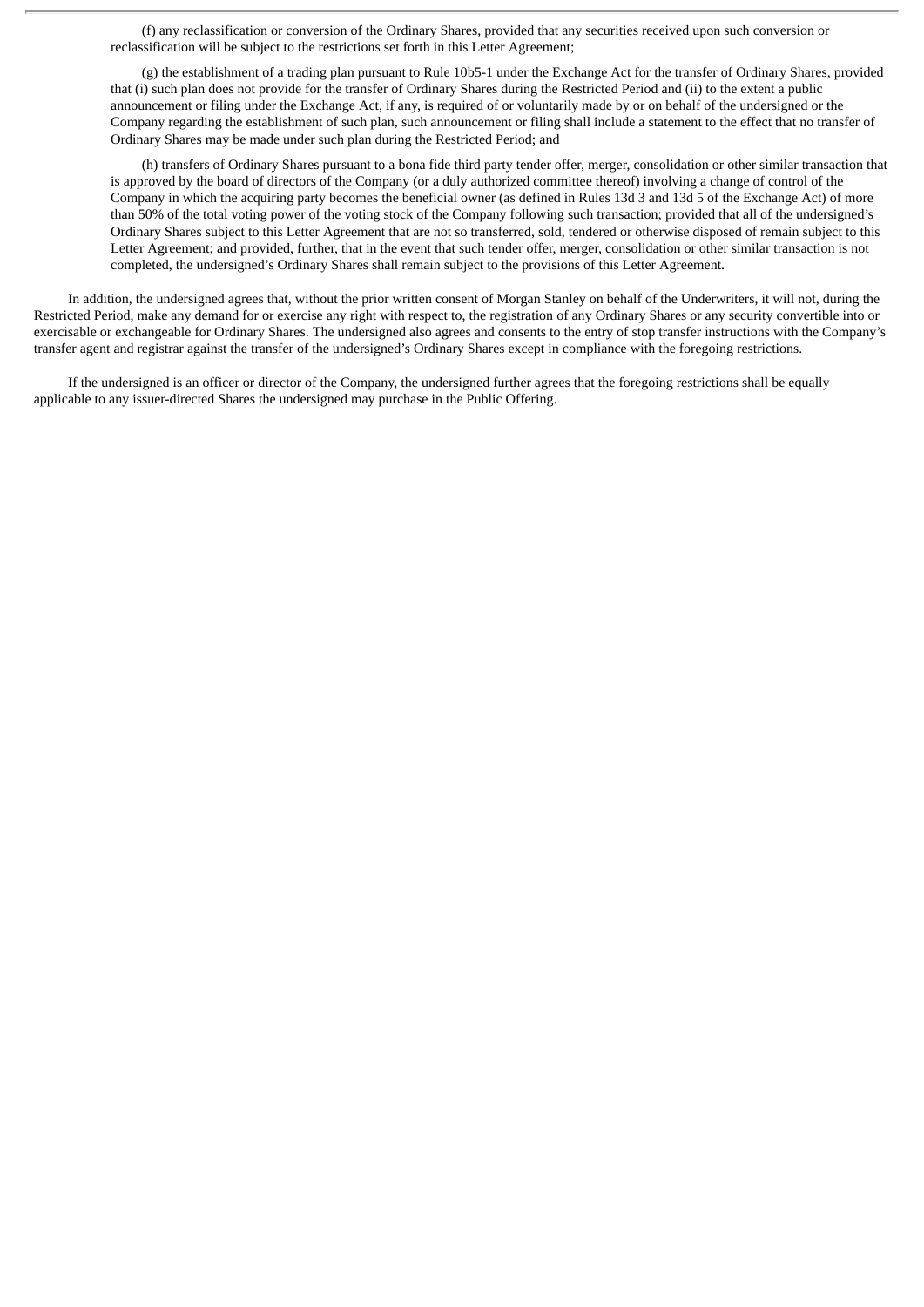(f) any reclassification or conversion of the Ordinary Shares, provided that any securities received upon such conversion or reclassification will be subject to the restrictions set forth in this Letter Agreement;

(g) the establishment of a trading plan pursuant to Rule 10b5-1 under the Exchange Act for the transfer of Ordinary Shares, provided that (i) such plan does not provide for the transfer of Ordinary Shares during the Restricted Period and (ii) to the extent a public announcement or filing under the Exchange Act, if any, is required of or voluntarily made by or on behalf of the undersigned or the Company regarding the establishment of such plan, such announcement or filing shall include a statement to the effect that no transfer of Ordinary Shares may be made under such plan during the Restricted Period; and

(h) transfers of Ordinary Shares pursuant to a bona fide third party tender offer, merger, consolidation or other similar transaction that is approved by the board of directors of the Company (or a duly authorized committee thereof) involving a change of control of the Company in which the acquiring party becomes the beneficial owner (as defined in Rules 13d 3 and 13d 5 of the Exchange Act) of more than 50% of the total voting power of the voting stock of the Company following such transaction; provided that all of the undersigned's Ordinary Shares subject to this Letter Agreement that are not so transferred, sold, tendered or otherwise disposed of remain subject to this Letter Agreement; and provided, further, that in the event that such tender offer, merger, consolidation or other similar transaction is not completed, the undersigned's Ordinary Shares shall remain subject to the provisions of this Letter Agreement.

In addition, the undersigned agrees that, without the prior written consent of Morgan Stanley on behalf of the Underwriters, it will not, during the Restricted Period, make any demand for or exercise any right with respect to, the registration of any Ordinary Shares or any security convertible into or exercisable or exchangeable for Ordinary Shares. The undersigned also agrees and consents to the entry of stop transfer instructions with the Company's transfer agent and registrar against the transfer of the undersigned's Ordinary Shares except in compliance with the foregoing restrictions.

If the undersigned is an officer or director of the Company, the undersigned further agrees that the foregoing restrictions shall be equally applicable to any issuer-directed Shares the undersigned may purchase in the Public Offering.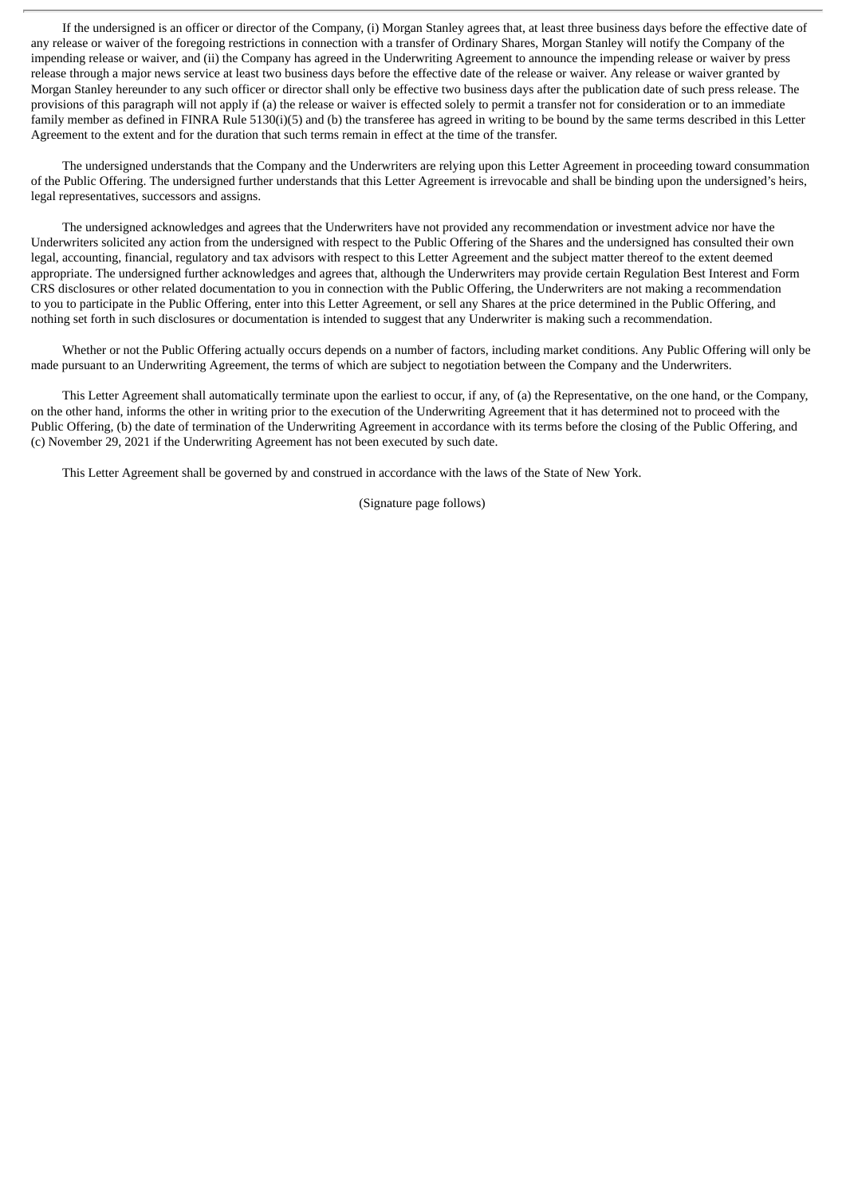If the undersigned is an officer or director of the Company, (i) Morgan Stanley agrees that, at least three business days before the effective date of any release or waiver of the foregoing restrictions in connection with a transfer of Ordinary Shares, Morgan Stanley will notify the Company of the impending release or waiver, and (ii) the Company has agreed in the Underwriting Agreement to announce the impending release or waiver by press release through a major news service at least two business days before the effective date of the release or waiver. Any release or waiver granted by Morgan Stanley hereunder to any such officer or director shall only be effective two business days after the publication date of such press release. The provisions of this paragraph will not apply if (a) the release or waiver is effected solely to permit a transfer not for consideration or to an immediate family member as defined in FINRA Rule 5130(i)(5) and (b) the transferee has agreed in writing to be bound by the same terms described in this Letter Agreement to the extent and for the duration that such terms remain in effect at the time of the transfer.

The undersigned understands that the Company and the Underwriters are relying upon this Letter Agreement in proceeding toward consummation of the Public Offering. The undersigned further understands that this Letter Agreement is irrevocable and shall be binding upon the undersigned's heirs, legal representatives, successors and assigns.

The undersigned acknowledges and agrees that the Underwriters have not provided any recommendation or investment advice nor have the Underwriters solicited any action from the undersigned with respect to the Public Offering of the Shares and the undersigned has consulted their own legal, accounting, financial, regulatory and tax advisors with respect to this Letter Agreement and the subject matter thereof to the extent deemed appropriate. The undersigned further acknowledges and agrees that, although the Underwriters may provide certain Regulation Best Interest and Form CRS disclosures or other related documentation to you in connection with the Public Offering, the Underwriters are not making a recommendation to you to participate in the Public Offering, enter into this Letter Agreement, or sell any Shares at the price determined in the Public Offering, and nothing set forth in such disclosures or documentation is intended to suggest that any Underwriter is making such a recommendation.

Whether or not the Public Offering actually occurs depends on a number of factors, including market conditions. Any Public Offering will only be made pursuant to an Underwriting Agreement, the terms of which are subject to negotiation between the Company and the Underwriters.

This Letter Agreement shall automatically terminate upon the earliest to occur, if any, of (a) the Representative, on the one hand, or the Company, on the other hand, informs the other in writing prior to the execution of the Underwriting Agreement that it has determined not to proceed with the Public Offering, (b) the date of termination of the Underwriting Agreement in accordance with its terms before the closing of the Public Offering, and (c) November 29, 2021 if the Underwriting Agreement has not been executed by such date.

This Letter Agreement shall be governed by and construed in accordance with the laws of the State of New York.

(Signature page follows)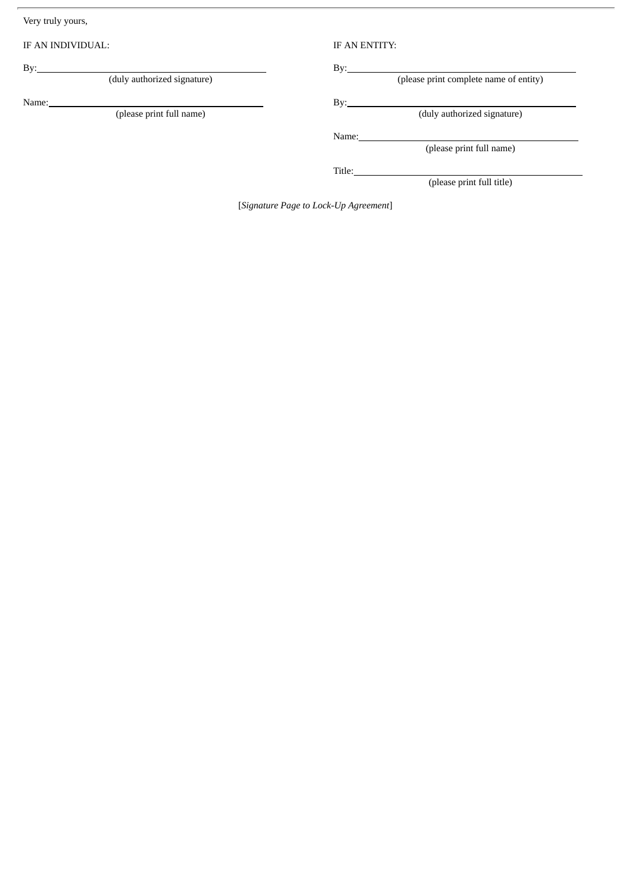Very truly yours,

| IF AN INDIVIDUAL: | IF AN ENTITY: |
|---|---|
| By:\_\_\_\_\_\_\_\_\_\_\_\_\_\_\_\_\_\_\_\_\_\_\_\_\_\_\_\_\_\_<br>(duly authorized signature) | By:\_\_\_\_\_\_\_\_\_\_\_\_\_\_\_\_\_\_\_\_\_\_\_\_\_\_\_\_\_\_<br>(please print complete name of entity) |
| Name:\_\_\_\_\_\_\_\_\_\_\_\_\_\_\_\_\_\_\_\_\_\_\_\_\_\_\_\_\_\_<br>(please print full name) | By:\_\_\_\_\_\_\_\_\_\_\_\_\_\_\_\_\_\_\_\_\_\_\_\_\_\_\_\_\_\_<br>(duly authorized signature) |
| | Name:\_\_\_\_\_\_\_\_\_\_\_\_\_\_\_\_\_\_\_\_\_\_\_\_\_\_\_\_\_\_<br>(please print full name) |
| | Title:\_\_\_\_\_\_\_\_\_\_\_\_\_\_\_\_\_\_\_\_\_\_\_\_\_\_\_\_\_\_<br>(please print full title) |

[*Signature Page to Lock-Up Agreement*]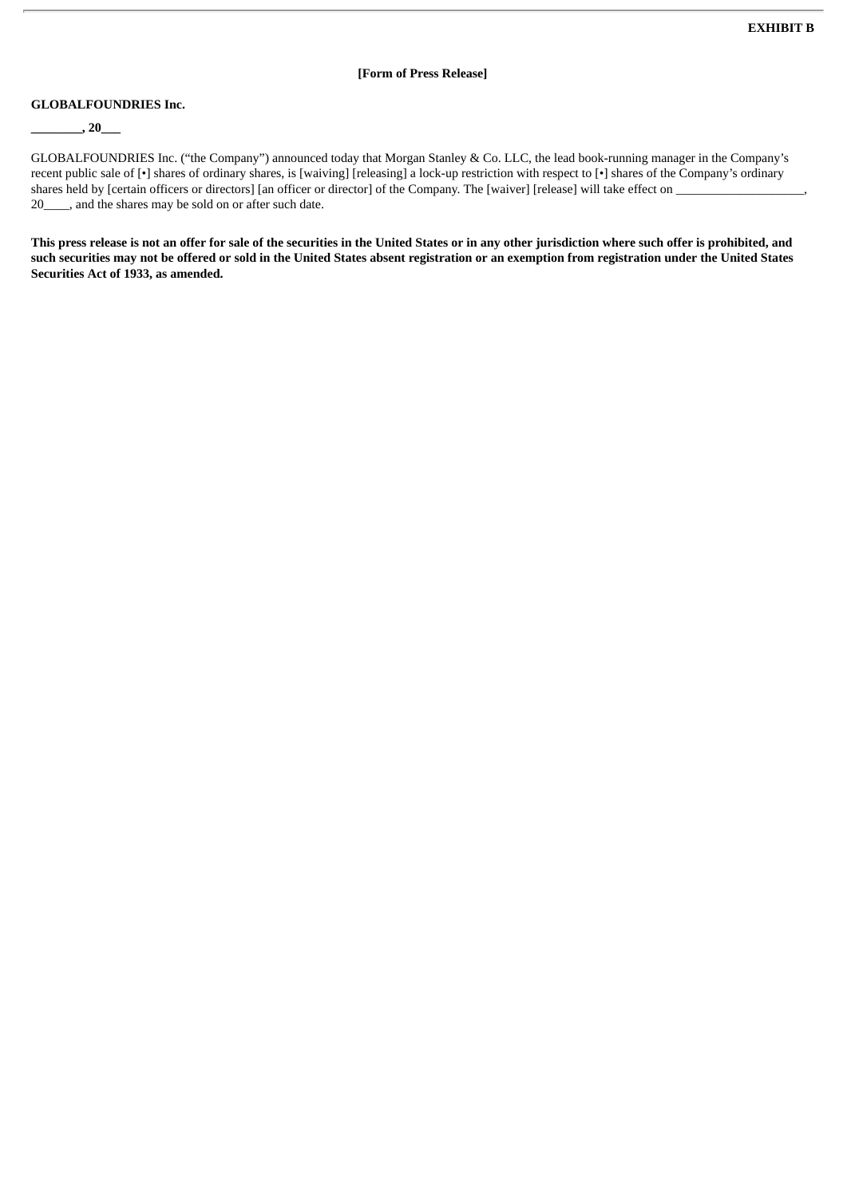**EXHIBIT B**

**[Form of Press Release]**

**GLOBALFOUNDRIES Inc.**

**________, 20___**

GLOBALFOUNDRIES Inc. ("the Company") announced today that Morgan Stanley & Co. LLC, the lead book-running manager in the Company's recent public sale of [•] shares of ordinary shares, is [waiving] [releasing] a lock-up restriction with respect to [•] shares of the Company's ordinary shares held by [certain officers or directors] [an officer or director] of the Company. The [waiver] [release] will take effect on ____________________, 20____, and the shares may be sold on or after such date.

**This press release is not an offer for sale of the securities in the United States or in any other jurisdiction where such offer is prohibited, and such securities may not be offered or sold in the United States absent registration or an exemption from registration under the United States Securities Act of 1933, as amended.**